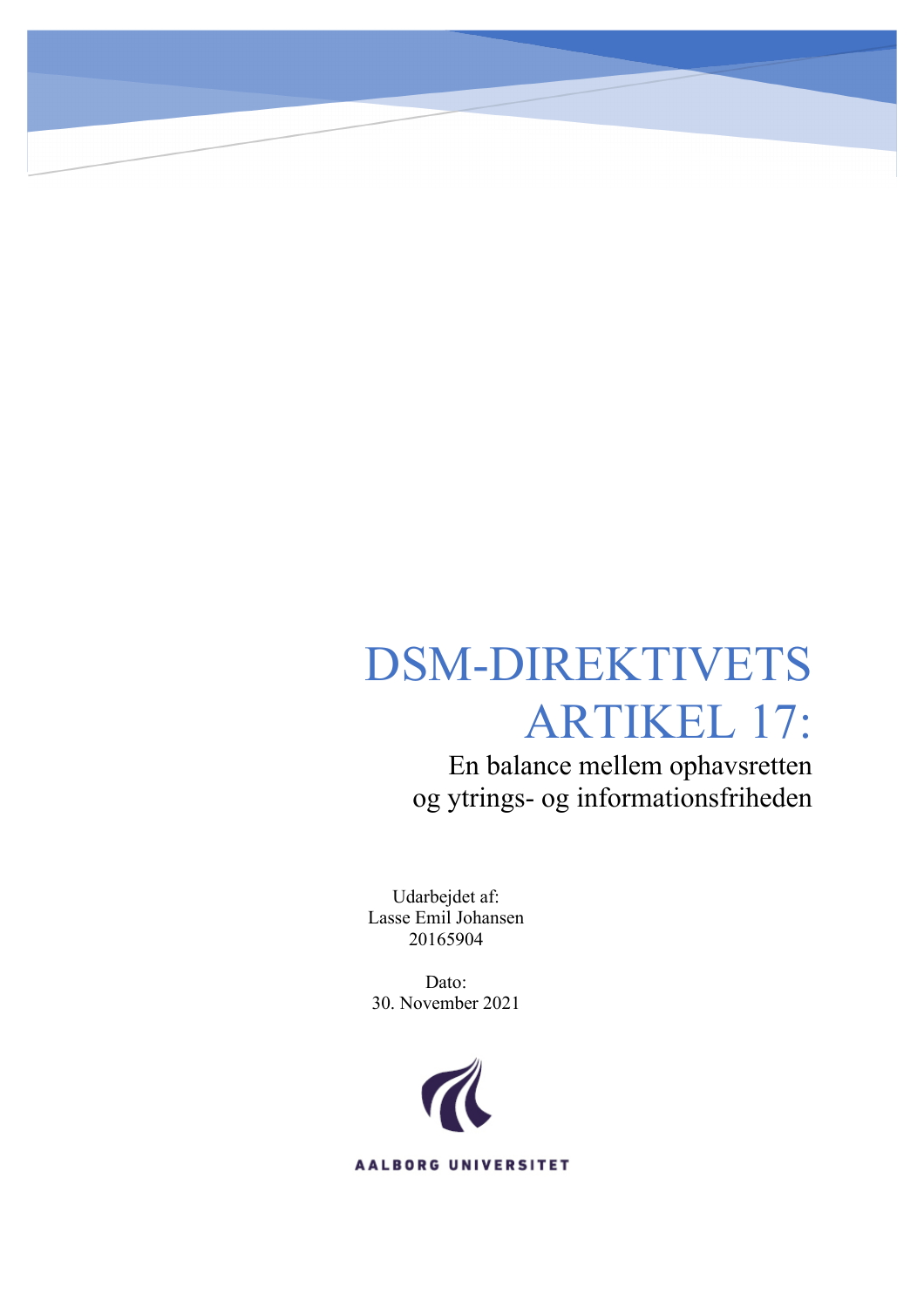# DSM-DIREKTIVETS ARTIKEL 17:

## En balance mellem ophavsretten og ytrings- og informationsfriheden

Udarbejdet af:
Lasse Emil Johansen
20165904

Dato:
30. November 2021

AALBORG UNIVERSITET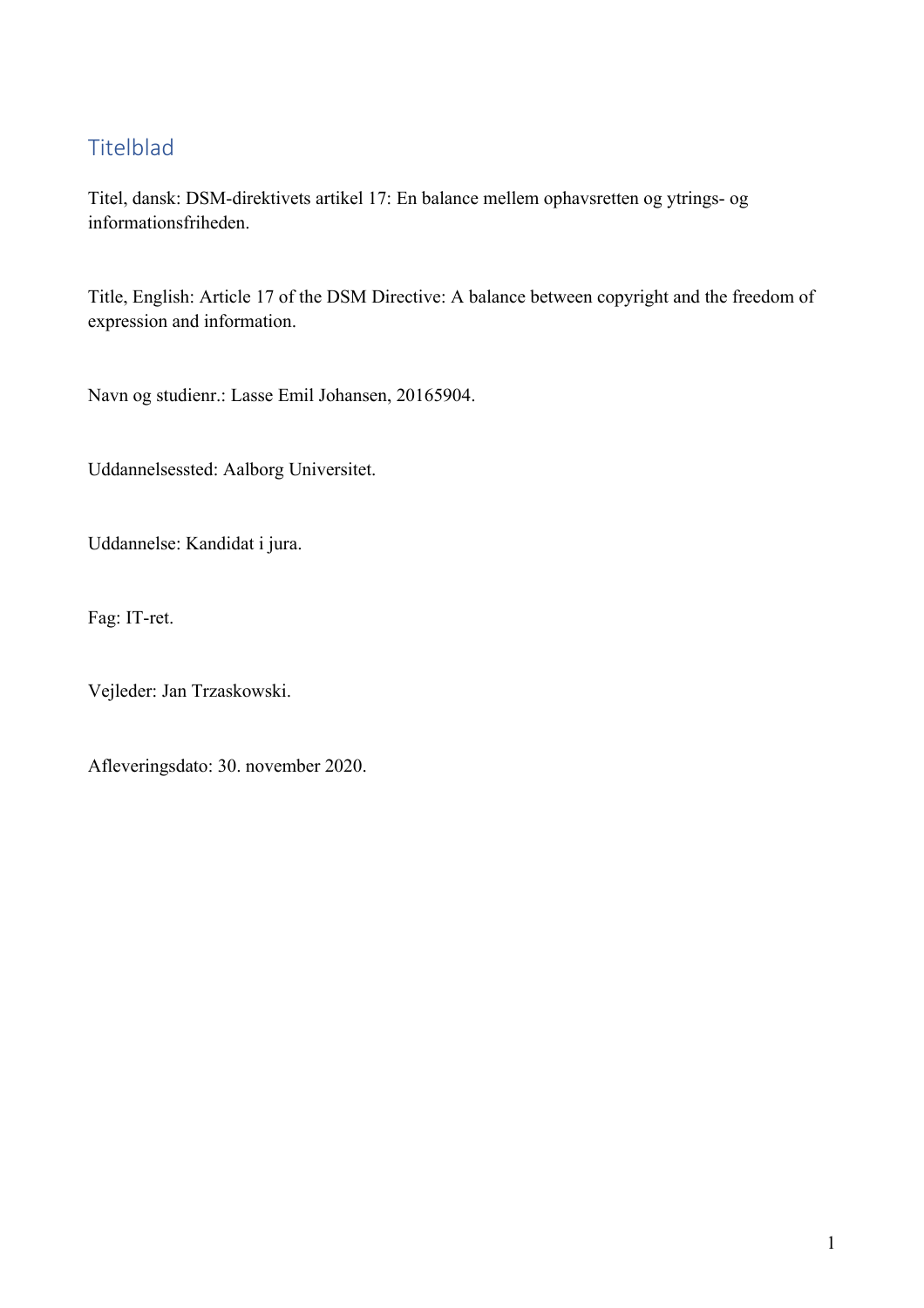## Titelblad

Titel, dansk: DSM-direktivets artikel 17: En balance mellem ophavsretten og ytrings- og informationsfriheden.

Title, English: Article 17 of the DSM Directive: A balance between copyright and the freedom of expression and information.

Navn og studienr.: Lasse Emil Johansen, 20165904.

Uddannelsessted: Aalborg Universitet.

Uddannelse: Kandidat i jura.

Fag: IT-ret.

Vejleder: Jan Trzaskowski.

Afleveringsdato: 30. november 2020.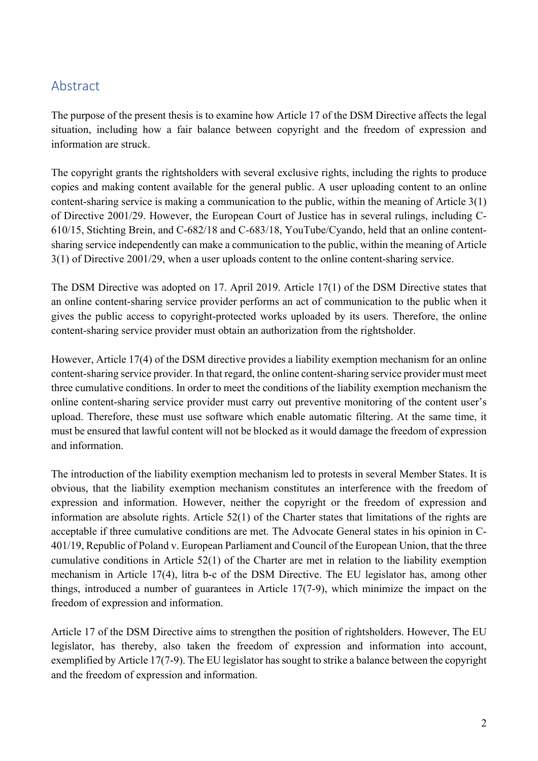## Abstract

The purpose of the present thesis is to examine how Article 17 of the DSM Directive affects the legal situation, including how a fair balance between copyright and the freedom of expression and information are struck.

The copyright grants the rightsholders with several exclusive rights, including the rights to produce copies and making content available for the general public. A user uploading content to an online content-sharing service is making a communication to the public, within the meaning of Article 3(1) of Directive 2001/29. However, the European Court of Justice has in several rulings, including C-610/15, Stichting Brein, and C-682/18 and C-683/18, YouTube/Cyando, held that an online content-sharing service independently can make a communication to the public, within the meaning of Article 3(1) of Directive 2001/29, when a user uploads content to the online content-sharing service.

The DSM Directive was adopted on 17. April 2019. Article 17(1) of the DSM Directive states that an online content-sharing service provider performs an act of communication to the public when it gives the public access to copyright-protected works uploaded by its users. Therefore, the online content-sharing service provider must obtain an authorization from the rightsholder.

However, Article 17(4) of the DSM directive provides a liability exemption mechanism for an online content-sharing service provider. In that regard, the online content-sharing service provider must meet three cumulative conditions. In order to meet the conditions of the liability exemption mechanism the online content-sharing service provider must carry out preventive monitoring of the content user's upload. Therefore, these must use software which enable automatic filtering. At the same time, it must be ensured that lawful content will not be blocked as it would damage the freedom of expression and information.

The introduction of the liability exemption mechanism led to protests in several Member States. It is obvious, that the liability exemption mechanism constitutes an interference with the freedom of expression and information. However, neither the copyright or the freedom of expression and information are absolute rights. Article 52(1) of the Charter states that limitations of the rights are acceptable if three cumulative conditions are met. The Advocate General states in his opinion in C-401/19, Republic of Poland v. European Parliament and Council of the European Union, that the three cumulative conditions in Article 52(1) of the Charter are met in relation to the liability exemption mechanism in Article 17(4), litra b-c of the DSM Directive. The EU legislator has, among other things, introduced a number of guarantees in Article 17(7-9), which minimize the impact on the freedom of expression and information.

Article 17 of the DSM Directive aims to strengthen the position of rightsholders. However, The EU legislator, has thereby, also taken the freedom of expression and information into account, exemplified by Article 17(7-9). The EU legislator has sought to strike a balance between the copyright and the freedom of expression and information.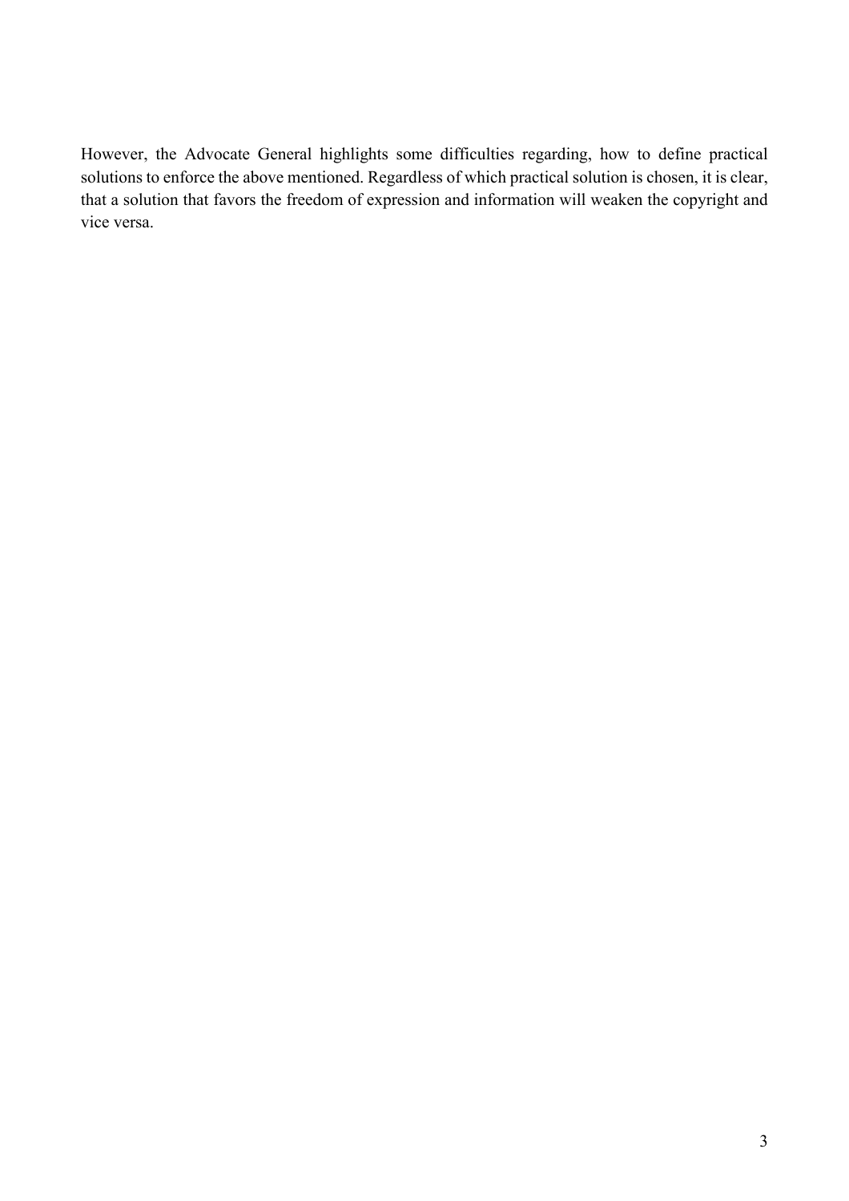However, the Advocate General highlights some difficulties regarding, how to define practical solutions to enforce the above mentioned. Regardless of which practical solution is chosen, it is clear, that a solution that favors the freedom of expression and information will weaken the copyright and vice versa.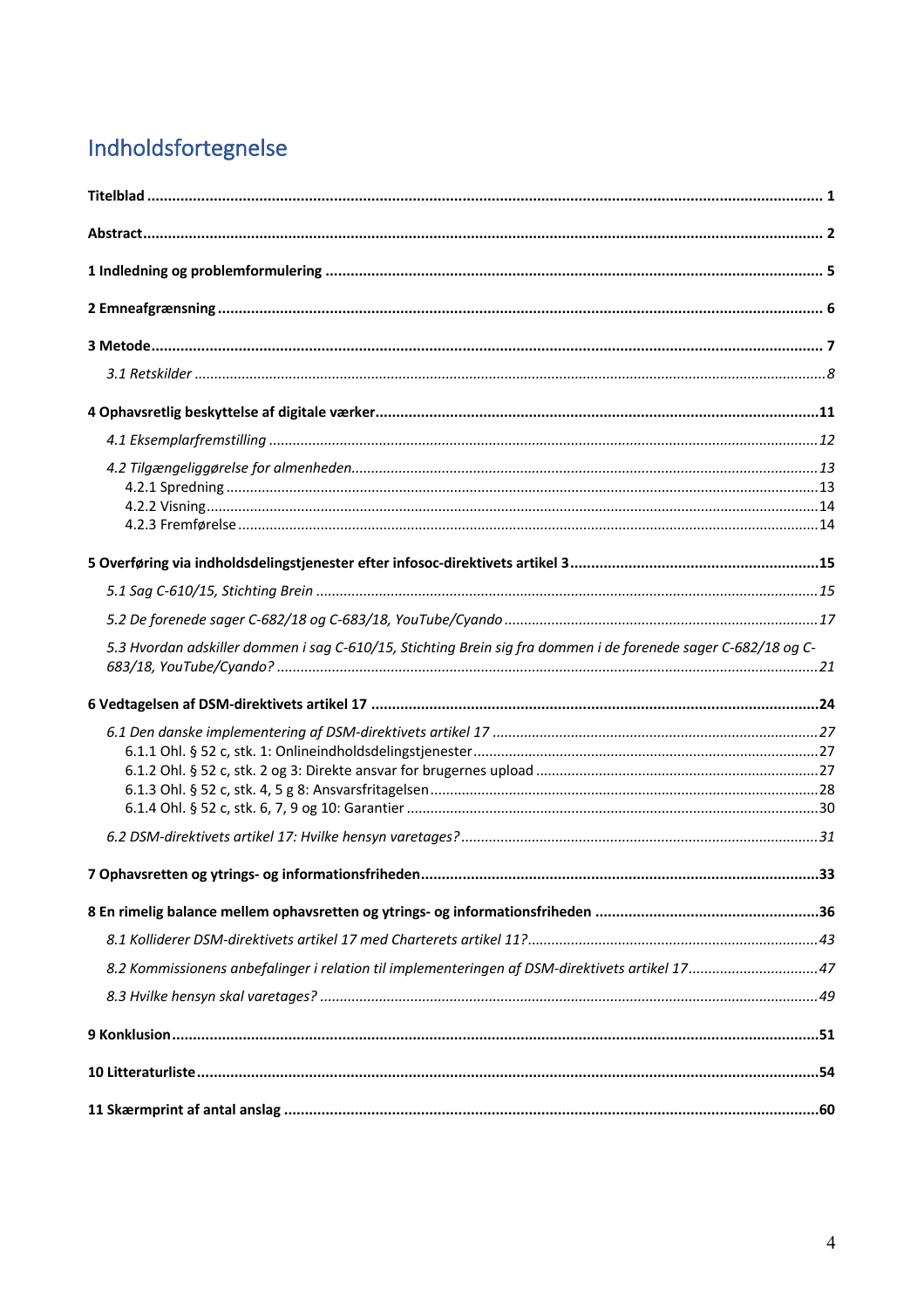# Indholdsfortegnelse

**Titelblad** ..... **1**

**Abstract** ..... **2**

**1 Indledning og problemformulering** ..... **5**

**2 Emneafgrænsning** ..... **6**

**3 Metode** ..... **7**

*3.1 Retskilder* ..... *8*

**4 Ophavsretlig beskyttelse af digitale værker** ..... **11**

*4.1 Eksemplarfremstilling* ..... *12*

*4.2 Tilgængeliggørelse for almenheden* ..... *13*

4.2.1 Spredning ..... 13

4.2.2 Visning ..... 14

4.2.3 Fremførelse ..... 14

**5 Overføring via indholdsdelingstjenester efter infosoc-direktivets artikel 3** ..... **15**

*5.1 Sag C-610/15, Stichting Brein* ..... *15*

*5.2 De forenede sager C-682/18 og C-683/18, YouTube/Cyando* ..... *17*

*5.3 Hvordan adskiller dommen i sag C-610/15, Stichting Brein sig fra dommen i de forenede sager C-682/18 og C-683/18, YouTube/Cyando?* ..... *21*

**6 Vedtagelsen af DSM-direktivets artikel 17** ..... **24**

*6.1 Den danske implementering af DSM-direktivets artikel 17* ..... *27*

6.1.1 Ohl. § 52 c, stk. 1: Onlineindholdsdelingstjenester ..... 27

6.1.2 Ohl. § 52 c, stk. 2 og 3: Direkte ansvar for brugernes upload ..... 27

6.1.3 Ohl. § 52 c, stk. 4, 5 g 8: Ansvarsfritagelsen ..... 28

6.1.4 Ohl. § 52 c, stk. 6, 7, 9 og 10: Garantier ..... 30

*6.2 DSM-direktivets artikel 17: Hvilke hensyn varetages?* ..... *31*

**7 Ophavsretten og ytrings- og informationsfriheden** ..... **33**

**8 En rimelig balance mellem ophavsretten og ytrings- og informationsfriheden** ..... **36**

*8.1 Kolliderer DSM-direktivets artikel 17 med Charterets artikel 11?* ..... *43*

*8.2 Kommissionens anbefalinger i relation til implementeringen af DSM-direktivets artikel 17* ..... *47*

*8.3 Hvilke hensyn skal varetages?* ..... *49*

**9 Konklusion** ..... **51**

**10 Litteraturliste** ..... **54**

**11 Skærmprint af antal anslag** ..... **60**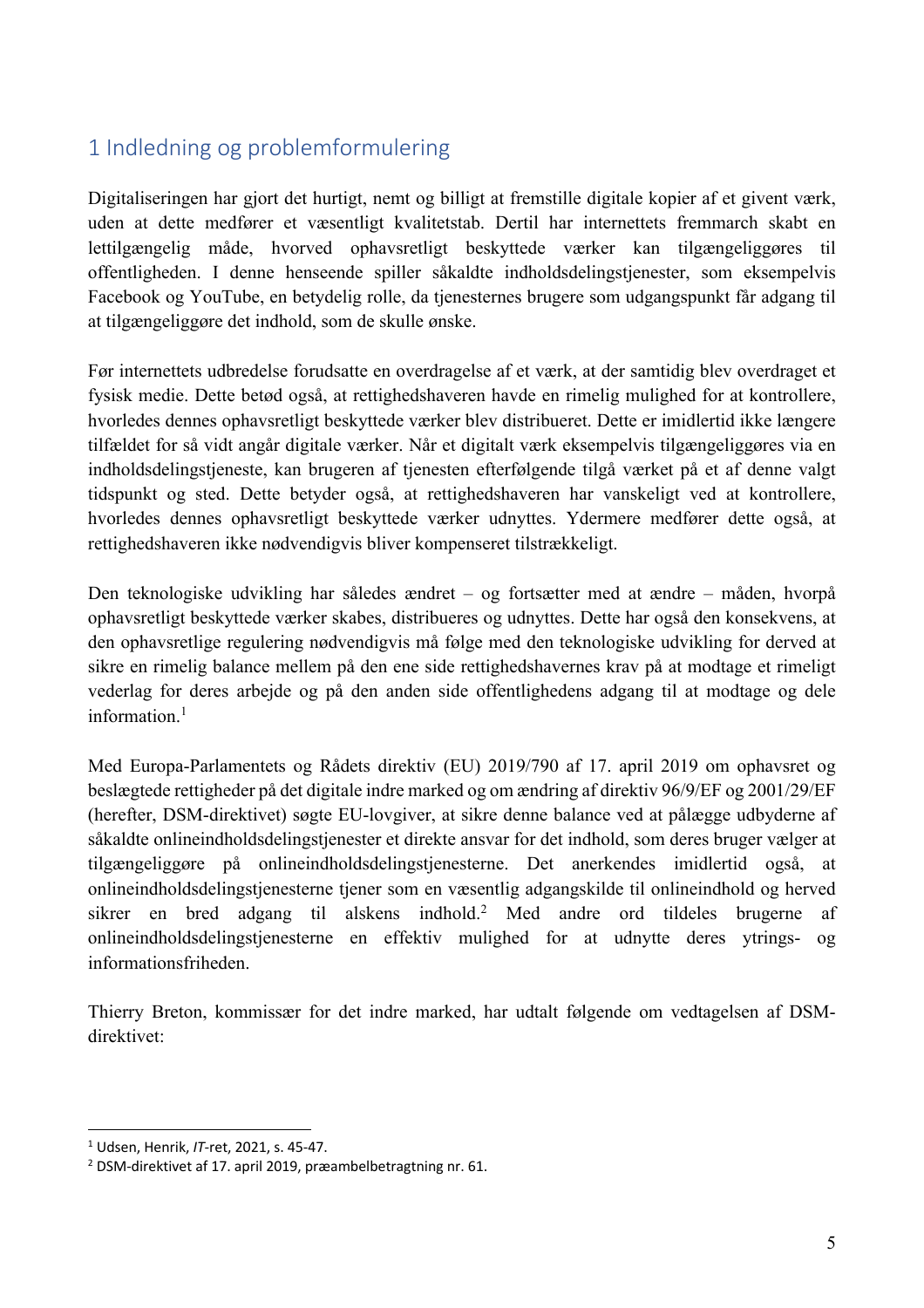# 1 Indledning og problemformulering

Digitaliseringen har gjort det hurtigt, nemt og billigt at fremstille digitale kopier af et givent værk, uden at dette medfører et væsentligt kvalitetstab. Dertil har internettets fremmarch skabt en lettilgængelig måde, hvorved ophavsretligt beskyttede værker kan tilgængeliggøres til offentligheden. I denne henseende spiller såkaldte indholdsdelingstjenester, som eksempelvis Facebook og YouTube, en betydelig rolle, da tjenesternes brugere som udgangspunkt får adgang til at tilgængeliggøre det indhold, som de skulle ønske.

Før internettets udbredelse forudsatte en overdragelse af et værk, at der samtidig blev overdraget et fysisk medie. Dette betød også, at rettighedshaveren havde en rimelig mulighed for at kontrollere, hvorledes dennes ophavsretligt beskyttede værker blev distribueret. Dette er imidlertid ikke længere tilfældet for så vidt angår digitale værker. Når et digitalt værk eksempelvis tilgængeliggøres via en indholdsdelingstjeneste, kan brugeren af tjenesten efterfølgende tilgå værket på et af denne valgt tidspunkt og sted. Dette betyder også, at rettighedshaveren har vanskeligt ved at kontrollere, hvorledes dennes ophavsretligt beskyttede værker udnyttes. Ydermere medfører dette også, at rettighedshaveren ikke nødvendigvis bliver kompenseret tilstrækkeligt.

Den teknologiske udvikling har således ændret – og fortsætter med at ændre – måden, hvorpå ophavsretligt beskyttede værker skabes, distribueres og udnyttes. Dette har også den konsekvens, at den ophavsretlige regulering nødvendigvis må følge med den teknologiske udvikling for derved at sikre en rimelig balance mellem på den ene side rettighedshavernes krav på at modtage et rimeligt vederlag for deres arbejde og på den anden side offentlighedens adgang til at modtage og dele information.[1]

Med Europa-Parlamentets og Rådets direktiv (EU) 2019/790 af 17. april 2019 om ophavsret og beslægtede rettigheder på det digitale indre marked og om ændring af direktiv 96/9/EF og 2001/29/EF (herefter, DSM-direktivet) søgte EU-lovgiver, at sikre denne balance ved at pålægge udbyderne af såkaldte onlineindholdsdelingstjenester et direkte ansvar for det indhold, som deres bruger vælger at tilgængeliggøre på onlineindholdsdelingstjenesterne. Det anerkendes imidlertid også, at onlineindholdsdelingstjenesterne tjener som en væsentlig adgangskilde til onlineindhold og herved sikrer en bred adgang til alskens indhold.[2] Med andre ord tildeles brugerne af onlineindholdsdelingstjenesterne en effektiv mulighed for at udnytte deres ytrings- og informationsfriheden.

Thierry Breton, kommissær for det indre marked, har udtalt følgende om vedtagelsen af DSM-direktivet:

---

[1] Udsen, Henrik, *IT*-ret, 2021, s. 45-47.

[2] DSM-direktivet af 17. april 2019, præambelbetragtning nr. 61.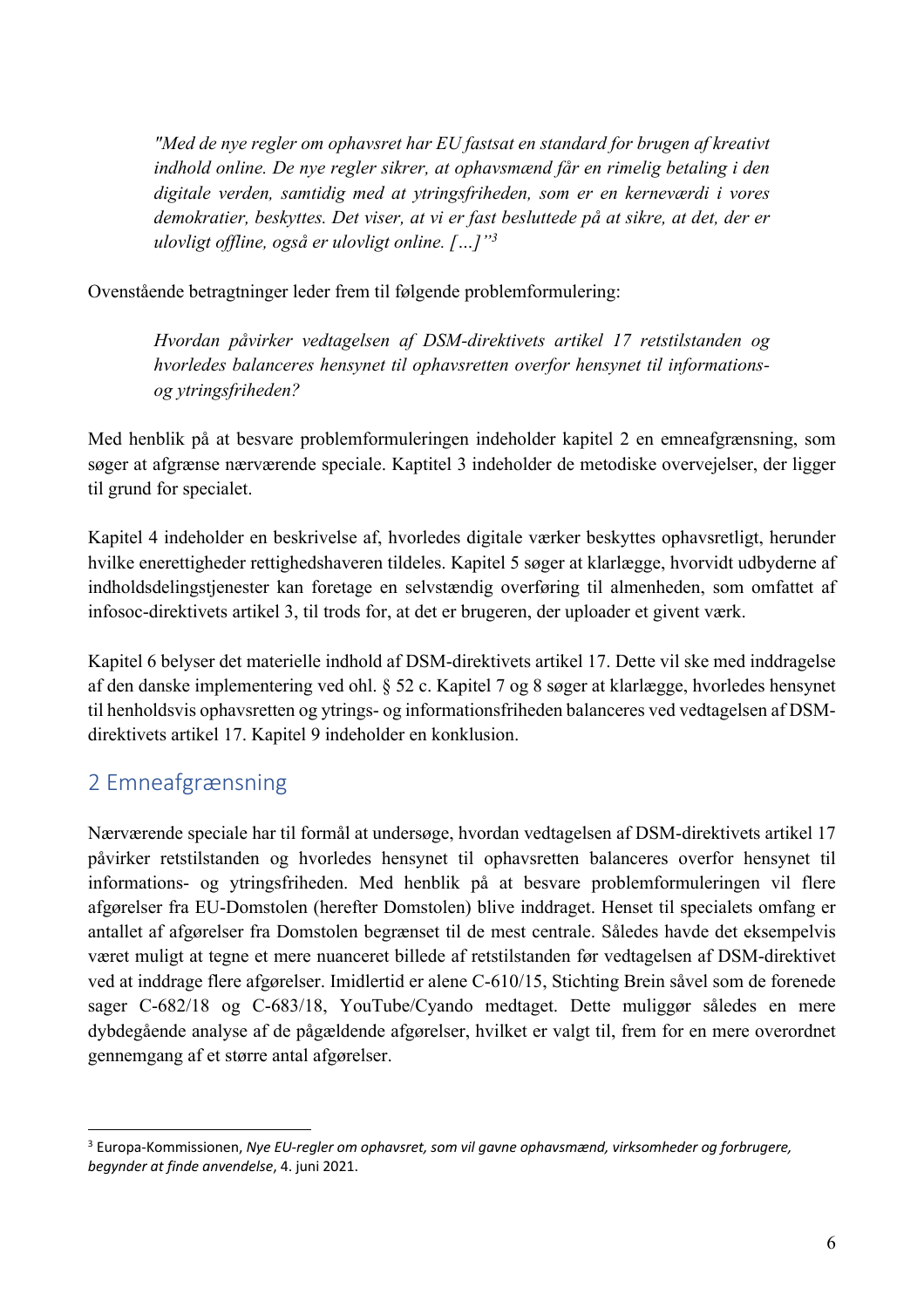> *"Med de nye regler om ophavsret har EU fastsat en standard for brugen af kreativt indhold online. De nye regler sikrer, at ophavsmænd får en rimelig betaling i den digitale verden, samtidig med at ytringsfriheden, som er en kerneværdi i vores demokratier, beskyttes. Det viser, at vi er fast besluttede på at sikre, at det, der er ulovligt offline, også er ulovligt online. […]"*[3]

Ovenstående betragtninger leder frem til følgende problemformulering:

> *Hvordan påvirker vedtagelsen af DSM-direktivets artikel 17 retstilstanden og hvorledes balanceres hensynet til ophavsretten overfor hensynet til informations- og ytringsfriheden?*

Med henblik på at besvare problemformuleringen indeholder kapitel 2 en emneafgrænsning, som søger at afgrænse nærværende speciale. Kaptitel 3 indeholder de metodiske overvejelser, der ligger til grund for specialet.

Kapitel 4 indeholder en beskrivelse af, hvorledes digitale værker beskyttes ophavsretligt, herunder hvilke enerettigheder rettighedshaveren tildeles. Kapitel 5 søger at klarlægge, hvorvidt udbyderne af indholdsdelingstjenester kan foretage en selvstændig overføring til almenheden, som omfattet af infosoc-direktivets artikel 3, til trods for, at det er brugeren, der uploader et givent værk.

Kapitel 6 belyser det materielle indhold af DSM-direktivets artikel 17. Dette vil ske med inddragelse af den danske implementering ved ohl. § 52 c. Kapitel 7 og 8 søger at klarlægge, hvorledes hensynet til henholdsvis ophavsretten og ytrings- og informationsfriheden balanceres ved vedtagelsen af DSM-direktivets artikel 17. Kapitel 9 indeholder en konklusion.

## 2 Emneafgrænsning

Nærværende speciale har til formål at undersøge, hvordan vedtagelsen af DSM-direktivets artikel 17 påvirker retstilstanden og hvorledes hensynet til ophavsretten balanceres overfor hensynet til informations- og ytringsfriheden. Med henblik på at besvare problemformuleringen vil flere afgørelser fra EU-Domstolen (herefter Domstolen) blive inddraget. Henset til specialets omfang er antallet af afgørelser fra Domstolen begrænset til de mest centrale. Således havde det eksempelvis været muligt at tegne et mere nuanceret billede af retstilstanden før vedtagelsen af DSM-direktivet ved at inddrage flere afgørelser. Imidlertid er alene C-610/15, Stichting Brein såvel som de forenede sager C-682/18 og C-683/18, YouTube/Cyando medtaget. Dette muliggør således en mere dybdegående analyse af de pågældende afgørelser, hvilket er valgt til, frem for en mere overordnet gennemgang af et større antal afgørelser.

---

[3] Europa-Kommissionen, *Nye EU-regler om ophavsret, som vil gavne ophavsmænd, virksomheder og forbrugere, begynder at finde anvendelse*, 4. juni 2021.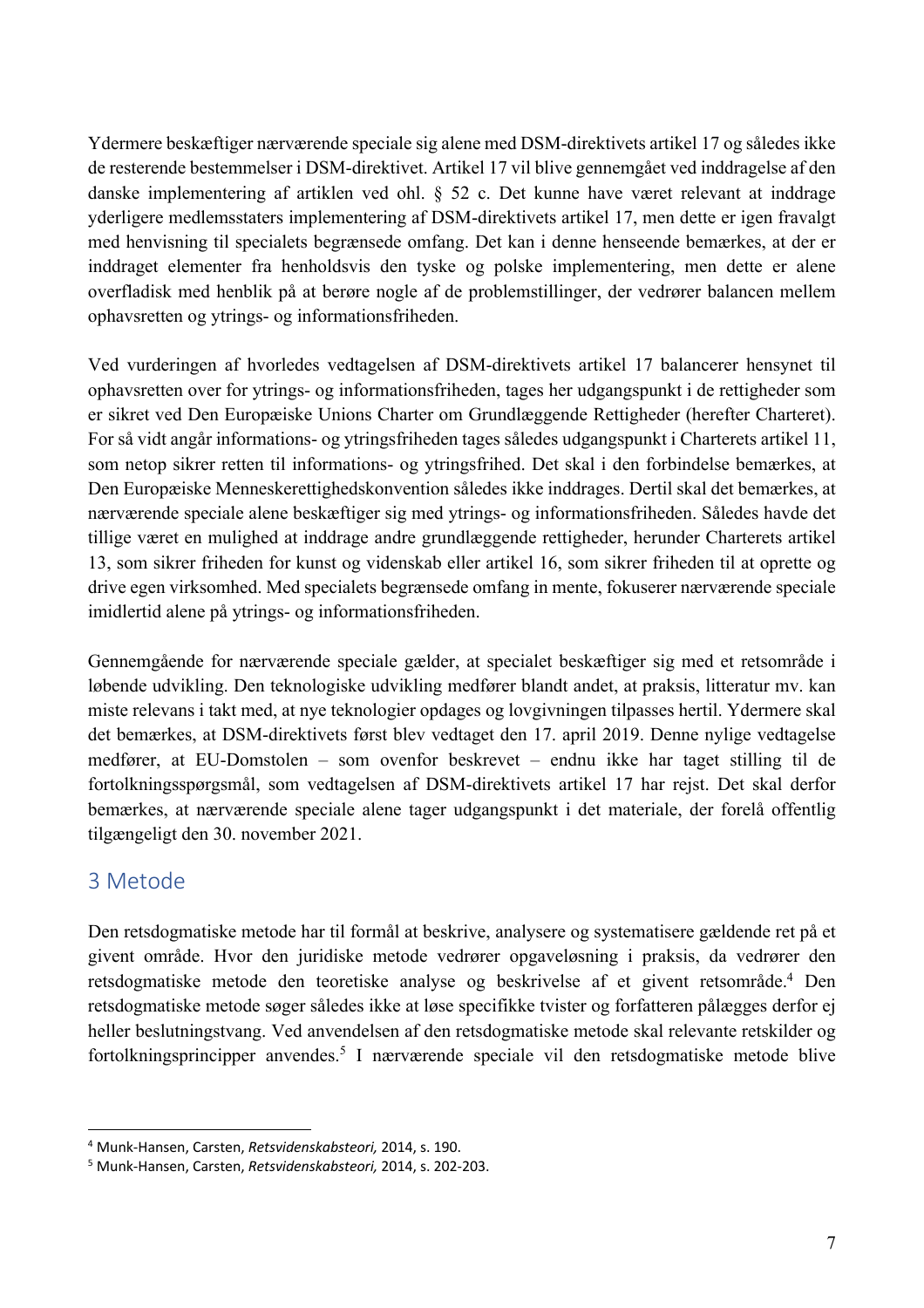Ydermere beskæftiger nærværende speciale sig alene med DSM-direktivets artikel 17 og således ikke de resterende bestemmelser i DSM-direktivet. Artikel 17 vil blive gennemgået ved inddragelse af den danske implementering af artiklen ved ohl. § 52 c. Det kunne have været relevant at inddrage yderligere medlemsstaters implementering af DSM-direktivets artikel 17, men dette er igen fravalgt med henvisning til specialets begrænsede omfang. Det kan i denne henseende bemærkes, at der er inddraget elementer fra henholdsvis den tyske og polske implementering, men dette er alene overfladisk med henblik på at berøre nogle af de problemstillinger, der vedrører balancen mellem ophavsretten og ytrings- og informationsfriheden.

Ved vurderingen af hvorledes vedtagelsen af DSM-direktivets artikel 17 balancerer hensynet til ophavsretten over for ytrings- og informationsfriheden, tages her udgangspunkt i de rettigheder som er sikret ved Den Europæiske Unions Charter om Grundlæggende Rettigheder (herefter Charteret). For så vidt angår informations- og ytringsfriheden tages således udgangspunkt i Charterets artikel 11, som netop sikrer retten til informations- og ytringsfrihed. Det skal i den forbindelse bemærkes, at Den Europæiske Menneskerettighedskonvention således ikke inddrages. Dertil skal det bemærkes, at nærværende speciale alene beskæftiger sig med ytrings- og informationsfriheden. Således havde det tillige været en mulighed at inddrage andre grundlæggende rettigheder, herunder Charterets artikel 13, som sikrer friheden for kunst og videnskab eller artikel 16, som sikrer friheden til at oprette og drive egen virksomhed. Med specialets begrænsede omfang in mente, fokuserer nærværende speciale imidlertid alene på ytrings- og informationsfriheden.

Gennemgående for nærværende speciale gælder, at specialet beskæftiger sig med et retsområde i løbende udvikling. Den teknologiske udvikling medfører blandt andet, at praksis, litteratur mv. kan miste relevans i takt med, at nye teknologier opdages og lovgivningen tilpasses hertil. Ydermere skal det bemærkes, at DSM-direktivets først blev vedtaget den 17. april 2019. Denne nylige vedtagelse medfører, at EU-Domstolen – som ovenfor beskrevet – endnu ikke har taget stilling til de fortolkningsspørgsmål, som vedtagelsen af DSM-direktivets artikel 17 har rejst. Det skal derfor bemærkes, at nærværende speciale alene tager udgangspunkt i det materiale, der forelå offentlig tilgængeligt den 30. november 2021.

# 3 Metode

Den retsdogmatiske metode har til formål at beskrive, analysere og systematisere gældende ret på et givent område. Hvor den juridiske metode vedrører opgaveløsning i praksis, da vedrører den retsdogmatiske metode den teoretiske analyse og beskrivelse af et givent retsområde.[4] Den retsdogmatiske metode søger således ikke at løse specifikke tvister og forfatteren pålægges derfor ej heller beslutningstvang. Ved anvendelsen af den retsdogmatiske metode skal relevante retskilder og fortolkningsprincipper anvendes.[5] I nærværende speciale vil den retsdogmatiske metode blive

[4] Munk-Hansen, Carsten, *Retsvidenskabsteori,* 2014, s. 190.

[5] Munk-Hansen, Carsten, *Retsvidenskabsteori,* 2014, s. 202-203.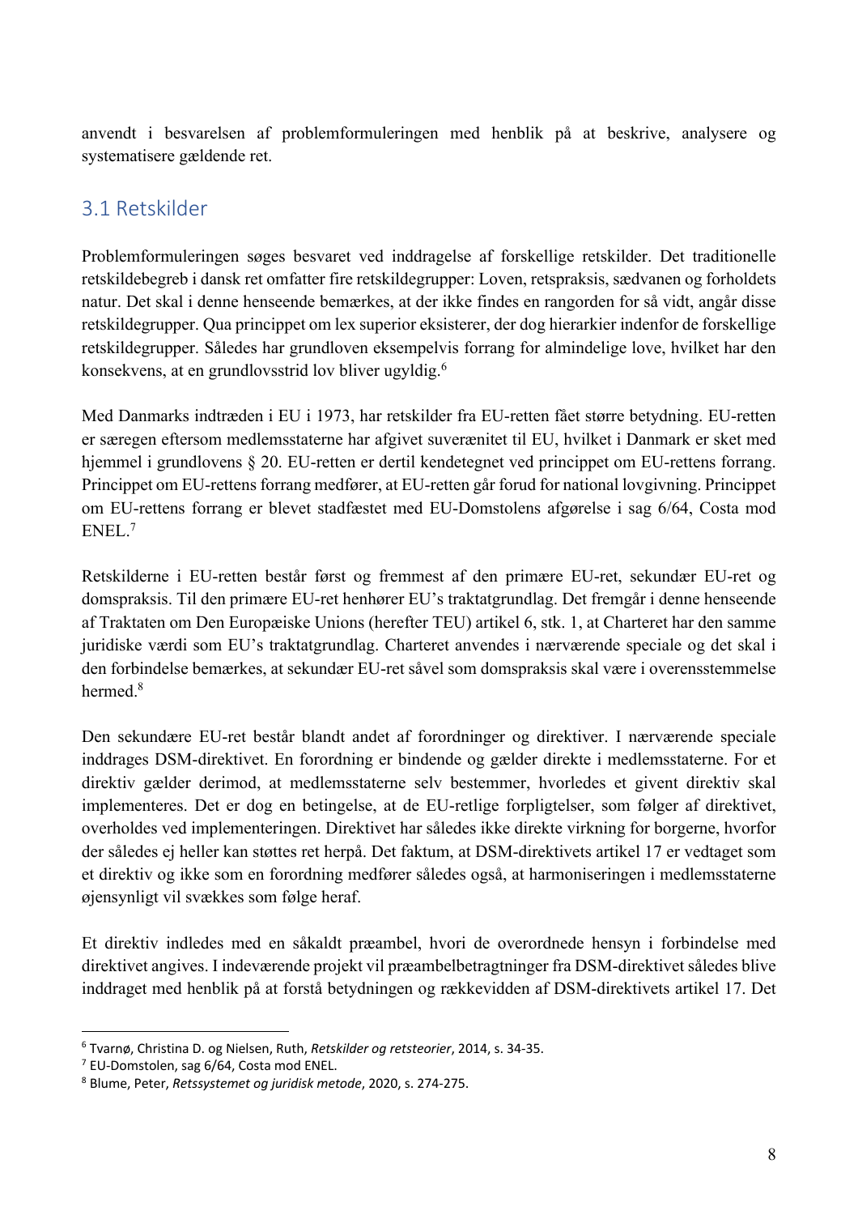anvendt i besvarelsen af problemformuleringen med henblik på at beskrive, analysere og systematisere gældende ret.

## 3.1 Retskilder

Problemformuleringen søges besvaret ved inddragelse af forskellige retskilder. Det traditionelle retskildebegreb i dansk ret omfatter fire retskildegrupper: Loven, retspraksis, sædvanen og forholdets natur. Det skal i denne henseende bemærkes, at der ikke findes en rangorden for så vidt, angår disse retskildegrupper. Qua princippet om lex superior eksisterer, der dog hierarkier indenfor de forskellige retskildegrupper. Således har grundloven eksempelvis forrang for almindelige love, hvilket har den konsekvens, at en grundlovsstrid lov bliver ugyldig.[6]

Med Danmarks indtræden i EU i 1973, har retskilder fra EU-retten fået større betydning. EU-retten er særegen eftersom medlemsstaterne har afgivet suverænitet til EU, hvilket i Danmark er sket med hjemmel i grundlovens § 20. EU-retten er dertil kendetegnet ved princippet om EU-rettens forrang. Princippet om EU-rettens forrang medfører, at EU-retten går forud for national lovgivning. Princippet om EU-rettens forrang er blevet stadfæstet med EU-Domstolens afgørelse i sag 6/64, Costa mod ENEL.[7]

Retskilderne i EU-retten består først og fremmest af den primære EU-ret, sekundær EU-ret og domspraksis. Til den primære EU-ret henhører EU's traktatgrundlag. Det fremgår i denne henseende af Traktaten om Den Europæiske Unions (herefter TEU) artikel 6, stk. 1, at Charteret har den samme juridiske værdi som EU's traktatgrundlag. Charteret anvendes i nærværende speciale og det skal i den forbindelse bemærkes, at sekundær EU-ret såvel som domspraksis skal være i overensstemmelse hermed.[8]

Den sekundære EU-ret består blandt andet af forordninger og direktiver. I nærværende speciale inddrages DSM-direktivet. En forordning er bindende og gælder direkte i medlemsstaterne. For et direktiv gælder derimod, at medlemsstaterne selv bestemmer, hvorledes et givent direktiv skal implementeres. Det er dog en betingelse, at de EU-retlige forpligtelser, som følger af direktivet, overholdes ved implementeringen. Direktivet har således ikke direkte virkning for borgerne, hvorfor der således ej heller kan støttes ret herpå. Det faktum, at DSM-direktivets artikel 17 er vedtaget som et direktiv og ikke som en forordning medfører således også, at harmoniseringen i medlemsstaterne øjensynligt vil svækkes som følge heraf.

Et direktiv indledes med en såkaldt præambel, hvori de overordnede hensyn i forbindelse med direktivet angives. I indeværende projekt vil præambelbetragtninger fra DSM-direktivet således blive inddraget med henblik på at forstå betydningen og rækkevidden af DSM-direktivets artikel 17. Det

[6] Tvarnø, Christina D. og Nielsen, Ruth, *Retskilder og retsteorier*, 2014, s. 34-35.

[7] EU-Domstolen, sag 6/64, Costa mod ENEL.

[8] Blume, Peter, *Retssystemet og juridisk metode*, 2020, s. 274-275.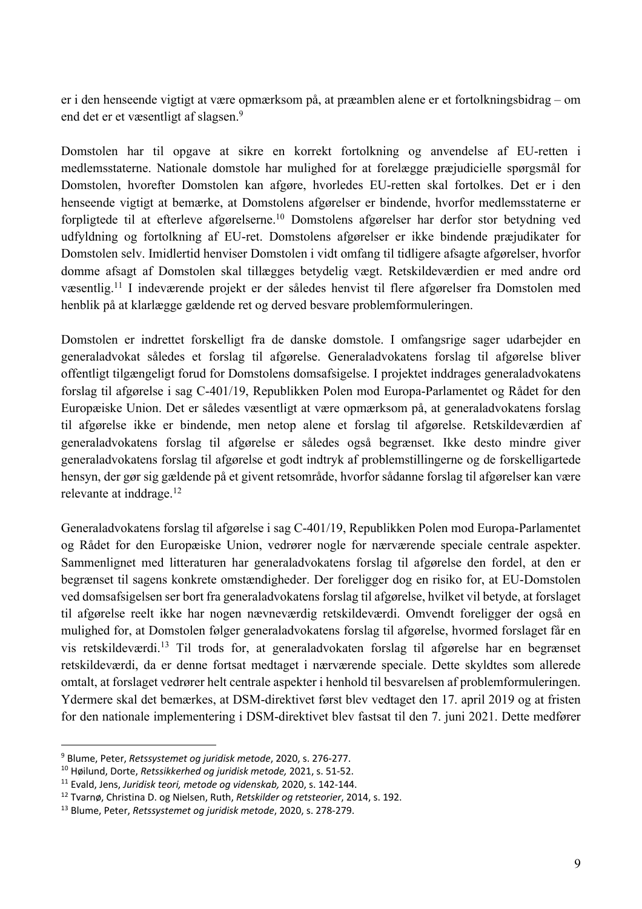er i den henseende vigtigt at være opmærksom på, at præamblen alene er et fortolkningsbidrag – om end det er et væsentligt af slagsen.[9]

Domstolen har til opgave at sikre en korrekt fortolkning og anvendelse af EU-retten i medlemsstaterne. Nationale domstole har mulighed for at forelægge præjudicielle spørgsmål for Domstolen, hvorefter Domstolen kan afgøre, hvorledes EU-retten skal fortolkes. Det er i den henseende vigtigt at bemærke, at Domstolens afgørelser er bindende, hvorfor medlemsstaterne er forpligtede til at efterleve afgørelserne.[10] Domstolens afgørelser har derfor stor betydning ved udfyldning og fortolkning af EU-ret. Domstolens afgørelser er ikke bindende præjudikater for Domstolen selv. Imidlertid henviser Domstolen i vidt omfang til tidligere afsagte afgørelser, hvorfor domme afsagt af Domstolen skal tillægges betydelig vægt. Retskildeværdien er med andre ord væsentlig.[11] I indeværende projekt er der således henvist til flere afgørelser fra Domstolen med henblik på at klarlægge gældende ret og derved besvare problemformuleringen.

Domstolen er indrettet forskelligt fra de danske domstole. I omfangsrige sager udarbejder en generaladvokat således et forslag til afgørelse. Generaladvokatens forslag til afgørelse bliver offentligt tilgængeligt forud for Domstolens domsafsigelse. I projektet inddrages generaladvokatens forslag til afgørelse i sag C-401/19, Republikken Polen mod Europa-Parlamentet og Rådet for den Europæiske Union. Det er således væsentligt at være opmærksom på, at generaladvokatens forslag til afgørelse ikke er bindende, men netop alene et forslag til afgørelse. Retskildeværdien af generaladvokatens forslag til afgørelse er således også begrænset. Ikke desto mindre giver generaladvokatens forslag til afgørelse et godt indtryk af problemstillingerne og de forskelligartede hensyn, der gør sig gældende på et givent retsområde, hvorfor sådanne forslag til afgørelser kan være relevante at inddrage.[12]

Generaladvokatens forslag til afgørelse i sag C-401/19, Republikken Polen mod Europa-Parlamentet og Rådet for den Europæiske Union, vedrører nogle for nærværende speciale centrale aspekter. Sammenlignet med litteraturen har generaladvokatens forslag til afgørelse den fordel, at den er begrænset til sagens konkrete omstændigheder. Der foreligger dog en risiko for, at EU-Domstolen ved domsafsigelsen ser bort fra generaladvokatens forslag til afgørelse, hvilket vil betyde, at forslaget til afgørelse reelt ikke har nogen nævneværdig retskildeværdi. Omvendt foreligger der også en mulighed for, at Domstolen følger generaladvokatens forslag til afgørelse, hvormed forslaget får en vis retskildeværdi.[13] Til trods for, at generaladvokaten forslag til afgørelse har en begrænset retskildeværdi, da er denne fortsat medtaget i nærværende speciale. Dette skyldtes som allerede omtalt, at forslaget vedrører helt centrale aspekter i henhold til besvarelsen af problemformuleringen. Ydermere skal det bemærkes, at DSM-direktivet først blev vedtaget den 17. april 2019 og at fristen for den nationale implementering i DSM-direktivet blev fastsat til den 7. juni 2021. Dette medfører

---

[9] Blume, Peter, *Retssystemet og juridisk metode*, 2020, s. 276-277.

[10] Høilund, Dorte, *Retssikkerhed og juridisk metode,* 2021, s. 51-52.

[11] Evald, Jens, *Juridisk teori, metode og videnskab,* 2020, s. 142-144.

[12] Tvarnø, Christina D. og Nielsen, Ruth, *Retskilder og retsteorier*, 2014, s. 192.

[13] Blume, Peter, *Retssystemet og juridisk metode*, 2020, s. 278-279.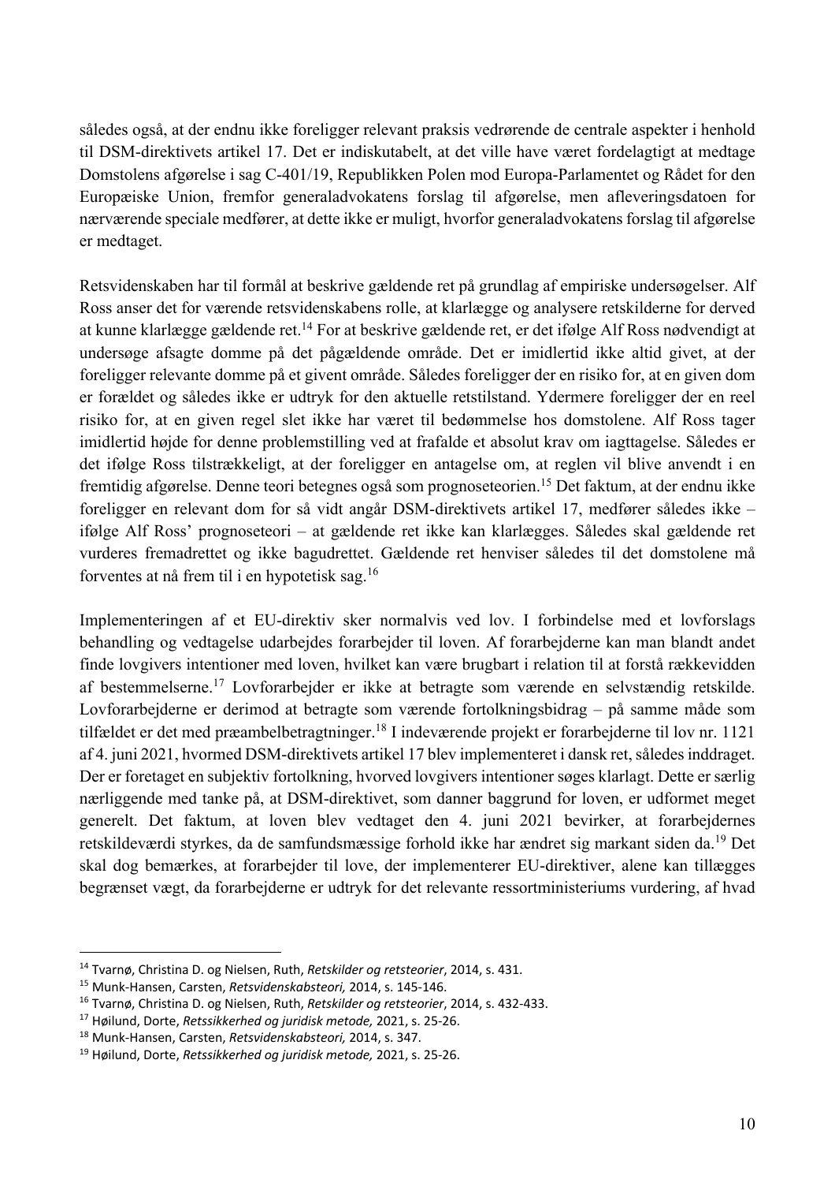således også, at der endnu ikke foreligger relevant praksis vedrørende de centrale aspekter i henhold til DSM-direktivets artikel 17. Det er indiskutabelt, at det ville have været fordelagtigt at medtage Domstolens afgørelse i sag C-401/19, Republikken Polen mod Europa-Parlamentet og Rådet for den Europæiske Union, fremfor generaladvokatens forslag til afgørelse, men afleveringsdatoen for nærværende speciale medfører, at dette ikke er muligt, hvorfor generaladvokatens forslag til afgørelse er medtaget.

Retsvidenskaben har til formål at beskrive gældende ret på grundlag af empiriske undersøgelser. Alf Ross anser det for værende retsvidenskabens rolle, at klarlægge og analysere retskilderne for derved at kunne klarlægge gældende ret.[14] For at beskrive gældende ret, er det ifølge Alf Ross nødvendigt at undersøge afsagte domme på det pågældende område. Det er imidlertid ikke altid givet, at der foreligger relevante domme på et givent område. Således foreligger der en risiko for, at en given dom er forældet og således ikke er udtryk for den aktuelle retstilstand. Ydermere foreligger der en reel risiko for, at en given regel slet ikke har været til bedømmelse hos domstolene. Alf Ross tager imidlertid højde for denne problemstilling ved at frafalde et absolut krav om iagttagelse. Således er det ifølge Ross tilstrækkeligt, at der foreligger en antagelse om, at reglen vil blive anvendt i en fremtidig afgørelse. Denne teori betegnes også som prognoseteorien.[15] Det faktum, at der endnu ikke foreligger en relevant dom for så vidt angår DSM-direktivets artikel 17, medfører således ikke – ifølge Alf Ross' prognoseteori – at gældende ret ikke kan klarlægges. Således skal gældende ret vurderes fremadrettet og ikke bagudrettet. Gældende ret henviser således til det domstolene må forventes at nå frem til i en hypotetisk sag.[16]

Implementeringen af et EU-direktiv sker normalvis ved lov. I forbindelse med et lovforslags behandling og vedtagelse udarbejdes forarbejder til loven. Af forarbejderne kan man blandt andet finde lovgivers intentioner med loven, hvilket kan være brugbart i relation til at forstå rækkevidden af bestemmelserne.[17] Lovforarbejder er ikke at betragte som værende en selvstændig retskilde. Lovforarbejderne er derimod at betragte som værende fortolkningsbidrag – på samme måde som tilfældet er det med præambelbetragtninger.[18] I indeværende projekt er forarbejderne til lov nr. 1121 af 4. juni 2021, hvormed DSM-direktivets artikel 17 blev implementeret i dansk ret, således inddraget. Der er foretaget en subjektiv fortolkning, hvorved lovgivers intentioner søges klarlagt. Dette er særlig nærliggende med tanke på, at DSM-direktivet, som danner baggrund for loven, er udformet meget generelt. Det faktum, at loven blev vedtaget den 4. juni 2021 bevirker, at forarbejdernes retskildeværdi styrkes, da de samfundsmæssige forhold ikke har ændret sig markant siden da.[19] Det skal dog bemærkes, at forarbejder til love, der implementerer EU-direktiver, alene kan tillægges begrænset vægt, da forarbejderne er udtryk for det relevante ressortministeriums vurdering, af hvad

---

[14] Tvarnø, Christina D. og Nielsen, Ruth, *Retskilder og retsteorier*, 2014, s. 431.

[15] Munk-Hansen, Carsten, *Retsvidenskabsteori,* 2014, s. 145-146.

[16] Tvarnø, Christina D. og Nielsen, Ruth, *Retskilder og retsteorier*, 2014, s. 432-433.

[17] Høilund, Dorte, *Retssikkerhed og juridisk metode,* 2021, s. 25-26.

[18] Munk-Hansen, Carsten, *Retsvidenskabsteori,* 2014, s. 347.

[19] Høilund, Dorte, *Retssikkerhed og juridisk metode,* 2021, s. 25-26.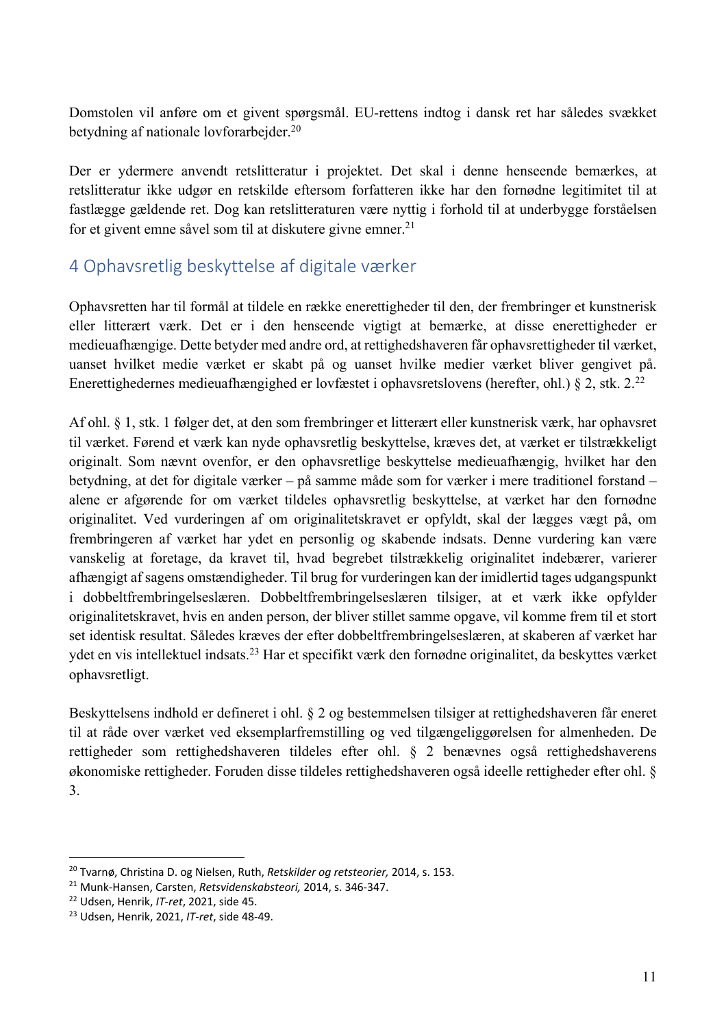Domstolen vil anføre om et givent spørgsmål. EU-rettens indtog i dansk ret har således svækket betydning af nationale lovforarbejder.[20]

Der er ydermere anvendt retslitteratur i projektet. Det skal i denne henseende bemærkes, at retslitteratur ikke udgør en retskilde eftersom forfatteren ikke har den fornødne legitimitet til at fastlægge gældende ret. Dog kan retslitteraturen være nyttig i forhold til at underbygge forståelsen for et givent emne såvel som til at diskutere givne emner.[21]

## 4 Ophavsretlig beskyttelse af digitale værker

Ophavsretten har til formål at tildele en række enerettigheder til den, der frembringer et kunstnerisk eller litterært værk. Det er i den henseende vigtigt at bemærke, at disse enerettigheder er medieuafhængige. Dette betyder med andre ord, at rettighedshaveren får ophavsrettigheder til værket, uanset hvilket medie værket er skabt på og uanset hvilke medier værket bliver gengivet på. Enerettighedernes medieuafhængighed er lovfæstet i ophavsretslovens (herefter, ohl.) § 2, stk. 2.[22]

Af ohl. § 1, stk. 1 følger det, at den som frembringer et litterært eller kunstnerisk værk, har ophavsret til værket. Førend et værk kan nyde ophavsretlig beskyttelse, kræves det, at værket er tilstrækkeligt originalt. Som nævnt ovenfor, er den ophavsretlige beskyttelse medieuafhængig, hvilket har den betydning, at det for digitale værker – på samme måde som for værker i mere traditionel forstand – alene er afgørende for om værket tildeles ophavsretlig beskyttelse, at værket har den fornødne originalitet. Ved vurderingen af om originalitetskravet er opfyldt, skal der lægges vægt på, om frembringeren af værket har ydet en personlig og skabende indsats. Denne vurdering kan være vanskelig at foretage, da kravet til, hvad begrebet tilstrækkelig originalitet indebærer, varierer afhængigt af sagens omstændigheder. Til brug for vurderingen kan der imidlertid tages udgangspunkt i dobbeltfrembringelseslæren. Dobbeltfrembringelseslæren tilsiger, at et værk ikke opfylder originalitetskravet, hvis en anden person, der bliver stillet samme opgave, vil komme frem til et stort set identisk resultat. Således kræves der efter dobbeltfrembringelseslæren, at skaberen af værket har ydet en vis intellektuel indsats.[23] Har et specifikt værk den fornødne originalitet, da beskyttes værket ophavsretligt.

Beskyttelsens indhold er defineret i ohl. § 2 og bestemmelsen tilsiger at rettighedshaveren får eneret til at råde over værket ved eksemplarfremstilling og ved tilgængeliggørelsen for almenheden. De rettigheder som rettighedshaveren tildeles efter ohl. § 2 benævnes også rettighedshaverens økonomiske rettigheder. Foruden disse tildeles rettighedshaveren også ideelle rettigheder efter ohl. § 3.

---

[20] Tvarnø, Christina D. og Nielsen, Ruth, *Retskilder og retsteorier,* 2014, s. 153.
[21] Munk-Hansen, Carsten, *Retsvidenskabsteori,* 2014, s. 346-347.
[22] Udsen, Henrik, *IT-ret*, 2021, side 45.
[23] Udsen, Henrik, 2021, *IT-ret*, side 48-49.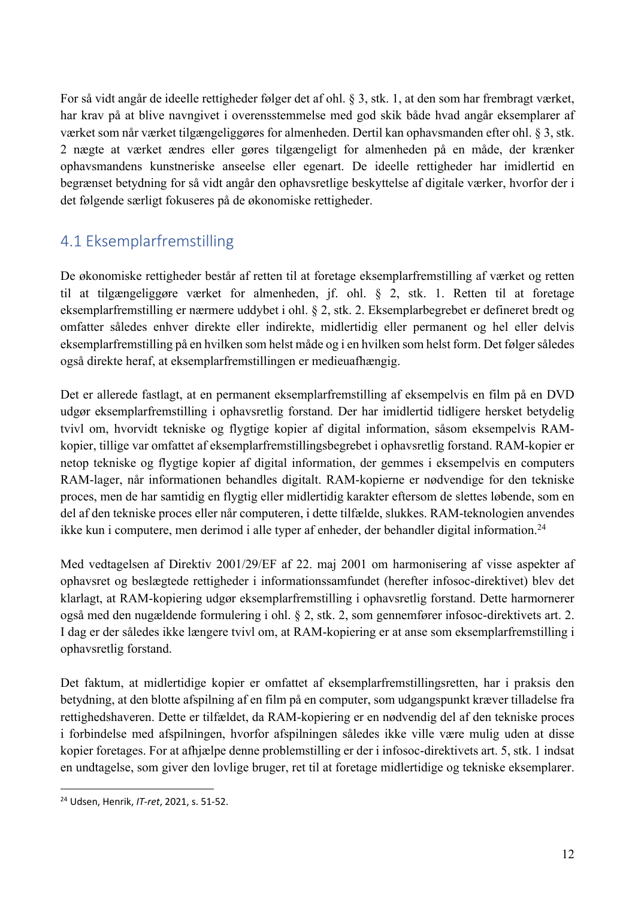For så vidt angår de ideelle rettigheder følger det af ohl. § 3, stk. 1, at den som har frembragt værket, har krav på at blive navngivet i overensstemmelse med god skik både hvad angår eksemplarer af værket som når værket tilgængeliggøres for almenheden. Dertil kan ophavsmanden efter ohl. § 3, stk. 2 nægte at værket ændres eller gøres tilgængeligt for almenheden på en måde, der krænker ophavsmandens kunstneriske anseelse eller egenart. De ideelle rettigheder har imidlertid en begrænset betydning for så vidt angår den ophavsretlige beskyttelse af digitale værker, hvorfor der i det følgende særligt fokuseres på de økonomiske rettigheder.

## 4.1 Eksemplarfremstilling

De økonomiske rettigheder består af retten til at foretage eksemplarfremstilling af værket og retten til at tilgængeliggøre værket for almenheden, jf. ohl. § 2, stk. 1. Retten til at foretage eksemplarfremstilling er nærmere uddybet i ohl. § 2, stk. 2. Eksemplarbegrebet er defineret bredt og omfatter således enhver direkte eller indirekte, midlertidig eller permanent og hel eller delvis eksemplarfremstilling på en hvilken som helst måde og i en hvilken som helst form. Det følger således også direkte heraf, at eksemplarfremstillingen er medieuafhængig.

Det er allerede fastlagt, at en permanent eksemplarfremstilling af eksempelvis en film på en DVD udgør eksemplarfremstilling i ophavsretlig forstand. Der har imidlertid tidligere hersket betydelig tvivl om, hvorvidt tekniske og flygtige kopier af digital information, såsom eksempelvis RAM-kopier, tillige var omfattet af eksemplarfremstillingsbegrebet i ophavsretlig forstand. RAM-kopier er netop tekniske og flygtige kopier af digital information, der gemmes i eksempelvis en computers RAM-lager, når informationen behandles digitalt. RAM-kopierne er nødvendige for den tekniske proces, men de har samtidig en flygtig eller midlertidig karakter eftersom de slettes løbende, som en del af den tekniske proces eller når computeren, i dette tilfælde, slukkes. RAM-teknologien anvendes ikke kun i computere, men derimod i alle typer af enheder, der behandler digital information.[24]

Med vedtagelsen af Direktiv 2001/29/EF af 22. maj 2001 om harmonisering af visse aspekter af ophavsret og beslægtede rettigheder i informationssamfundet (herefter infosoc-direktivet) blev det klarlagt, at RAM-kopiering udgør eksemplarfremstilling i ophavsretlig forstand. Dette harmornerer også med den nugældende formulering i ohl. § 2, stk. 2, som gennemfører infosoc-direktivets art. 2. I dag er der således ikke længere tvivl om, at RAM-kopiering er at anse som eksemplarfremstilling i ophavsretlig forstand.

Det faktum, at midlertidige kopier er omfattet af eksemplarfremstillingsretten, har i praksis den betydning, at den blotte afspilning af en film på en computer, som udgangspunkt kræver tilladelse fra rettighedshaveren. Dette er tilfældet, da RAM-kopiering er en nødvendig del af den tekniske proces i forbindelse med afspilningen, hvorfor afspilningen således ikke ville være mulig uden at disse kopier foretages. For at afhjælpe denne problemstilling er der i infosoc-direktivets art. 5, stk. 1 indsat en undtagelse, som giver den lovlige bruger, ret til at foretage midlertidige og tekniske eksemplarer.

---

[24] Udsen, Henrik, *IT-ret*, 2021, s. 51-52.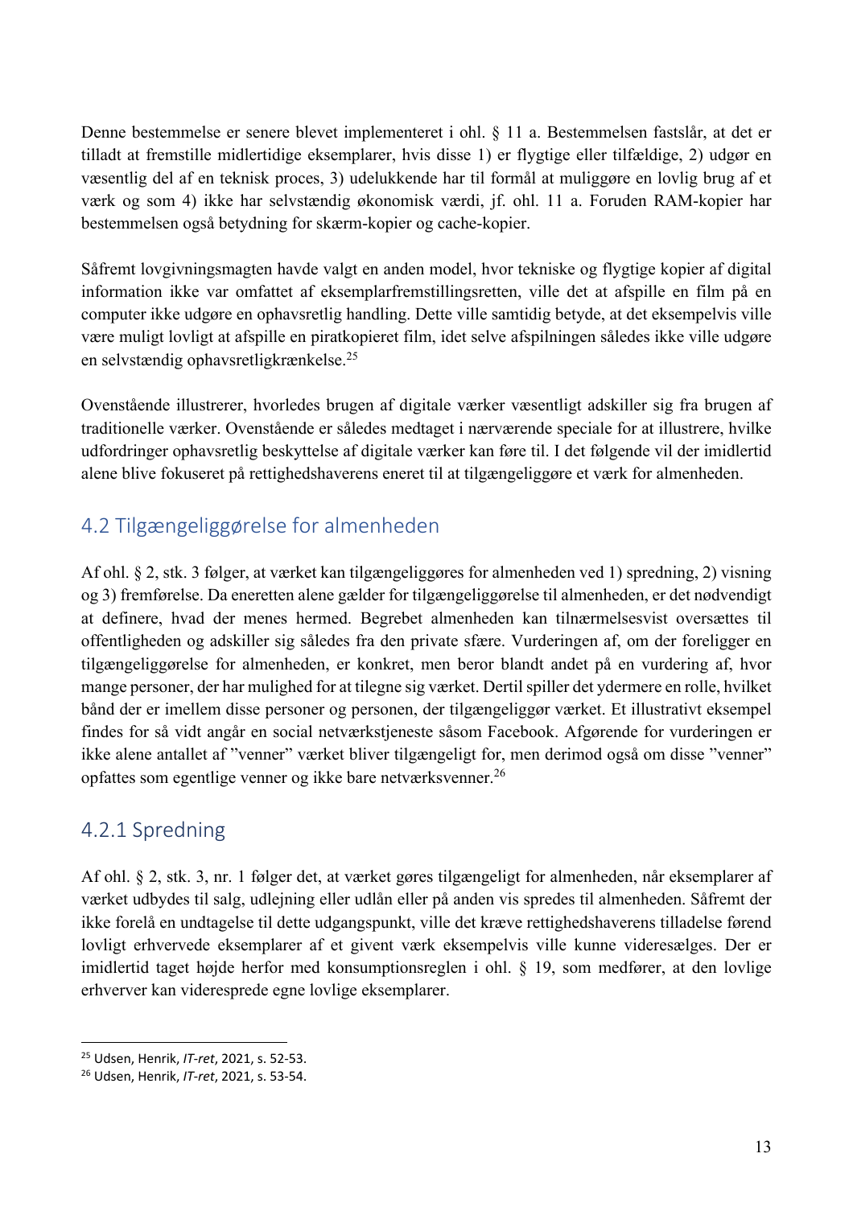Denne bestemmelse er senere blevet implementeret i ohl. § 11 a. Bestemmelsen fastslår, at det er tilladt at fremstille midlertidige eksemplarer, hvis disse 1) er flygtige eller tilfældige, 2) udgør en væsentlig del af en teknisk proces, 3) udelukkende har til formål at muliggøre en lovlig brug af et værk og som 4) ikke har selvstændig økonomisk værdi, jf. ohl. 11 a. Foruden RAM-kopier har bestemmelsen også betydning for skærm-kopier og cache-kopier.

Såfremt lovgivningsmagten havde valgt en anden model, hvor tekniske og flygtige kopier af digital information ikke var omfattet af eksemplarfremstillingsretten, ville det at afspille en film på en computer ikke udgøre en ophavsretlig handling. Dette ville samtidig betyde, at det eksempelvis ville være muligt lovligt at afspille en piratkopieret film, idet selve afspilningen således ikke ville udgøre en selvstændig ophavsretligkrænkelse.[25]

Ovenstående illustrerer, hvorledes brugen af digitale værker væsentligt adskiller sig fra brugen af traditionelle værker. Ovenstående er således medtaget i nærværende speciale for at illustrere, hvilke udfordringer ophavsretlig beskyttelse af digitale værker kan føre til. I det følgende vil der imidlertid alene blive fokuseret på rettighedshaverens eneret til at tilgængeliggøre et værk for almenheden.

## 4.2 Tilgængeliggørelse for almenheden

Af ohl. § 2, stk. 3 følger, at værket kan tilgængeliggøres for almenheden ved 1) spredning, 2) visning og 3) fremførelse. Da eneretten alene gælder for tilgængeliggørelse til almenheden, er det nødvendigt at definere, hvad der menes hermed. Begrebet almenheden kan tilnærmelsesvist oversættes til offentligheden og adskiller sig således fra den private sfære. Vurderingen af, om der foreligger en tilgængeliggørelse for almenheden, er konkret, men beror blandt andet på en vurdering af, hvor mange personer, der har mulighed for at tilegne sig værket. Dertil spiller det ydermere en rolle, hvilket bånd der er imellem disse personer og personen, der tilgængeliggør værket. Et illustrativt eksempel findes for så vidt angår en social netværkstjeneste såsom Facebook. Afgørende for vurderingen er ikke alene antallet af "venner" værket bliver tilgængeligt for, men derimod også om disse "venner" opfattes som egentlige venner og ikke bare netværksvenner.[26]

### 4.2.1 Spredning

Af ohl. § 2, stk. 3, nr. 1 følger det, at værket gøres tilgængeligt for almenheden, når eksemplarer af værket udbydes til salg, udlejning eller udlån eller på anden vis spredes til almenheden. Såfremt der ikke forelå en undtagelse til dette udgangspunkt, ville det kræve rettighedshaverens tilladelse førend lovligt erhvervede eksemplarer af et givent værk eksempelvis ville kunne videresælges. Der er imidlertid taget højde herfor med konsumptionsreglen i ohl. § 19, som medfører, at den lovlige erhverver kan videresprede egne lovlige eksemplarer.

---

[25] Udsen, Henrik, *IT-ret*, 2021, s. 52-53.

[26] Udsen, Henrik, *IT-ret*, 2021, s. 53-54.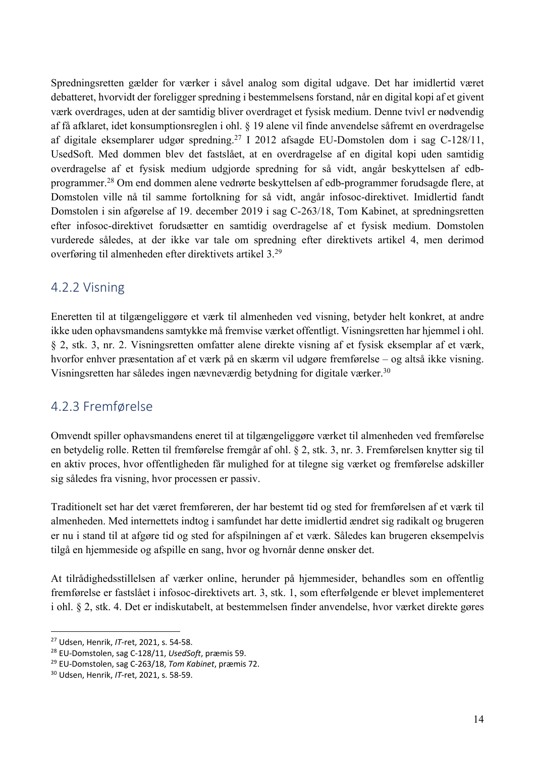Spredningsretten gælder for værker i såvel analog som digital udgave. Det har imidlertid været debatteret, hvorvidt der foreligger spredning i bestemmelsens forstand, når en digital kopi af et givent værk overdrages, uden at der samtidig bliver overdraget et fysisk medium. Denne tvivl er nødvendig af få afklaret, idet konsumptionsreglen i ohl. § 19 alene vil finde anvendelse såfremt en overdragelse af digitale eksemplarer udgør spredning.[27] I 2012 afsagde EU-Domstolen dom i sag C-128/11, UsedSoft. Med dommen blev det fastslået, at en overdragelse af en digital kopi uden samtidig overdragelse af et fysisk medium udgjorde spredning for så vidt, angår beskyttelsen af edb-programmer.[28] Om end dommen alene vedrørte beskyttelsen af edb-programmer forudsagde flere, at Domstolen ville nå til samme fortolkning for så vidt, angår infosoc-direktivet. Imidlertid fandt Domstolen i sin afgørelse af 19. december 2019 i sag C-263/18, Tom Kabinet, at spredningsretten efter infosoc-direktivet forudsætter en samtidig overdragelse af et fysisk medium. Domstolen vurderede således, at der ikke var tale om spredning efter direktivets artikel 4, men derimod overføring til almenheden efter direktivets artikel 3.[29]

### 4.2.2 Visning

Eneretten til at tilgængeliggøre et værk til almenheden ved visning, betyder helt konkret, at andre ikke uden ophavsmandens samtykke må fremvise værket offentligt. Visningsretten har hjemmel i ohl. § 2, stk. 3, nr. 2. Visningsretten omfatter alene direkte visning af et fysisk eksemplar af et værk, hvorfor enhver præsentation af et værk på en skærm vil udgøre fremførelse – og altså ikke visning. Visningsretten har således ingen nævneværdig betydning for digitale værker.[30]

### 4.2.3 Fremførelse

Omvendt spiller ophavsmandens eneret til at tilgængeliggøre værket til almenheden ved fremførelse en betydelig rolle. Retten til fremførelse fremgår af ohl. § 2, stk. 3, nr. 3. Fremførelsen knytter sig til en aktiv proces, hvor offentligheden får mulighed for at tilegne sig værket og fremførelse adskiller sig således fra visning, hvor processen er passiv.

Traditionelt set har det været fremføreren, der har bestemt tid og sted for fremførelsen af et værk til almenheden. Med internettets indtog i samfundet har dette imidlertid ændret sig radikalt og brugeren er nu i stand til at afgøre tid og sted for afspilningen af et værk. Således kan brugeren eksempelvis tilgå en hjemmeside og afspille en sang, hvor og hvornår denne ønsker det.

At tilrådighedsstillelsen af værker online, herunder på hjemmesider, behandles som en offentlig fremførelse er fastslået i infosoc-direktivets art. 3, stk. 1, som efterfølgende er blevet implementeret i ohl. § 2, stk. 4. Det er indiskutabelt, at bestemmelsen finder anvendelse, hvor værket direkte gøres

---

[27] Udsen, Henrik, *IT*-ret, 2021, s. 54-58.

[28] EU-Domstolen, sag C-128/11, *UsedSoft*, præmis 59.

[29] EU-Domstolen, sag C-263/18, *Tom Kabinet*, præmis 72.

[30] Udsen, Henrik, *IT*-ret, 2021, s. 58-59.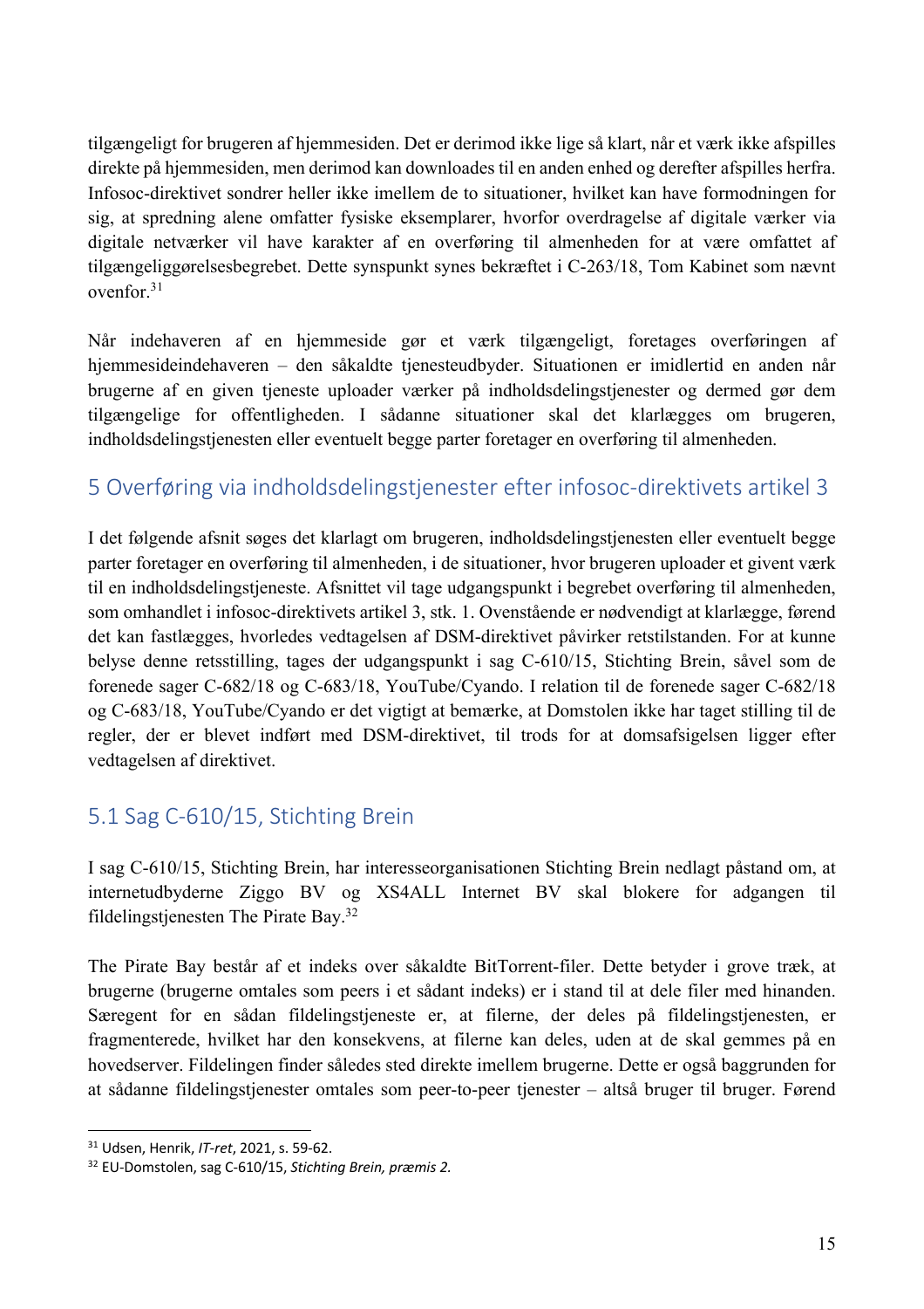tilgængeligt for brugeren af hjemmesiden. Det er derimod ikke lige så klart, når et værk ikke afspilles direkte på hjemmesiden, men derimod kan downloades til en anden enhed og derefter afspilles herfra. Infosoc-direktivet sondrer heller ikke imellem de to situationer, hvilket kan have formodningen for sig, at spredning alene omfatter fysiske eksemplarer, hvorfor overdragelse af digitale værker via digitale netværker vil have karakter af en overføring til almenheden for at være omfattet af tilgængeliggørelsesbegrebet. Dette synspunkt synes bekræftet i C-263/18, Tom Kabinet som nævnt ovenfor.[31]

Når indehaveren af en hjemmeside gør et værk tilgængeligt, foretages overføringen af hjemmesideindehaveren – den såkaldte tjenesteudbyder. Situationen er imidlertid en anden når brugerne af en given tjeneste uploader værker på indholdsdelingstjenester og dermed gør dem tilgængelige for offentligheden. I sådanne situationer skal det klarlægges om brugeren, indholdsdelingstjenesten eller eventuelt begge parter foretager en overføring til almenheden.

## 5 Overføring via indholdsdelingstjenester efter infosoc-direktivets artikel 3

I det følgende afsnit søges det klarlagt om brugeren, indholdsdelingstjenesten eller eventuelt begge parter foretager en overføring til almenheden, i de situationer, hvor brugeren uploader et givent værk til en indholdsdelingstjeneste. Afsnittet vil tage udgangspunkt i begrebet overføring til almenheden, som omhandlet i infosoc-direktivets artikel 3, stk. 1. Ovenstående er nødvendigt at klarlægge, førend det kan fastlægges, hvorledes vedtagelsen af DSM-direktivet påvirker retstilstanden. For at kunne belyse denne retsstilling, tages der udgangspunkt i sag C-610/15, Stichting Brein, såvel som de forenede sager C-682/18 og C-683/18, YouTube/Cyando. I relation til de forenede sager C-682/18 og C-683/18, YouTube/Cyando er det vigtigt at bemærke, at Domstolen ikke har taget stilling til de regler, der er blevet indført med DSM-direktivet, til trods for at domsafsigelsen ligger efter vedtagelsen af direktivet.

### 5.1 Sag C-610/15, Stichting Brein

I sag C-610/15, Stichting Brein, har interesseorganisationen Stichting Brein nedlagt påstand om, at internetudbyderne Ziggo BV og XS4ALL Internet BV skal blokere for adgangen til fildelingstjenesten The Pirate Bay.[32]

The Pirate Bay består af et indeks over såkaldte BitTorrent-filer. Dette betyder i grove træk, at brugerne (brugerne omtales som peers i et sådant indeks) er i stand til at dele filer med hinanden. Særegent for en sådan fildelingstjeneste er, at filerne, der deles på fildelingstjenesten, er fragmenterede, hvilket har den konsekvens, at filerne kan deles, uden at de skal gemmes på en hovedserver. Fildelingen finder således sted direkte imellem brugerne. Dette er også baggrunden for at sådanne fildelingstjenester omtales som peer-to-peer tjenester – altså bruger til bruger. Førend

[31] Udsen, Henrik, *IT-ret*, 2021, s. 59-62.

[32] EU-Domstolen, sag C-610/15, *Stichting Brein, præmis 2.*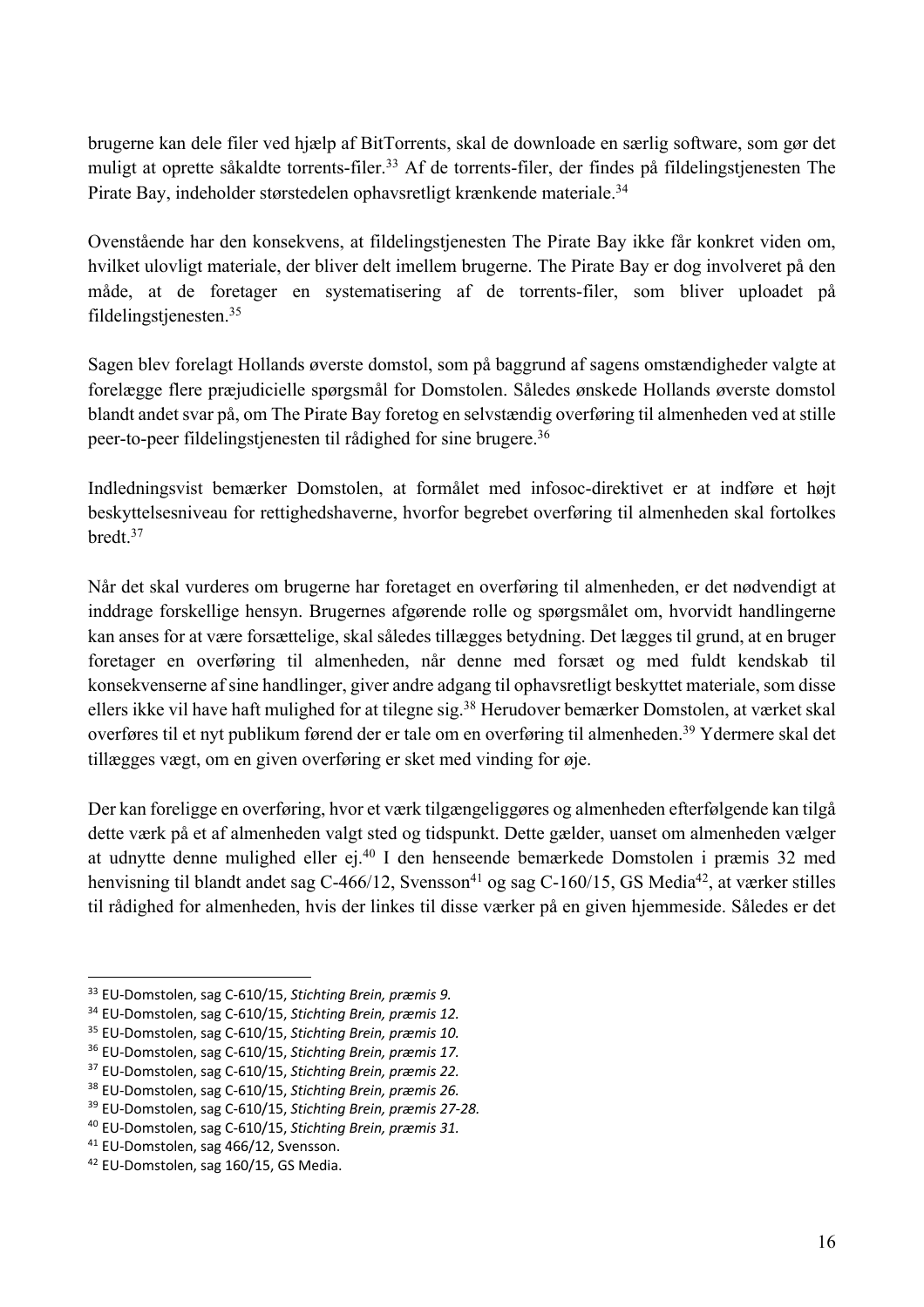brugerne kan dele filer ved hjælp af BitTorrents, skal de downloade en særlig software, som gør det muligt at oprette såkaldte torrents-filer.[33] Af de torrents-filer, der findes på fildelingstjenesten The Pirate Bay, indeholder størstedelen ophavsretligt krænkende materiale.[34]

Ovenstående har den konsekvens, at fildelingstjenesten The Pirate Bay ikke får konkret viden om, hvilket ulovligt materiale, der bliver delt imellem brugerne. The Pirate Bay er dog involveret på den måde, at de foretager en systematisering af de torrents-filer, som bliver uploadet på fildelingstjenesten.[35]

Sagen blev forelagt Hollands øverste domstol, som på baggrund af sagens omstændigheder valgte at forelægge flere præjudicielle spørgsmål for Domstolen. Således ønskede Hollands øverste domstol blandt andet svar på, om The Pirate Bay foretog en selvstændig overføring til almenheden ved at stille peer-to-peer fildelingstjenesten til rådighed for sine brugere.[36]

Indledningsvist bemærker Domstolen, at formålet med infosoc-direktivet er at indføre et højt beskyttelsesniveau for rettighedshaverne, hvorfor begrebet overføring til almenheden skal fortolkes bredt.[37]

Når det skal vurderes om brugerne har foretaget en overføring til almenheden, er det nødvendigt at inddrage forskellige hensyn. Brugernes afgørende rolle og spørgsmålet om, hvorvidt handlingerne kan anses for at være forsættelige, skal således tillægges betydning. Det lægges til grund, at en bruger foretager en overføring til almenheden, når denne med forsæt og med fuldt kendskab til konsekvenserne af sine handlinger, giver andre adgang til ophavsretligt beskyttet materiale, som disse ellers ikke vil have haft mulighed for at tilegne sig.[38] Herudover bemærker Domstolen, at værket skal overføres til et nyt publikum førend der er tale om en overføring til almenheden.[39] Ydermere skal det tillægges vægt, om en given overføring er sket med vinding for øje.

Der kan foreligge en overføring, hvor et værk tilgængeliggøres og almenheden efterfølgende kan tilgå dette værk på et af almenheden valgt sted og tidspunkt. Dette gælder, uanset om almenheden vælger at udnytte denne mulighed eller ej.[40] I den henseende bemærkede Domstolen i præmis 32 med henvisning til blandt andet sag C-466/12, Svensson[41] og sag C-160/15, GS Media[42], at værker stilles til rådighed for almenheden, hvis der linkes til disse værker på en given hjemmeside. Således er det

---

[33] EU-Domstolen, sag C-610/15, *Stichting Brein, præmis 9.*

[34] EU-Domstolen, sag C-610/15, *Stichting Brein, præmis 12.*

[35] EU-Domstolen, sag C-610/15, *Stichting Brein, præmis 10.*

[36] EU-Domstolen, sag C-610/15, *Stichting Brein, præmis 17.*

[37] EU-Domstolen, sag C-610/15, *Stichting Brein, præmis 22.*

[38] EU-Domstolen, sag C-610/15, *Stichting Brein, præmis 26.*

[39] EU-Domstolen, sag C-610/15, *Stichting Brein, præmis 27-28.*

[40] EU-Domstolen, sag C-610/15, *Stichting Brein, præmis 31.*

[41] EU-Domstolen, sag 466/12, Svensson.

[42] EU-Domstolen, sag 160/15, GS Media.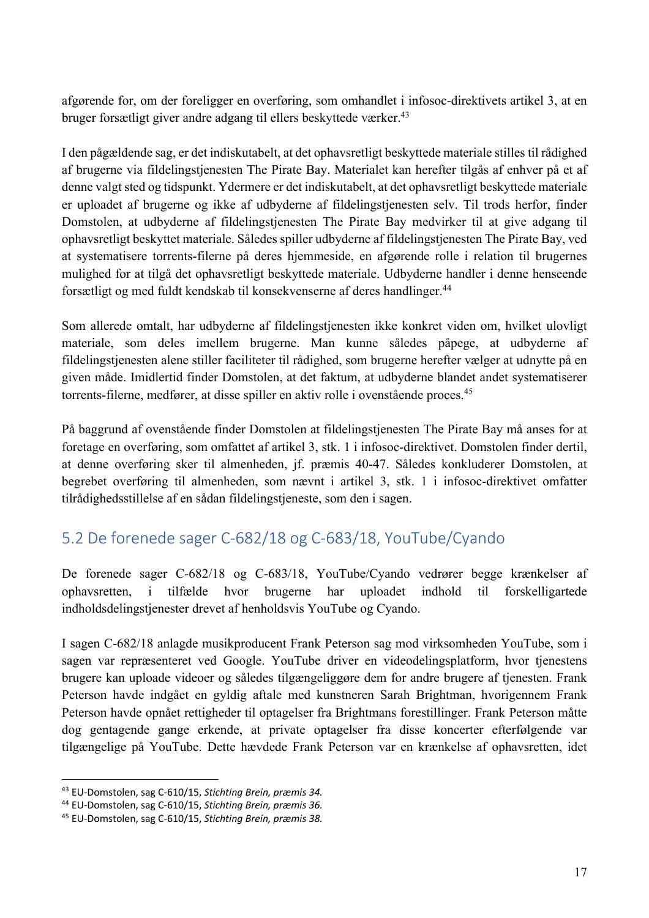afgørende for, om der foreligger en overføring, som omhandlet i infosoc-direktivets artikel 3, at en bruger forsætligt giver andre adgang til ellers beskyttede værker.[43]

I den pågældende sag, er det indiskutabelt, at det ophavsretligt beskyttede materiale stilles til rådighed af brugerne via fildelingstjenesten The Pirate Bay. Materialet kan herefter tilgås af enhver på et af denne valgt sted og tidspunkt. Ydermere er det indiskutabelt, at det ophavsretligt beskyttede materiale er uploadet af brugerne og ikke af udbyderne af fildelingstjenesten selv. Til trods herfor, finder Domstolen, at udbyderne af fildelingstjenesten The Pirate Bay medvirker til at give adgang til ophavsretligt beskyttet materiale. Således spiller udbyderne af fildelingstjenesten The Pirate Bay, ved at systematisere torrents-filerne på deres hjemmeside, en afgørende rolle i relation til brugernes mulighed for at tilgå det ophavsretligt beskyttede materiale. Udbyderne handler i denne henseende forsætligt og med fuldt kendskab til konsekvenserne af deres handlinger.[44]

Som allerede omtalt, har udbyderne af fildelingstjenesten ikke konkret viden om, hvilket ulovligt materiale, som deles imellem brugerne. Man kunne således påpege, at udbyderne af fildelingstjenesten alene stiller faciliteter til rådighed, som brugerne herefter vælger at udnytte på en given måde. Imidlertid finder Domstolen, at det faktum, at udbyderne blandet andet systematiserer torrents-filerne, medfører, at disse spiller en aktiv rolle i ovenstående proces.[45]

På baggrund af ovenstående finder Domstolen at fildelingstjenesten The Pirate Bay må anses for at foretage en overføring, som omfattet af artikel 3, stk. 1 i infosoc-direktivet. Domstolen finder dertil, at denne overføring sker til almenheden, jf. præmis 40-47. Således konkluderer Domstolen, at begrebet overføring til almenheden, som nævnt i artikel 3, stk. 1 i infosoc-direktivet omfatter tilrådighedsstillelse af en sådan fildelingstjeneste, som den i sagen.

## 5.2 De forenede sager C-682/18 og C-683/18, YouTube/Cyando

De forenede sager C-682/18 og C-683/18, YouTube/Cyando vedrører begge krænkelser af ophavsretten, i tilfælde hvor brugerne har uploadet indhold til forskelligartede indholdsdelingstjenester drevet af henholdsvis YouTube og Cyando.

I sagen C-682/18 anlagde musikproducent Frank Peterson sag mod virksomheden YouTube, som i sagen var repræsenteret ved Google. YouTube driver en videodelingsplatform, hvor tjenestens brugere kan uploade videoer og således tilgængeliggøre dem for andre brugere af tjenesten. Frank Peterson havde indgået en gyldig aftale med kunstneren Sarah Brightman, hvorigennem Frank Peterson havde opnået rettigheder til optagelser fra Brightmans forestillinger. Frank Peterson måtte dog gentagende gange erkende, at private optagelser fra disse koncerter efterfølgende var tilgængelige på YouTube. Dette hævdede Frank Peterson var en krænkelse af ophavsretten, idet

[43] EU-Domstolen, sag C-610/15, *Stichting Brein, præmis 34.*
[44] EU-Domstolen, sag C-610/15, *Stichting Brein, præmis 36.*
[45] EU-Domstolen, sag C-610/15, *Stichting Brein, præmis 38.*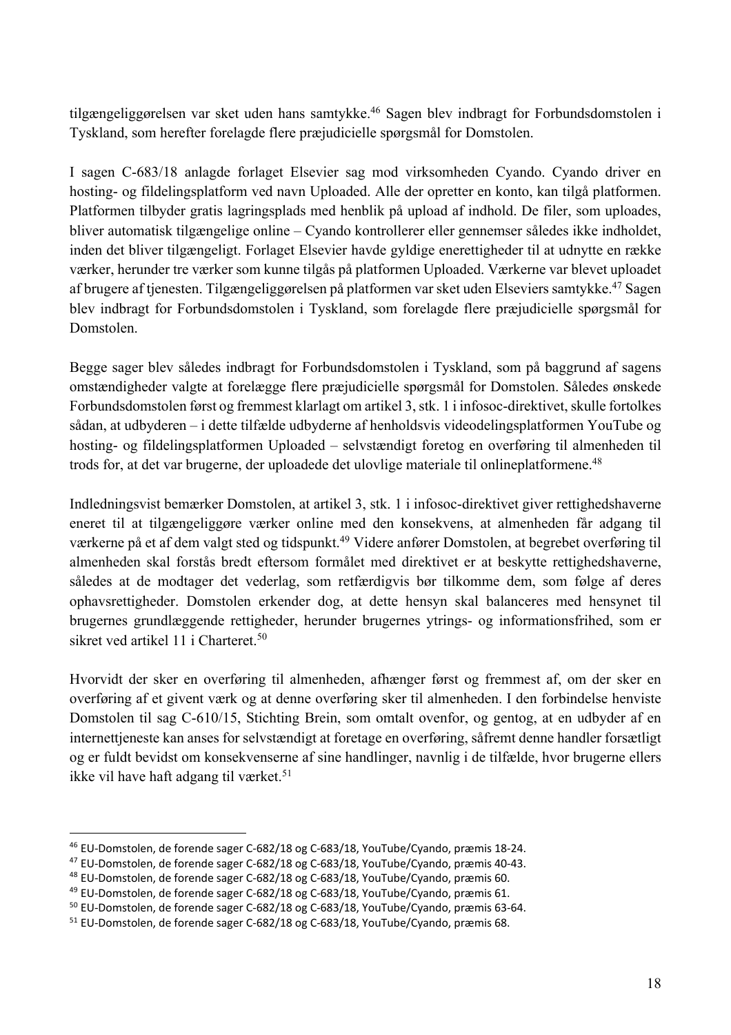tilgængeliggørelsen var sket uden hans samtykke.[46] Sagen blev indbragt for Forbundsdomstolen i Tyskland, som herefter forelagde flere præjudicielle spørgsmål for Domstolen.

I sagen C-683/18 anlagde forlaget Elsevier sag mod virksomheden Cyando. Cyando driver en hosting- og fildelingsplatform ved navn Uploaded. Alle der opretter en konto, kan tilgå platformen. Platformen tilbyder gratis lagringsplads med henblik på upload af indhold. De filer, som uploades, bliver automatisk tilgængelige online – Cyando kontrollerer eller gennemser således ikke indholdet, inden det bliver tilgængeligt. Forlaget Elsevier havde gyldige enerettigheder til at udnytte en række værker, herunder tre værker som kunne tilgås på platformen Uploaded. Værkerne var blevet uploadet af brugere af tjenesten. Tilgængeliggørelsen på platformen var sket uden Elseviers samtykke.[47] Sagen blev indbragt for Forbundsdomstolen i Tyskland, som forelagde flere præjudicielle spørgsmål for Domstolen.

Begge sager blev således indbragt for Forbundsdomstolen i Tyskland, som på baggrund af sagens omstændigheder valgte at forelægge flere præjudicielle spørgsmål for Domstolen. Således ønskede Forbundsdomstolen først og fremmest klarlagt om artikel 3, stk. 1 i infosoc-direktivet, skulle fortolkes sådan, at udbyderen – i dette tilfælde udbyderne af henholdsvis videodelingsplatformen YouTube og hosting- og fildelingsplatformen Uploaded – selvstændigt foretog en overføring til almenheden til trods for, at det var brugerne, der uploadede det ulovlige materiale til onlineplatformene.[48]

Indledningsvist bemærker Domstolen, at artikel 3, stk. 1 i infosoc-direktivet giver rettighedshaverne eneret til at tilgængeliggøre værker online med den konsekvens, at almenheden får adgang til værkerne på et af dem valgt sted og tidspunkt.[49] Videre anfører Domstolen, at begrebet overføring til almenheden skal forstås bredt eftersom formålet med direktivet er at beskytte rettighedshaverne, således at de modtager det vederlag, som retfærdigvis bør tilkomme dem, som følge af deres ophavsrettigheder. Domstolen erkender dog, at dette hensyn skal balanceres med hensynet til brugernes grundlæggende rettigheder, herunder brugernes ytrings- og informationsfrihed, som er sikret ved artikel 11 i Charteret.[50]

Hvorvidt der sker en overføring til almenheden, afhænger først og fremmest af, om der sker en overføring af et givent værk og at denne overføring sker til almenheden. I den forbindelse henviste Domstolen til sag C-610/15, Stichting Brein, som omtalt ovenfor, og gentog, at en udbyder af en internettjeneste kan anses for selvstændigt at foretage en overføring, såfremt denne handler forsætligt og er fuldt bevidst om konsekvenserne af sine handlinger, navnlig i de tilfælde, hvor brugerne ellers ikke vil have haft adgang til værket.[51]

---

[46] EU-Domstolen, de forende sager C-682/18 og C-683/18, YouTube/Cyando, præmis 18-24.
[47] EU-Domstolen, de forende sager C-682/18 og C-683/18, YouTube/Cyando, præmis 40-43.
[48] EU-Domstolen, de forende sager C-682/18 og C-683/18, YouTube/Cyando, præmis 60.
[49] EU-Domstolen, de forende sager C-682/18 og C-683/18, YouTube/Cyando, præmis 61.
[50] EU-Domstolen, de forende sager C-682/18 og C-683/18, YouTube/Cyando, præmis 63-64.
[51] EU-Domstolen, de forende sager C-682/18 og C-683/18, YouTube/Cyando, præmis 68.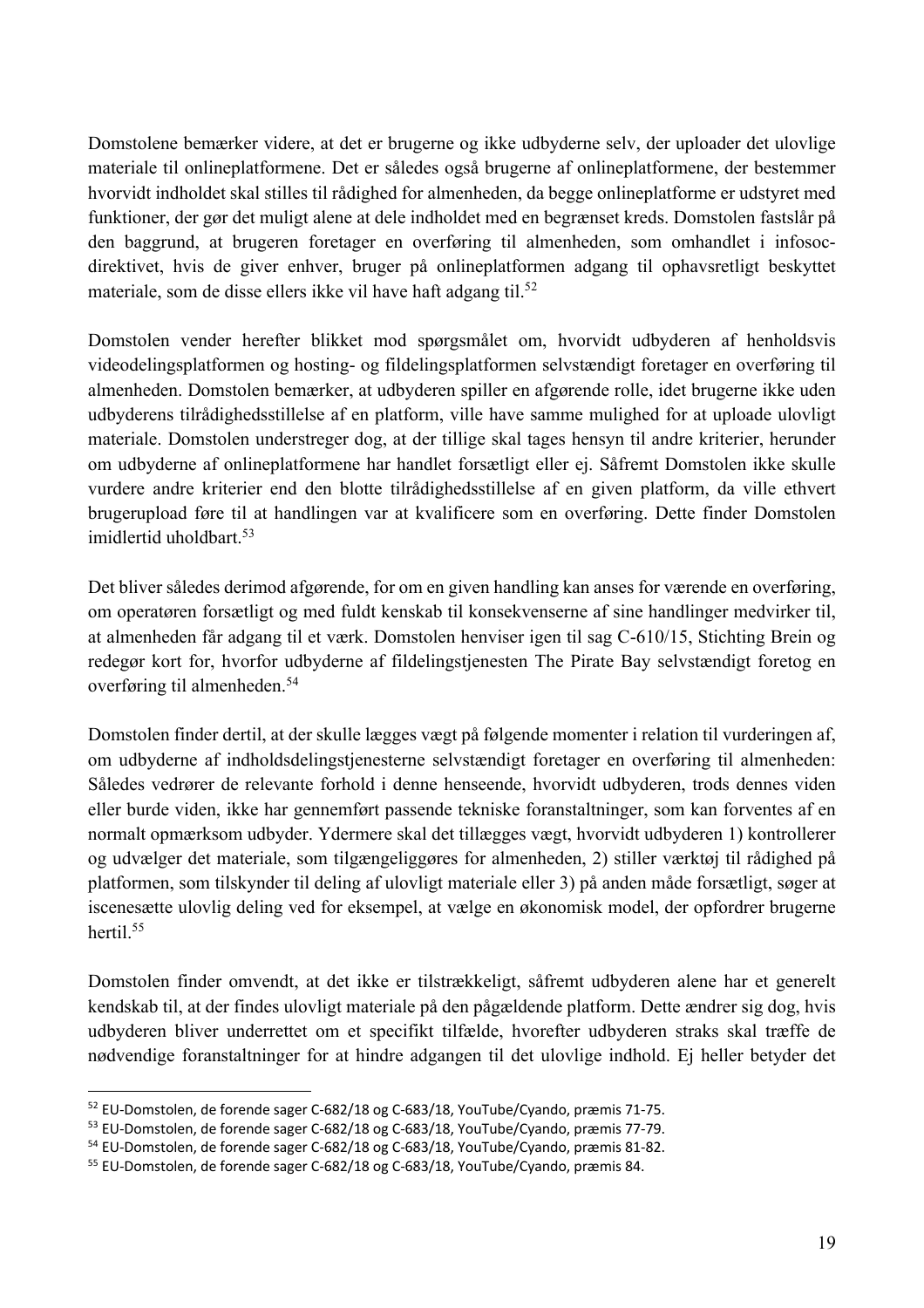Domstolene bemærker videre, at det er brugerne og ikke udbyderne selv, der uploader det ulovlige materiale til onlineplatformene. Det er således også brugerne af onlineplatformene, der bestemmer hvorvidt indholdet skal stilles til rådighed for almenheden, da begge onlineplatforme er udstyret med funktioner, der gør det muligt alene at dele indholdet med en begrænset kreds. Domstolen fastslår på den baggrund, at brugeren foretager en overføring til almenheden, som omhandlet i infosoc-direktivet, hvis de giver enhver, bruger på onlineplatformen adgang til ophavsretligt beskyttet materiale, som de disse ellers ikke vil have haft adgang til.[52]

Domstolen vender herefter blikket mod spørgsmålet om, hvorvidt udbyderen af henholdsvis videodelingsplatformen og hosting- og fildelingsplatformen selvstændigt foretager en overføring til almenheden. Domstolen bemærker, at udbyderen spiller en afgørende rolle, idet brugerne ikke uden udbyderens tilrådighedsstillelse af en platform, ville have samme mulighed for at uploade ulovligt materiale. Domstolen understreger dog, at der tillige skal tages hensyn til andre kriterier, herunder om udbyderne af onlineplatformene har handlet forsætligt eller ej. Såfremt Domstolen ikke skulle vurdere andre kriterier end den blotte tilrådighedsstillelse af en given platform, da ville ethvert brugerupload føre til at handlingen var at kvalificere som en overføring. Dette finder Domstolen imidlertid uholdbart.[53]

Det bliver således derimod afgørende, for om en given handling kan anses for værende en overføring, om operatøren forsætligt og med fuldt kenskab til konsekvenserne af sine handlinger medvirker til, at almenheden får adgang til et værk. Domstolen henviser igen til sag C-610/15, Stichting Brein og redegør kort for, hvorfor udbyderne af fildelingstjenesten The Pirate Bay selvstændigt foretog en overføring til almenheden.[54]

Domstolen finder dertil, at der skulle lægges vægt på følgende momenter i relation til vurderingen af, om udbyderne af indholdsdelingstjenesterne selvstændigt foretager en overføring til almenheden: Således vedrører de relevante forhold i denne henseende, hvorvidt udbyderen, trods dennes viden eller burde viden, ikke har gennemført passende tekniske foranstaltninger, som kan forventes af en normalt opmærksom udbyder. Ydermere skal det tillægges vægt, hvorvidt udbyderen 1) kontrollerer og udvælger det materiale, som tilgængeliggøres for almenheden, 2) stiller værktøj til rådighed på platformen, som tilskynder til deling af ulovligt materiale eller 3) på anden måde forsætligt, søger at iscenesætte ulovlig deling ved for eksempel, at vælge en økonomisk model, der opfordrer brugerne hertil.[55]

Domstolen finder omvendt, at det ikke er tilstrækkeligt, såfremt udbyderen alene har et generelt kendskab til, at der findes ulovligt materiale på den pågældende platform. Dette ændrer sig dog, hvis udbyderen bliver underrettet om et specifikt tilfælde, hvorefter udbyderen straks skal træffe de nødvendige foranstaltninger for at hindre adgangen til det ulovlige indhold. Ej heller betyder det

[52] EU-Domstolen, de forende sager C-682/18 og C-683/18, YouTube/Cyando, præmis 71-75.
[53] EU-Domstolen, de forende sager C-682/18 og C-683/18, YouTube/Cyando, præmis 77-79.
[54] EU-Domstolen, de forende sager C-682/18 og C-683/18, YouTube/Cyando, præmis 81-82.
[55] EU-Domstolen, de forende sager C-682/18 og C-683/18, YouTube/Cyando, præmis 84.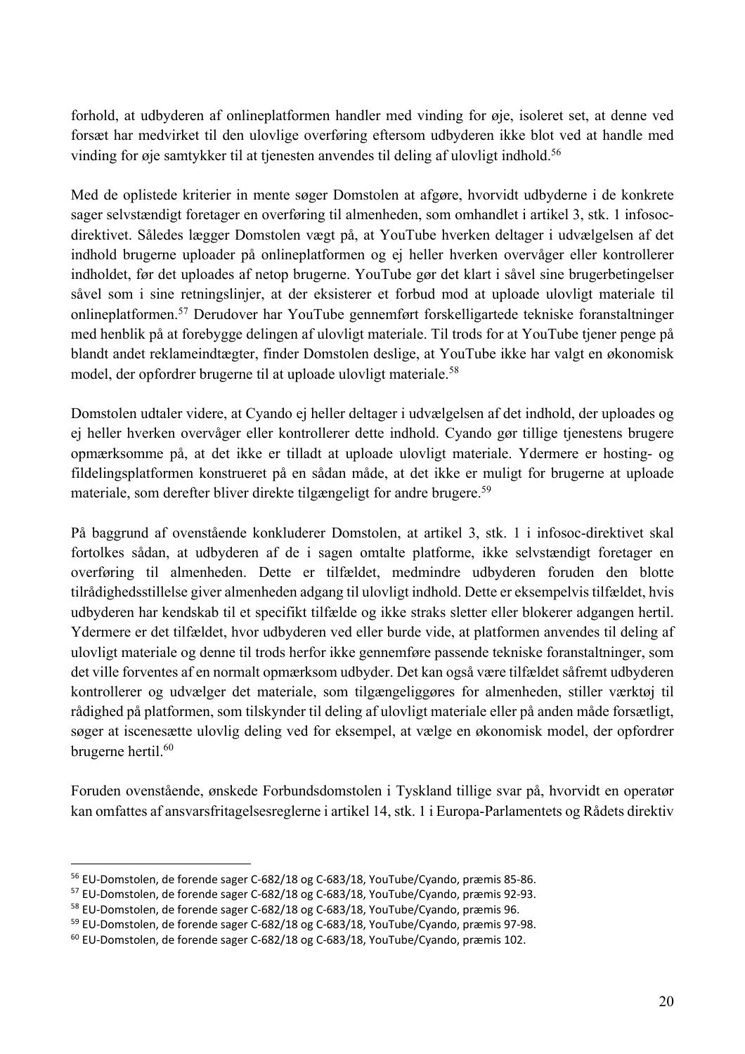forhold, at udbyderen af onlineplatformen handler med vinding for øje, isoleret set, at denne ved forsæt har medvirket til den ulovlige overføring eftersom udbyderen ikke blot ved at handle med vinding for øje samtykker til at tjenesten anvendes til deling af ulovligt indhold.[56]

Med de oplistede kriterier in mente søger Domstolen at afgøre, hvorvidt udbyderne i de konkrete sager selvstændigt foretager en overføring til almenheden, som omhandlet i artikel 3, stk. 1 infosoc-direktivet. Således lægger Domstolen vægt på, at YouTube hverken deltager i udvælgelsen af det indhold brugerne uploader på onlineplatformen og ej heller hverken overvåger eller kontrollerer indholdet, før det uploades af netop brugerne. YouTube gør det klart i såvel sine brugerbetingelser såvel som i sine retningslinjer, at der eksisterer et forbud mod at uploade ulovligt materiale til onlineplatformen.[57] Derudover har YouTube gennemført forskelligartede tekniske foranstaltninger med henblik på at forebygge delingen af ulovligt materiale. Til trods for at YouTube tjener penge på blandt andet reklameindtægter, finder Domstolen deslige, at YouTube ikke har valgt en økonomisk model, der opfordrer brugerne til at uploade ulovligt materiale.[58]

Domstolen udtaler videre, at Cyando ej heller deltager i udvælgelsen af det indhold, der uploades og ej heller hverken overvåger eller kontrollerer dette indhold. Cyando gør tillige tjenestens brugere opmærksomme på, at det ikke er tilladt at uploade ulovligt materiale. Ydermere er hosting- og fildelingsplatformen konstrueret på en sådan måde, at det ikke er muligt for brugerne at uploade materiale, som derefter bliver direkte tilgængeligt for andre brugere.[59]

På baggrund af ovenstående konkluderer Domstolen, at artikel 3, stk. 1 i infosoc-direktivet skal fortolkes sådan, at udbyderen af de i sagen omtalte platforme, ikke selvstændigt foretager en overføring til almenheden. Dette er tilfældet, medmindre udbyderen foruden den blotte tilrådighedsstillelse giver almenheden adgang til ulovligt indhold. Dette er eksempelvis tilfældet, hvis udbyderen har kendskab til et specifikt tilfælde og ikke straks sletter eller blokerer adgangen hertil. Ydermere er det tilfældet, hvor udbyderen ved eller burde vide, at platformen anvendes til deling af ulovligt materiale og denne til trods herfor ikke gennemføre passende tekniske foranstaltninger, som det ville forventes af en normalt opmærksom udbyder. Det kan også være tilfældet såfremt udbyderen kontrollerer og udvælger det materiale, som tilgængeliggøres for almenheden, stiller værktøj til rådighed på platformen, som tilskynder til deling af ulovligt materiale eller på anden måde forsætligt, søger at iscenesætte ulovlig deling ved for eksempel, at vælge en økonomisk model, der opfordrer brugerne hertil.[60]

Foruden ovenstående, ønskede Forbundsdomstolen i Tyskland tillige svar på, hvorvidt en operatør kan omfattes af ansvarsfritagelsesreglerne i artikel 14, stk. 1 i Europa-Parlamentets og Rådets direktiv

---

[56] EU-Domstolen, de forende sager C-682/18 og C-683/18, YouTube/Cyando, præmis 85-86.
[57] EU-Domstolen, de forende sager C-682/18 og C-683/18, YouTube/Cyando, præmis 92-93.
[58] EU-Domstolen, de forende sager C-682/18 og C-683/18, YouTube/Cyando, præmis 96.
[59] EU-Domstolen, de forende sager C-682/18 og C-683/18, YouTube/Cyando, præmis 97-98.
[60] EU-Domstolen, de forende sager C-682/18 og C-683/18, YouTube/Cyando, præmis 102.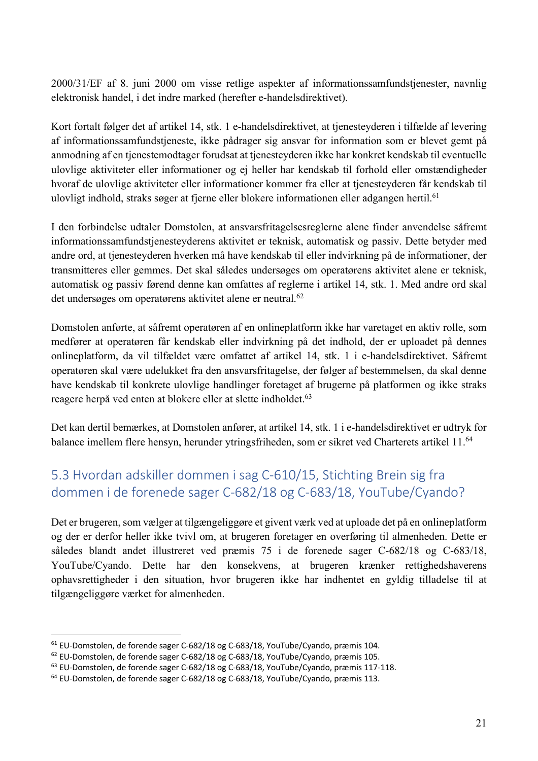2000/31/EF af 8. juni 2000 om visse retlige aspekter af informationssamfundstjenester, navnlig elektronisk handel, i det indre marked (herefter e-handelsdirektivet).

Kort fortalt følger det af artikel 14, stk. 1 e-handelsdirektivet, at tjenesteyderen i tilfælde af levering af informationssamfundstjeneste, ikke pådrager sig ansvar for information som er blevet gemt på anmodning af en tjenestemodtager forudsat at tjenesteyderen ikke har konkret kendskab til eventuelle ulovlige aktiviteter eller informationer og ej heller har kendskab til forhold eller omstændigheder hvoraf de ulovlige aktiviteter eller informationer kommer fra eller at tjenesteyderen får kendskab til ulovligt indhold, straks søger at fjerne eller blokere informationen eller adgangen hertil.[61]

I den forbindelse udtaler Domstolen, at ansvarsfritagelsesreglerne alene finder anvendelse såfremt informationssamfundstjenesteyderens aktivitet er teknisk, automatisk og passiv. Dette betyder med andre ord, at tjenesteyderen hverken må have kendskab til eller indvirkning på de informationer, der transmitteres eller gemmes. Det skal således undersøges om operatørens aktivitet alene er teknisk, automatisk og passiv førend denne kan omfattes af reglerne i artikel 14, stk. 1. Med andre ord skal det undersøges om operatørens aktivitet alene er neutral.[62]

Domstolen anførte, at såfremt operatøren af en onlineplatform ikke har varetaget en aktiv rolle, som medfører at operatøren får kendskab eller indvirkning på det indhold, der er uploadet på dennes onlineplatform, da vil tilfældet være omfattet af artikel 14, stk. 1 i e-handelsdirektivet. Såfremt operatøren skal være udelukket fra den ansvarsfritagelse, der følger af bestemmelsen, da skal denne have kendskab til konkrete ulovlige handlinger foretaget af brugerne på platformen og ikke straks reagere herpå ved enten at blokere eller at slette indholdet.[63]

Det kan dertil bemærkes, at Domstolen anfører, at artikel 14, stk. 1 i e-handelsdirektivet er udtryk for balance imellem flere hensyn, herunder ytringsfriheden, som er sikret ved Charterets artikel 11.[64]

## 5.3 Hvordan adskiller dommen i sag C-610/15, Stichting Brein sig fra dommen i de forenede sager C-682/18 og C-683/18, YouTube/Cyando?

Det er brugeren, som vælger at tilgængeliggøre et givent værk ved at uploade det på en onlineplatform og der er derfor heller ikke tvivl om, at brugeren foretager en overføring til almenheden. Dette er således blandt andet illustreret ved præmis 75 i de forenede sager C-682/18 og C-683/18, YouTube/Cyando. Dette har den konsekvens, at brugeren krænker rettighedshaverens ophavsrettigheder i den situation, hvor brugeren ikke har indhentet en gyldig tilladelse til at tilgængeliggøre værket for almenheden.

---

[61] EU-Domstolen, de forende sager C-682/18 og C-683/18, YouTube/Cyando, præmis 104.
[62] EU-Domstolen, de forende sager C-682/18 og C-683/18, YouTube/Cyando, præmis 105.
[63] EU-Domstolen, de forende sager C-682/18 og C-683/18, YouTube/Cyando, præmis 117-118.
[64] EU-Domstolen, de forende sager C-682/18 og C-683/18, YouTube/Cyando, præmis 113.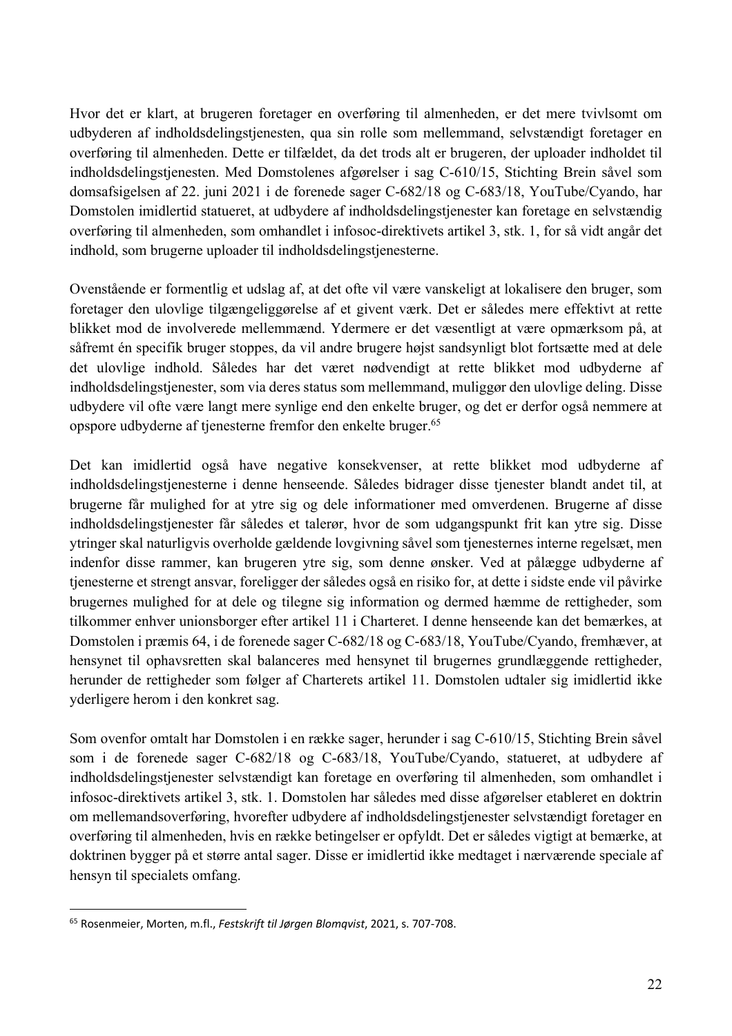Hvor det er klart, at brugeren foretager en overføring til almenheden, er det mere tvivlsomt om udbyderen af indholdsdelingstjenesten, qua sin rolle som mellemmand, selvstændigt foretager en overføring til almenheden. Dette er tilfældet, da det trods alt er brugeren, der uploader indholdet til indholdsdelingstjenesten. Med Domstolenes afgørelser i sag C-610/15, Stichting Brein såvel som domsafsigelsen af 22. juni 2021 i de forenede sager C-682/18 og C-683/18, YouTube/Cyando, har Domstolen imidlertid statueret, at udbydere af indholdsdelingstjenester kan foretage en selvstændig overføring til almenheden, som omhandlet i infosoc-direktivets artikel 3, stk. 1, for så vidt angår det indhold, som brugerne uploader til indholdsdelingstjenesterne.

Ovenstående er formentlig et udslag af, at det ofte vil være vanskeligt at lokalisere den bruger, som foretager den ulovlige tilgængeliggørelse af et givent værk. Det er således mere effektivt at rette blikket mod de involverede mellemmænd. Ydermere er det væsentligt at være opmærksom på, at såfremt én specifik bruger stoppes, da vil andre brugere højst sandsynligt blot fortsætte med at dele det ulovlige indhold. Således har det været nødvendigt at rette blikket mod udbyderne af indholdsdelingstjenester, som via deres status som mellemmand, muliggør den ulovlige deling. Disse udbydere vil ofte være langt mere synlige end den enkelte bruger, og det er derfor også nemmere at opspore udbyderne af tjenesterne fremfor den enkelte bruger.[65]

Det kan imidlertid også have negative konsekvenser, at rette blikket mod udbyderne af indholdsdelingstjenesterne i denne henseende. Således bidrager disse tjenester blandt andet til, at brugerne får mulighed for at ytre sig og dele informationer med omverdenen. Brugerne af disse indholdsdelingstjenester får således et talerør, hvor de som udgangspunkt frit kan ytre sig. Disse ytringer skal naturligvis overholde gældende lovgivning såvel som tjenesternes interne regelsæt, men indenfor disse rammer, kan brugeren ytre sig, som denne ønsker. Ved at pålægge udbyderne af tjenesterne et strengt ansvar, foreligger der således også en risiko for, at dette i sidste ende vil påvirke brugernes mulighed for at dele og tilegne sig information og dermed hæmme de rettigheder, som tilkommer enhver unionsborger efter artikel 11 i Charteret. I denne henseende kan det bemærkes, at Domstolen i præmis 64, i de forenede sager C-682/18 og C-683/18, YouTube/Cyando, fremhæver, at hensynet til ophavsretten skal balanceres med hensynet til brugernes grundlæggende rettigheder, herunder de rettigheder som følger af Charterets artikel 11. Domstolen udtaler sig imidlertid ikke yderligere herom i den konkret sag.

Som ovenfor omtalt har Domstolen i en række sager, herunder i sag C-610/15, Stichting Brein såvel som i de forenede sager C-682/18 og C-683/18, YouTube/Cyando, statueret, at udbydere af indholdsdelingstjenester selvstændigt kan foretage en overføring til almenheden, som omhandlet i infosoc-direktivets artikel 3, stk. 1. Domstolen har således med disse afgørelser etableret en doktrin om mellemandsoverføring, hvorefter udbydere af indholdsdelingstjenester selvstændigt foretager en overføring til almenheden, hvis en række betingelser er opfyldt. Det er således vigtigt at bemærke, at doktrinen bygger på et større antal sager. Disse er imidlertid ikke medtaget i nærværende speciale af hensyn til specialets omfang.

---

[65] Rosenmeier, Morten, m.fl., *Festskrift til Jørgen Blomqvist*, 2021, s. 707-708.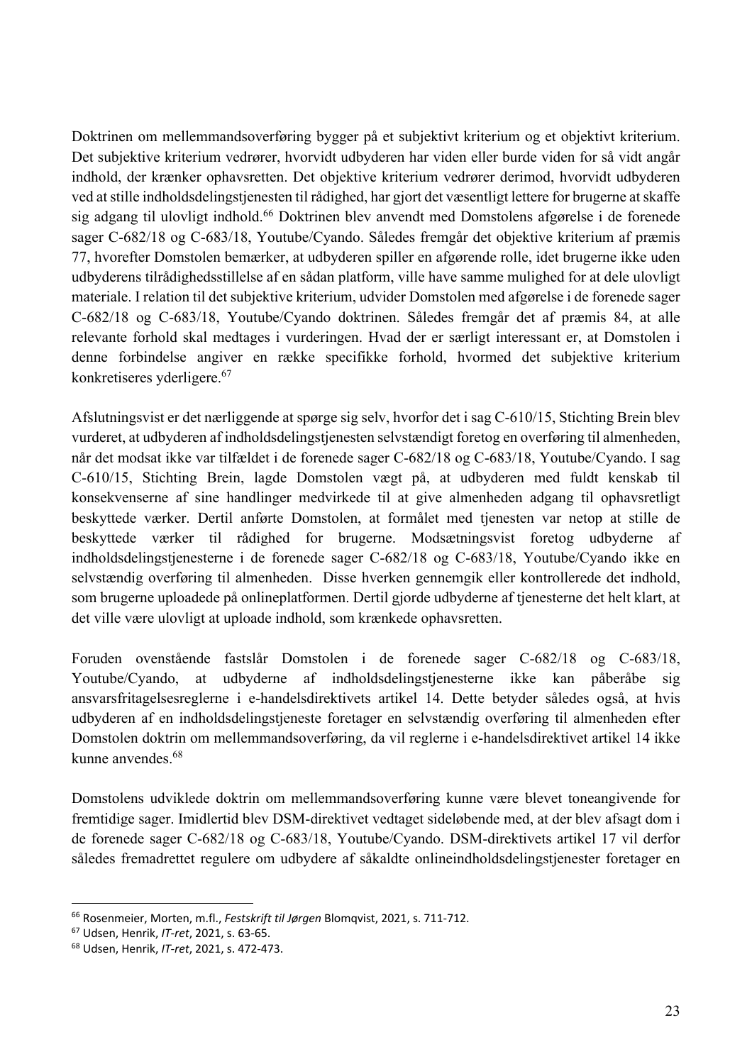Doktrinen om mellemmandsoverføring bygger på et subjektivt kriterium og et objektivt kriterium. Det subjektive kriterium vedrører, hvorvidt udbyderen har viden eller burde viden for så vidt angår indhold, der krænker ophavsretten. Det objektive kriterium vedrører derimod, hvorvidt udbyderen ved at stille indholdsdelingstjenesten til rådighed, har gjort det væsentligt lettere for brugerne at skaffe sig adgang til ulovligt indhold.[66] Doktrinen blev anvendt med Domstolens afgørelse i de forenede sager C-682/18 og C-683/18, Youtube/Cyando. Således fremgår det objektive kriterium af præmis 77, hvorefter Domstolen bemærker, at udbyderen spiller en afgørende rolle, idet brugerne ikke uden udbyderens tilrådighedsstillelse af en sådan platform, ville have samme mulighed for at dele ulovligt materiale. I relation til det subjektive kriterium, udvider Domstolen med afgørelse i de forenede sager C-682/18 og C-683/18, Youtube/Cyando doktrinen. Således fremgår det af præmis 84, at alle relevante forhold skal medtages i vurderingen. Hvad der er særligt interessant er, at Domstolen i denne forbindelse angiver en række specifikke forhold, hvormed det subjektive kriterium konkretiseres yderligere.[67]

Afslutningsvist er det nærliggende at spørge sig selv, hvorfor det i sag C-610/15, Stichting Brein blev vurderet, at udbyderen af indholdsdelingstjenesten selvstændigt foretog en overføring til almenheden, når det modsat ikke var tilfældet i de forenede sager C-682/18 og C-683/18, Youtube/Cyando. I sag C-610/15, Stichting Brein, lagde Domstolen vægt på, at udbyderen med fuldt kenskab til konsekvenserne af sine handlinger medvirkede til at give almenheden adgang til ophavsretligt beskyttede værker. Dertil anførte Domstolen, at formålet med tjenesten var netop at stille de beskyttede værker til rådighed for brugerne. Modsætningsvist foretog udbyderne af indholdsdelingstjenesterne i de forenede sager C-682/18 og C-683/18, Youtube/Cyando ikke en selvstændig overføring til almenheden. Disse hverken gennemgik eller kontrollerede det indhold, som brugerne uploadede på onlineplatformen. Dertil gjorde udbyderne af tjenesterne det helt klart, at det ville være ulovligt at uploade indhold, som krænkede ophavsretten.

Foruden ovenstående fastslår Domstolen i de forenede sager C-682/18 og C-683/18, Youtube/Cyando, at udbyderne af indholdsdelingstjenesterne ikke kan påberåbe sig ansvarsfritagelsesreglerne i e-handelsdirektivets artikel 14. Dette betyder således også, at hvis udbyderen af en indholdsdelingstjeneste foretager en selvstændig overføring til almenheden efter Domstolen doktrin om mellemmandsoverføring, da vil reglerne i e-handelsdirektivet artikel 14 ikke kunne anvendes.[68]

Domstolens udviklede doktrin om mellemmandsoverføring kunne være blevet toneangivende for fremtidige sager. Imidlertid blev DSM-direktivet vedtaget sideløbende med, at der blev afsagt dom i de forenede sager C-682/18 og C-683/18, Youtube/Cyando. DSM-direktivets artikel 17 vil derfor således fremadrettet regulere om udbydere af såkaldte onlineindholdsdelingstjenester foretager en

---

[66] Rosenmeier, Morten, m.fl., *Festskrift til Jørgen* Blomqvist, 2021, s. 711-712.

[67] Udsen, Henrik, *IT-ret*, 2021, s. 63-65.

[68] Udsen, Henrik, *IT-ret*, 2021, s. 472-473.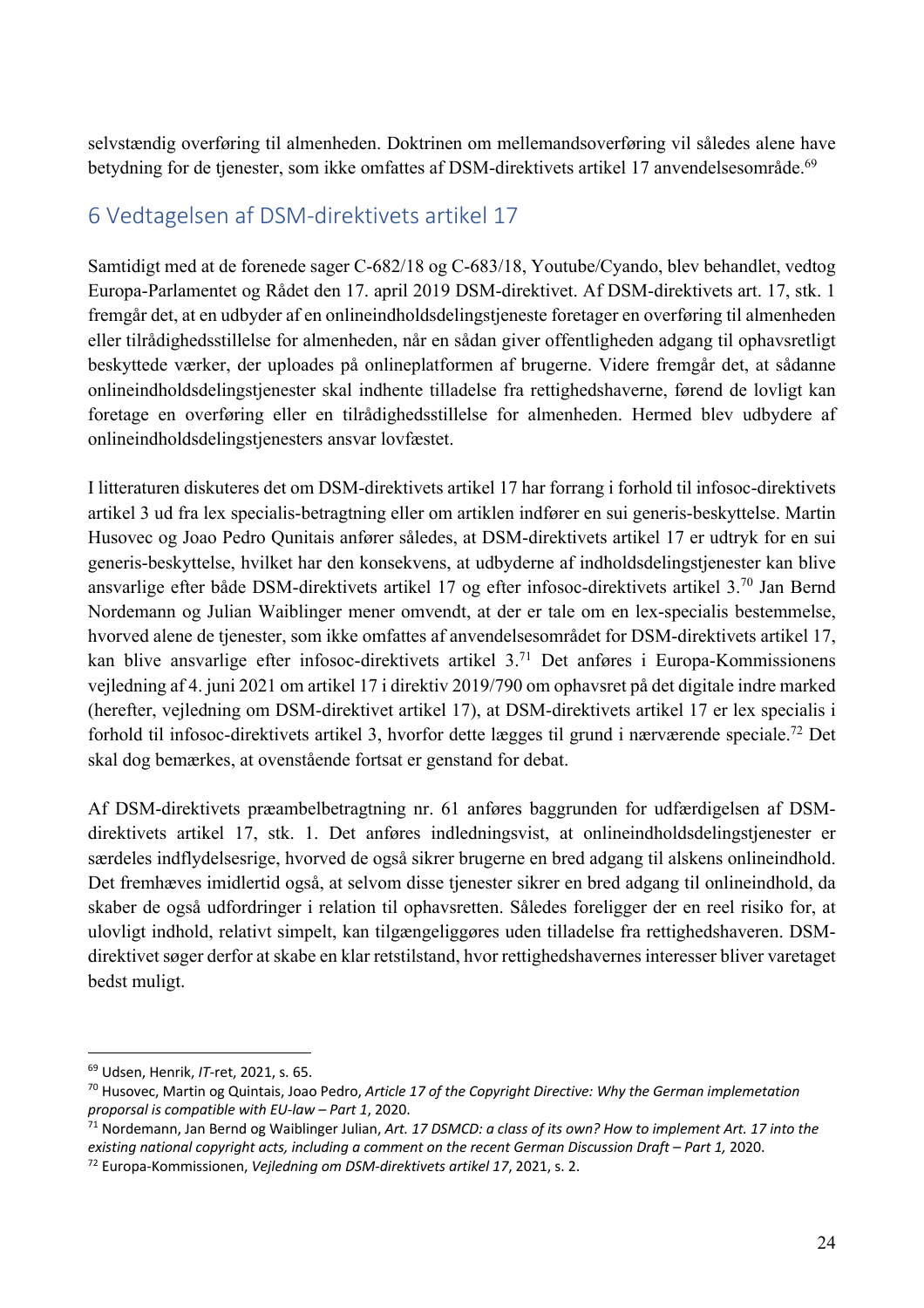selvstændig overføring til almenheden. Doktrinen om mellemandsoverføring vil således alene have betydning for de tjenester, som ikke omfattes af DSM-direktivets artikel 17 anvendelsesområde.[69]

## 6 Vedtagelsen af DSM-direktivets artikel 17

Samtidigt med at de forenede sager C-682/18 og C-683/18, Youtube/Cyando, blev behandlet, vedtog Europa-Parlamentet og Rådet den 17. april 2019 DSM-direktivet. Af DSM-direktivets art. 17, stk. 1 fremgår det, at en udbyder af en onlineindholdsdelingstjeneste foretager en overføring til almenheden eller tilrådighedsstillelse for almenheden, når en sådan giver offentligheden adgang til ophavsretligt beskyttede værker, der uploades på onlineplatformen af brugerne. Videre fremgår det, at sådanne onlineindholdsdelingstjenester skal indhente tilladelse fra rettighedshaverne, førend de lovligt kan foretage en overføring eller en tilrådighedsstillelse for almenheden. Hermed blev udbydere af onlineindholdsdelingstjenesters ansvar lovfæstet.

I litteraturen diskuteres det om DSM-direktivets artikel 17 har forrang i forhold til infosoc-direktivets artikel 3 ud fra lex specialis-betragtning eller om artiklen indfører en sui generis-beskyttelse. Martin Husovec og Joao Pedro Qunitais anfører således, at DSM-direktivets artikel 17 er udtryk for en sui generis-beskyttelse, hvilket har den konsekvens, at udbyderne af indholdsdelingstjenester kan blive ansvarlige efter både DSM-direktivets artikel 17 og efter infosoc-direktivets artikel 3.[70] Jan Bernd Nordemann og Julian Waiblinger mener omvendt, at der er tale om en lex-specialis bestemmelse, hvorved alene de tjenester, som ikke omfattes af anvendelsesområdet for DSM-direktivets artikel 17, kan blive ansvarlige efter infosoc-direktivets artikel 3.[71] Det anføres i Europa-Kommissionens vejledning af 4. juni 2021 om artikel 17 i direktiv 2019/790 om ophavsret på det digitale indre marked (herefter, vejledning om DSM-direktivet artikel 17), at DSM-direktivets artikel 17 er lex specialis i forhold til infosoc-direktivets artikel 3, hvorfor dette lægges til grund i nærværende speciale.[72] Det skal dog bemærkes, at ovenstående fortsat er genstand for debat.

Af DSM-direktivets præambelbetragtning nr. 61 anføres baggrunden for udfærdigelsen af DSM-direktivets artikel 17, stk. 1. Det anføres indledningsvist, at onlineindholdsdelingstjenester er særdeles indflydelsesrige, hvorved de også sikrer brugerne en bred adgang til alskens onlineindhold. Det fremhæves imidlertid også, at selvom disse tjenester sikrer en bred adgang til onlineindhold, da skaber de også udfordringer i relation til ophavsretten. Således foreligger der en reel risiko for, at ulovligt indhold, relativt simpelt, kan tilgængeliggøres uden tilladelse fra rettighedshaveren. DSM-direktivet søger derfor at skabe en klar retstilstand, hvor rettighedshavernes interesser bliver varetaget bedst muligt.

---

[69] Udsen, Henrik, *IT*-ret, 2021, s. 65.

[70] Husovec, Martin og Quintais, Joao Pedro, *Article 17 of the Copyright Directive: Why the German implemetation proporsal is compatible with EU-law – Part 1*, 2020.

[71] Nordemann, Jan Bernd og Waiblinger Julian, *Art. 17 DSMCD: a class of its own? How to implement Art. 17 into the existing national copyright acts, including a comment on the recent German Discussion Draft – Part 1,* 2020.

[72] Europa-Kommissionen, *Vejledning om DSM-direktivets artikel 17*, 2021, s. 2.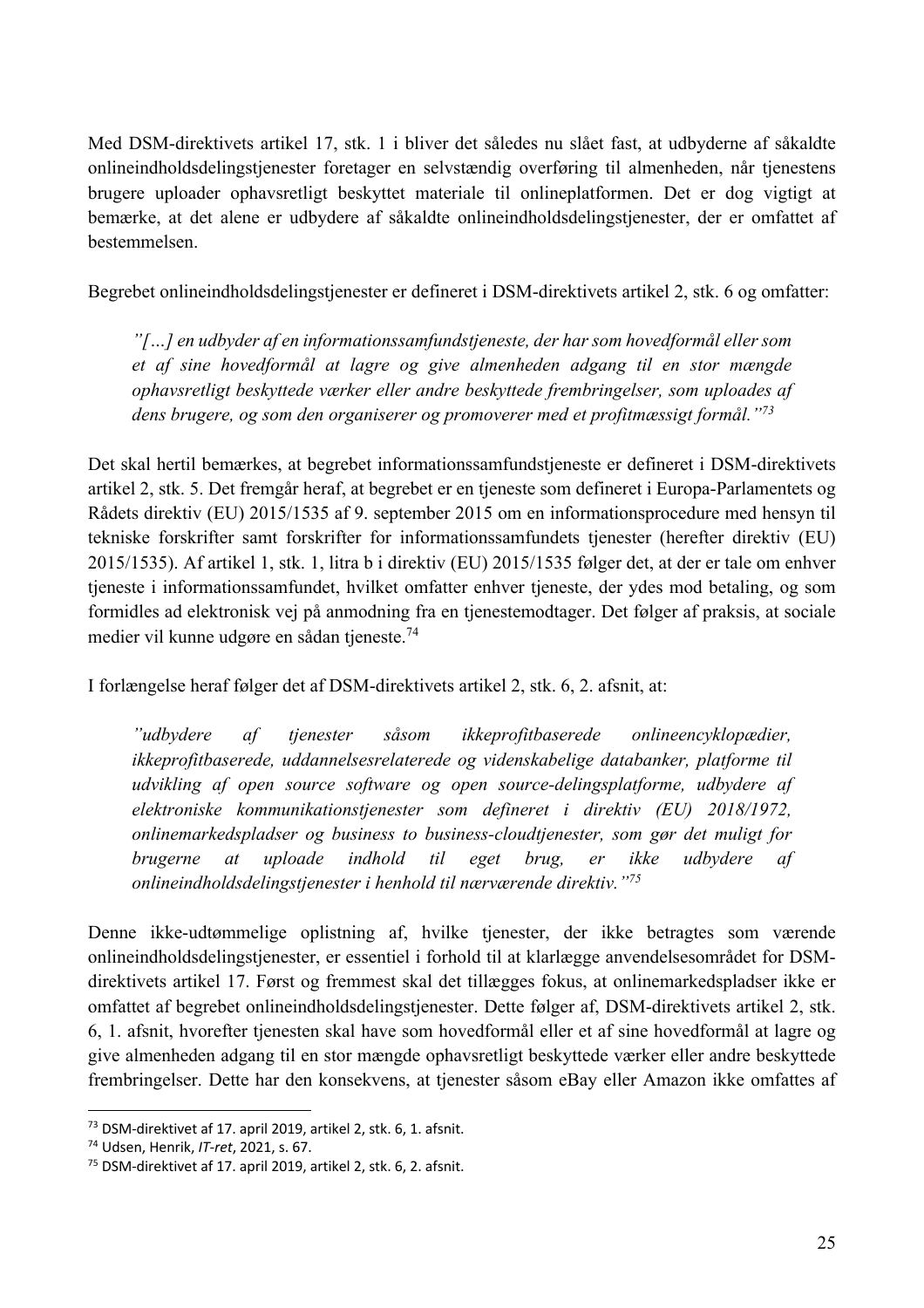Med DSM-direktivets artikel 17, stk. 1 i bliver det således nu slået fast, at udbyderne af såkaldte onlineindholdsdelingstjenester foretager en selvstændig overføring til almenheden, når tjenestens brugere uploader ophavsretligt beskyttet materiale til onlineplatformen. Det er dog vigtigt at bemærke, at det alene er udbydere af såkaldte onlineindholdsdelingstjenester, der er omfattet af bestemmelsen.

Begrebet onlineindholdsdelingstjenester er defineret i DSM-direktivets artikel 2, stk. 6 og omfatter:

> *"[…] en udbyder af en informationssamfundstjeneste, der har som hovedformål eller som et af sine hovedformål at lagre og give almenheden adgang til en stor mængde ophavsretligt beskyttede værker eller andre beskyttede frembringelser, som uploades af dens brugere, og som den organiserer og promoverer med et profitmæssigt formål."*[73]

Det skal hertil bemærkes, at begrebet informationssamfundstjeneste er defineret i DSM-direktivets artikel 2, stk. 5. Det fremgår heraf, at begrebet er en tjeneste som defineret i Europa-Parlamentets og Rådets direktiv (EU) 2015/1535 af 9. september 2015 om en informationsprocedure med hensyn til tekniske forskrifter samt forskrifter for informationssamfundets tjenester (herefter direktiv (EU) 2015/1535). Af artikel 1, stk. 1, litra b i direktiv (EU) 2015/1535 følger det, at der er tale om enhver tjeneste i informationssamfundet, hvilket omfatter enhver tjeneste, der ydes mod betaling, og som formidles ad elektronisk vej på anmodning fra en tjenestemodtager. Det følger af praksis, at sociale medier vil kunne udgøre en sådan tjeneste.[74]

I forlængelse heraf følger det af DSM-direktivets artikel 2, stk. 6, 2. afsnit, at:

> *"udbydere af tjenester såsom ikkeprofitbaserede onlineencyklopædier, ikkeprofitbaserede, uddannelsesrelaterede og videnskabelige databanker, platforme til udvikling af open source software og open source-delingsplatforme, udbydere af elektroniske kommunikationstjenester som defineret i direktiv (EU) 2018/1972, onlinemarkedspladser og business to business-cloudtjenester, som gør det muligt for brugerne at uploade indhold til eget brug, er ikke udbydere af onlineindholdsdelingstjenester i henhold til nærværende direktiv."*[75]

Denne ikke-udtømmelige oplistning af, hvilke tjenester, der ikke betragtes som værende onlineindholdsdelingstjenester, er essentiel i forhold til at klarlægge anvendelsesområdet for DSM-direktivets artikel 17. Først og fremmest skal det tillægges fokus, at onlinemarkedspladser ikke er omfattet af begrebet onlineindholdsdelingstjenester. Dette følger af, DSM-direktivets artikel 2, stk. 6, 1. afsnit, hvorefter tjenesten skal have som hovedformål eller et af sine hovedformål at lagre og give almenheden adgang til en stor mængde ophavsretligt beskyttede værker eller andre beskyttede frembringelser. Dette har den konsekvens, at tjenester såsom eBay eller Amazon ikke omfattes af

---

[73] DSM-direktivet af 17. april 2019, artikel 2, stk. 6, 1. afsnit.

[74] Udsen, Henrik, *IT-ret*, 2021, s. 67.

[75] DSM-direktivet af 17. april 2019, artikel 2, stk. 6, 2. afsnit.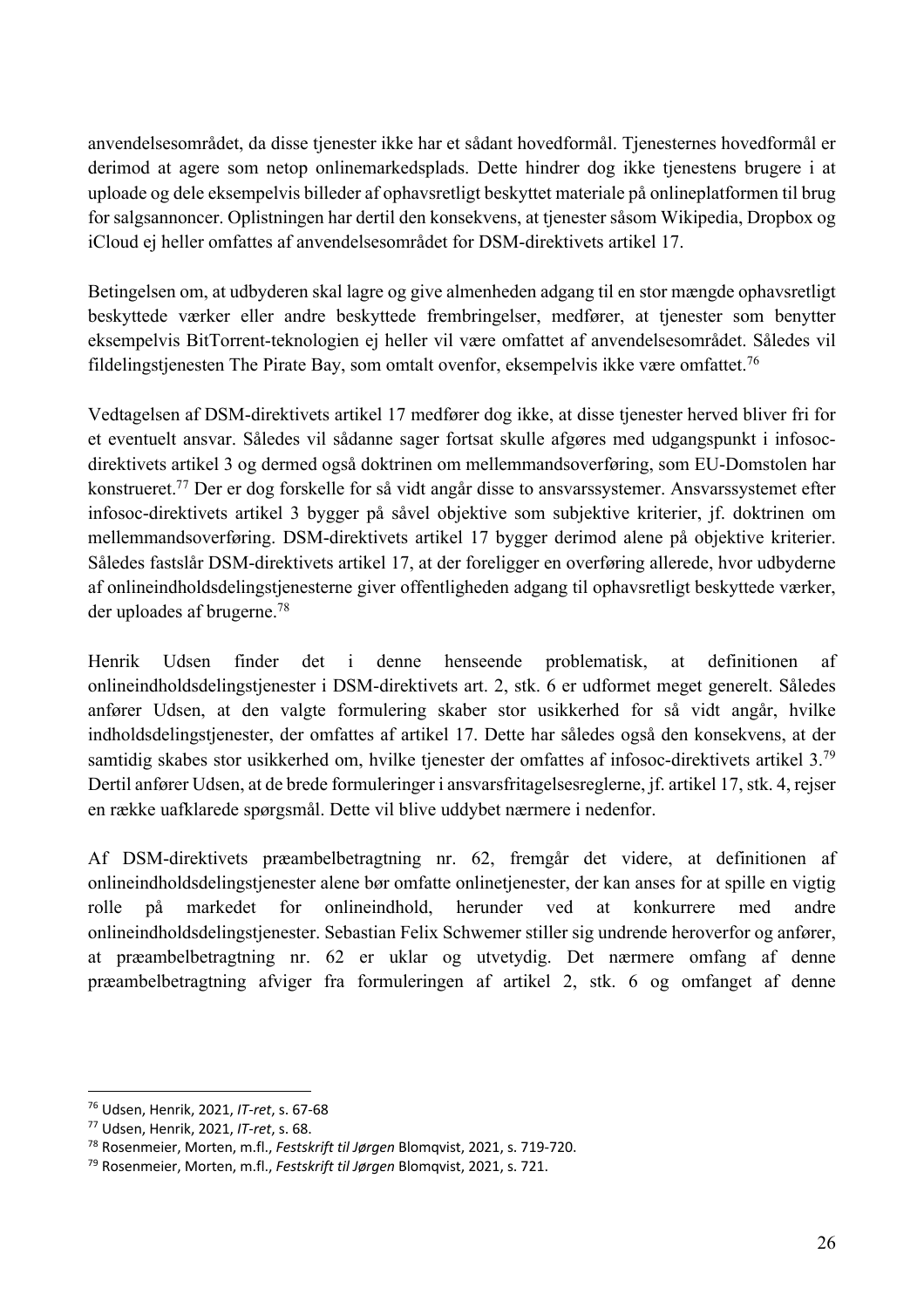anvendelsesområdet, da disse tjenester ikke har et sådant hovedformål. Tjenesternes hovedformål er derimod at agere som netop onlinemarkedsplads. Dette hindrer dog ikke tjenestens brugere i at uploade og dele eksempelvis billeder af ophavsretligt beskyttet materiale på onlineplatformen til brug for salgsannoncer. Oplistningen har dertil den konsekvens, at tjenester såsom Wikipedia, Dropbox og iCloud ej heller omfattes af anvendelsesområdet for DSM-direktivets artikel 17.

Betingelsen om, at udbyderen skal lagre og give almenheden adgang til en stor mængde ophavsretligt beskyttede værker eller andre beskyttede frembringelser, medfører, at tjenester som benytter eksempelvis BitTorrent-teknologien ej heller vil være omfattet af anvendelsesområdet. Således vil fildelingstjenesten The Pirate Bay, som omtalt ovenfor, eksempelvis ikke være omfattet.[76]

Vedtagelsen af DSM-direktivets artikel 17 medfører dog ikke, at disse tjenester herved bliver fri for et eventuelt ansvar. Således vil sådanne sager fortsat skulle afgøres med udgangspunkt i infosoc-direktivets artikel 3 og dermed også doktrinen om mellemmandsoverføring, som EU-Domstolen har konstrueret.[77] Der er dog forskelle for så vidt angår disse to ansvarssystemer. Ansvarssystemet efter infosoc-direktivets artikel 3 bygger på såvel objektive som subjektive kriterier, jf. doktrinen om mellemmandsoverføring. DSM-direktivets artikel 17 bygger derimod alene på objektive kriterier. Således fastslår DSM-direktivets artikel 17, at der foreligger en overføring allerede, hvor udbyderne af onlineindholdsdelingstjenesterne giver offentligheden adgang til ophavsretligt beskyttede værker, der uploades af brugerne.[78]

Henrik Udsen finder det i denne henseende problematisk, at definitionen af onlineindholdsdelingstjenester i DSM-direktivets art. 2, stk. 6 er udformet meget generelt. Således anfører Udsen, at den valgte formulering skaber stor usikkerhed for så vidt angår, hvilke indholdsdelingstjenester, der omfattes af artikel 17. Dette har således også den konsekvens, at der samtidig skabes stor usikkerhed om, hvilke tjenester der omfattes af infosoc-direktivets artikel 3.[79] Dertil anfører Udsen, at de brede formuleringer i ansvarsfritagelsesreglerne, jf. artikel 17, stk. 4, rejser en række uafklarede spørgsmål. Dette vil blive uddybet nærmere i nedenfor.

Af DSM-direktivets præambelbetragtning nr. 62, fremgår det videre, at definitionen af onlineindholdsdelingstjenester alene bør omfatte onlinetjenester, der kan anses for at spille en vigtig rolle på markedet for onlineindhold, herunder ved at konkurrere med andre onlineindholdsdelingstjenester. Sebastian Felix Schwemer stiller sig undrende heroverfor og anfører, at præambelbetragtning nr. 62 er uklar og utvetydig. Det nærmere omfang af denne præambelbetragtning afviger fra formuleringen af artikel 2, stk. 6 og omfanget af denne

---

[76] Udsen, Henrik, 2021, *IT-ret*, s. 67-68
[77] Udsen, Henrik, 2021, *IT-ret*, s. 68.
[78] Rosenmeier, Morten, m.fl., *Festskrift til Jørgen* Blomqvist, 2021, s. 719-720.
[79] Rosenmeier, Morten, m.fl., *Festskrift til Jørgen* Blomqvist, 2021, s. 721.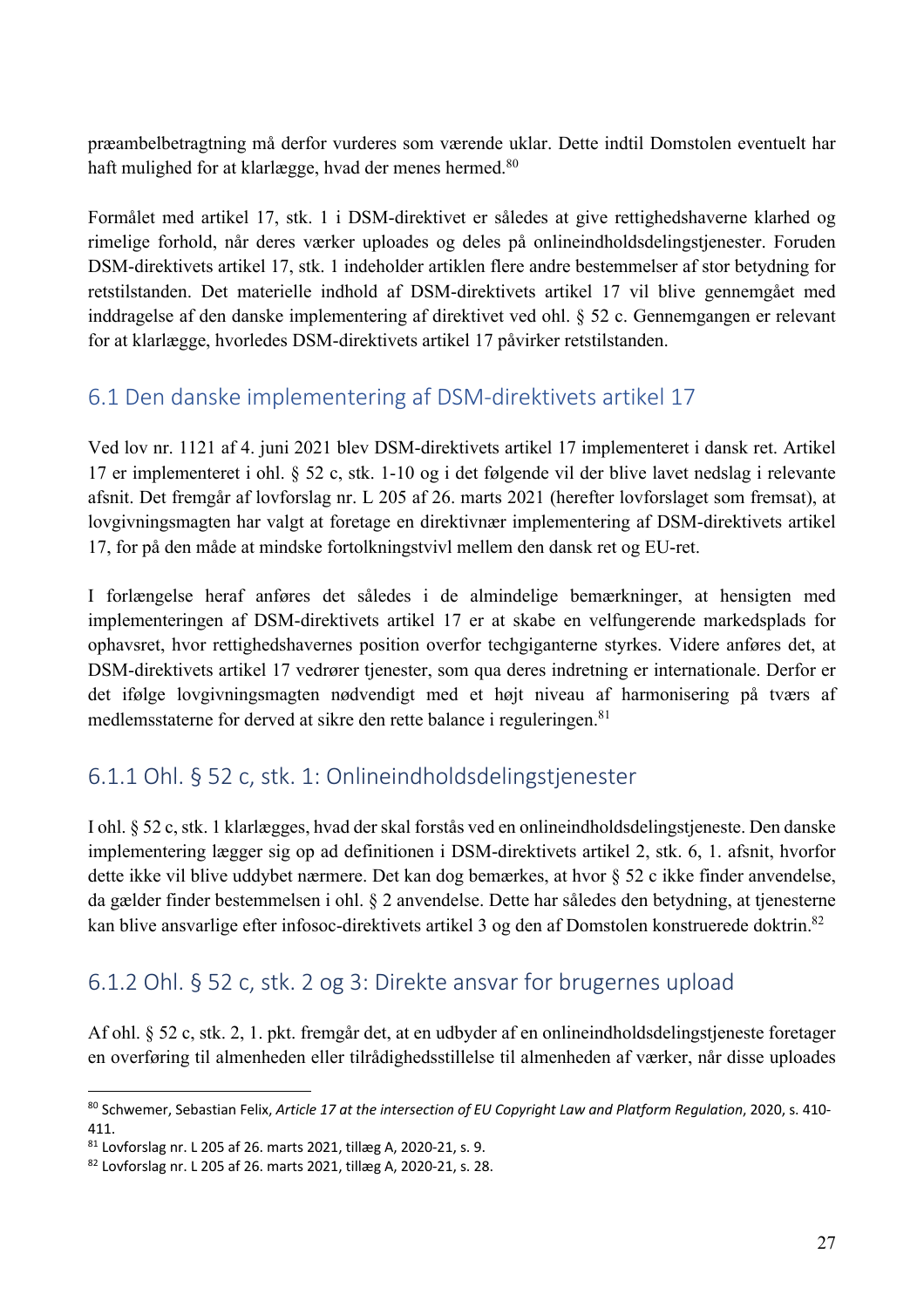præambelbetragtning må derfor vurderes som værende uklar. Dette indtil Domstolen eventuelt har haft mulighed for at klarlægge, hvad der menes hermed.[80]

Formålet med artikel 17, stk. 1 i DSM-direktivet er således at give rettighedshaverne klarhed og rimelige forhold, når deres værker uploades og deles på onlineindholdsdelingstjenester. Foruden DSM-direktivets artikel 17, stk. 1 indeholder artiklen flere andre bestemmelser af stor betydning for retstilstanden. Det materielle indhold af DSM-direktivets artikel 17 vil blive gennemgået med inddragelse af den danske implementering af direktivet ved ohl. § 52 c. Gennemgangen er relevant for at klarlægge, hvorledes DSM-direktivets artikel 17 påvirker retstilstanden.

## 6.1 Den danske implementering af DSM-direktivets artikel 17

Ved lov nr. 1121 af 4. juni 2021 blev DSM-direktivets artikel 17 implementeret i dansk ret. Artikel 17 er implementeret i ohl. § 52 c, stk. 1-10 og i det følgende vil der blive lavet nedslag i relevante afsnit. Det fremgår af lovforslag nr. L 205 af 26. marts 2021 (herefter lovforslaget som fremsat), at lovgivningsmagten har valgt at foretage en direktivnær implementering af DSM-direktivets artikel 17, for på den måde at mindske fortolkningstvivl mellem den dansk ret og EU-ret.

I forlængelse heraf anføres det således i de almindelige bemærkninger, at hensigten med implementeringen af DSM-direktivets artikel 17 er at skabe en velfungerende markedsplads for ophavsret, hvor rettighedshavernes position overfor techgiganterne styrkes. Videre anføres det, at DSM-direktivets artikel 17 vedrører tjenester, som qua deres indretning er internationale. Derfor er det ifølge lovgivningsmagten nødvendigt med et højt niveau af harmonisering på tværs af medlemsstaterne for derved at sikre den rette balance i reguleringen.[81]

### 6.1.1 Ohl. § 52 c, stk. 1: Onlineindholdsdelingstjenester

I ohl. § 52 c, stk. 1 klarlægges, hvad der skal forstås ved en onlineindholdsdelingstjeneste. Den danske implementering lægger sig op ad definitionen i DSM-direktivets artikel 2, stk. 6, 1. afsnit, hvorfor dette ikke vil blive uddybet nærmere. Det kan dog bemærkes, at hvor § 52 c ikke finder anvendelse, da gælder finder bestemmelsen i ohl. § 2 anvendelse. Dette har således den betydning, at tjenesterne kan blive ansvarlige efter infosoc-direktivets artikel 3 og den af Domstolen konstruerede doktrin.[82]

### 6.1.2 Ohl. § 52 c, stk. 2 og 3: Direkte ansvar for brugernes upload

Af ohl. § 52 c, stk. 2, 1. pkt. fremgår det, at en udbyder af en onlineindholdsdelingstjeneste foretager en overføring til almenheden eller tilrådighedsstillelse til almenheden af værker, når disse uploades

---

[80] Schwemer, Sebastian Felix, *Article 17 at the intersection of EU Copyright Law and Platform Regulation*, 2020, s. 410-411.

[81] Lovforslag nr. L 205 af 26. marts 2021, tillæg A, 2020-21, s. 9.

[82] Lovforslag nr. L 205 af 26. marts 2021, tillæg A, 2020-21, s. 28.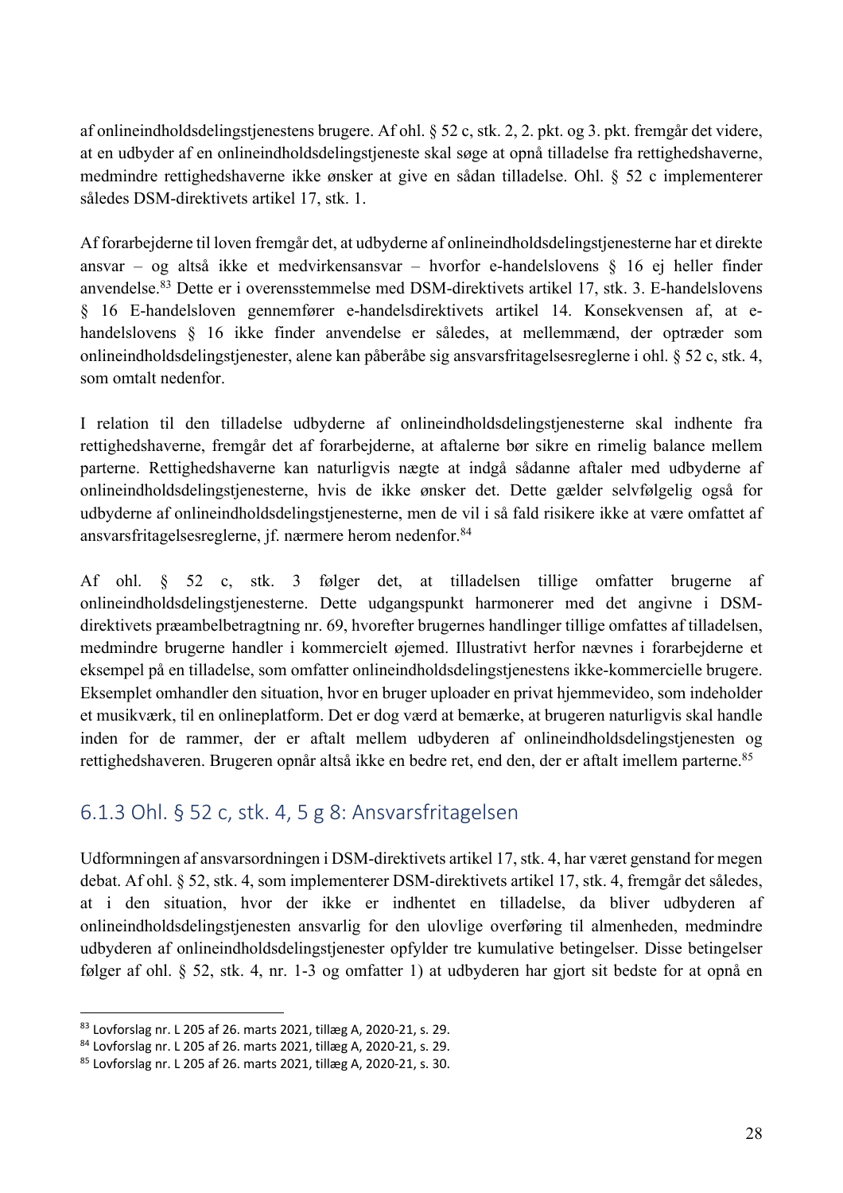af onlineindholdsdelingstjenestens brugere. Af ohl. § 52 c, stk. 2, 2. pkt. og 3. pkt. fremgår det videre, at en udbyder af en onlineindholdsdelingstjeneste skal søge at opnå tilladelse fra rettighedshaverne, medmindre rettighedshaverne ikke ønsker at give en sådan tilladelse. Ohl. § 52 c implementerer således DSM-direktivets artikel 17, stk. 1.

Af forarbejderne til loven fremgår det, at udbyderne af onlineindholdsdelingstjenesterne har et direkte ansvar – og altså ikke et medvirkensansvar – hvorfor e-handelslovens § 16 ej heller finder anvendelse.[83] Dette er i overensstemmelse med DSM-direktivets artikel 17, stk. 3. E-handelslovens § 16 E-handelsloven gennemfører e-handelsdirektivets artikel 14. Konsekvensen af, at e-handelslovens § 16 ikke finder anvendelse er således, at mellemmænd, der optræder som onlineindholdsdelingstjenester, alene kan påberåbe sig ansvarsfritagelsesreglerne i ohl. § 52 c, stk. 4, som omtalt nedenfor.

I relation til den tilladelse udbyderne af onlineindholdsdelingstjenesterne skal indhente fra rettighedshaverne, fremgår det af forarbejderne, at aftalerne bør sikre en rimelig balance mellem parterne. Rettighedshaverne kan naturligvis nægte at indgå sådanne aftaler med udbyderne af onlineindholdsdelingstjenesterne, hvis de ikke ønsker det. Dette gælder selvfølgelig også for udbyderne af onlineindholdsdelingstjenesterne, men de vil i så fald risikere ikke at være omfattet af ansvarsfritagelsesreglerne, jf. nærmere herom nedenfor.[84]

Af ohl. § 52 c, stk. 3 følger det, at tilladelsen tillige omfatter brugerne af onlineindholdsdelingstjenesterne. Dette udgangspunkt harmonerer med det angivne i DSM-direktivets præambelbetragtning nr. 69, hvorefter brugernes handlinger tillige omfattes af tilladelsen, medmindre brugerne handler i kommercielt øjemed. Illustrativt herfor nævnes i forarbejderne et eksempel på en tilladelse, som omfatter onlineindholdsdelingstjenestens ikke-kommercielle brugere. Eksemplet omhandler den situation, hvor en bruger uploader en privat hjemmevideo, som indeholder et musikværk, til en onlineplatform. Det er dog værd at bemærke, at brugeren naturligvis skal handle inden for de rammer, der er aftalt mellem udbyderen af onlineindholdsdelingstjenesten og rettighedshaveren. Brugeren opnår altså ikke en bedre ret, end den, der er aftalt imellem parterne.[85]

### 6.1.3 Ohl. § 52 c, stk. 4, 5 g 8: Ansvarsfritagelsen

Udformningen af ansvarsordningen i DSM-direktivets artikel 17, stk. 4, har været genstand for megen debat. Af ohl. § 52, stk. 4, som implementerer DSM-direktivets artikel 17, stk. 4, fremgår det således, at i den situation, hvor der ikke er indhentet en tilladelse, da bliver udbyderen af onlineindholdsdelingstjenesten ansvarlig for den ulovlige overføring til almenheden, medmindre udbyderen af onlineindholdsdelingstjenester opfylder tre kumulative betingelser. Disse betingelser følger af ohl. § 52, stk. 4, nr. 1-3 og omfatter 1) at udbyderen har gjort sit bedste for at opnå en

---

[83] Lovforslag nr. L 205 af 26. marts 2021, tillæg A, 2020-21, s. 29.
[84] Lovforslag nr. L 205 af 26. marts 2021, tillæg A, 2020-21, s. 29.
[85] Lovforslag nr. L 205 af 26. marts 2021, tillæg A, 2020-21, s. 30.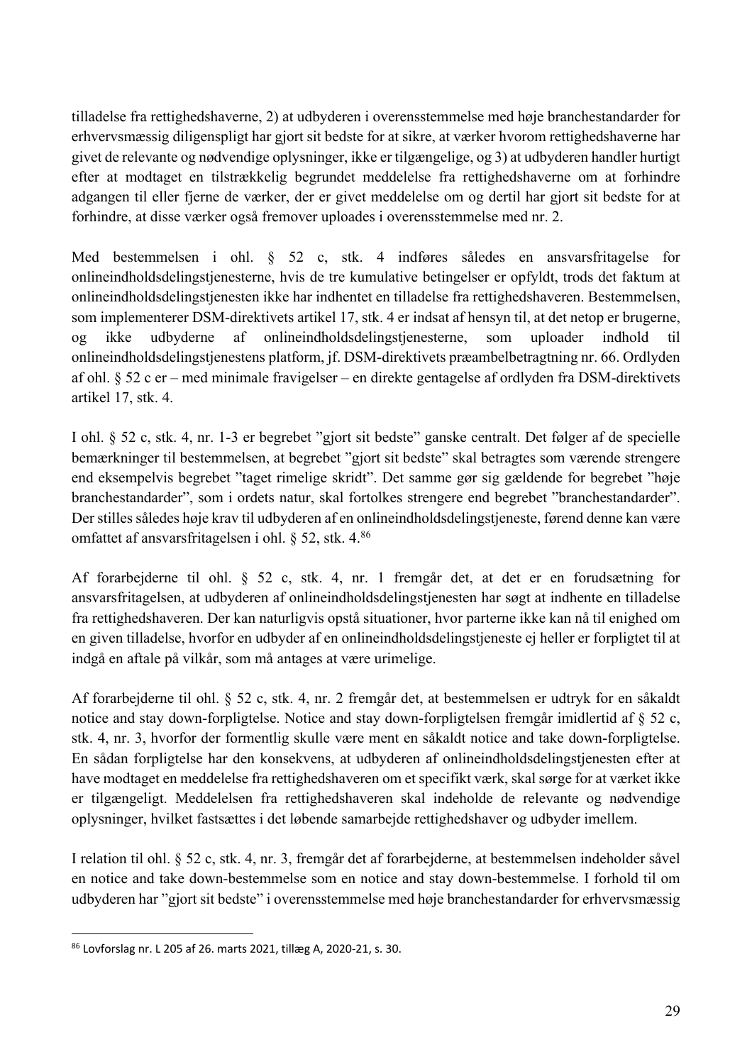tilladelse fra rettighedshaverne, 2) at udbyderen i overensstemmelse med høje branchestandarder for erhvervsmæssig diligenspligt har gjort sit bedste for at sikre, at værker hvorom rettighedshaverne har givet de relevante og nødvendige oplysninger, ikke er tilgængelige, og 3) at udbyderen handler hurtigt efter at modtaget en tilstrækkelig begrundet meddelelse fra rettighedshaverne om at forhindre adgangen til eller fjerne de værker, der er givet meddelelse om og dertil har gjort sit bedste for at forhindre, at disse værker også fremover uploades i overensstemmelse med nr. 2.

Med bestemmelsen i ohl. § 52 c, stk. 4 indføres således en ansvarsfritagelse for onlineindholdsdelingstjenesterne, hvis de tre kumulative betingelser er opfyldt, trods det faktum at onlineindholdsdelingstjenesten ikke har indhentet en tilladelse fra rettighedshaveren. Bestemmelsen, som implementerer DSM-direktivets artikel 17, stk. 4 er indsat af hensyn til, at det netop er brugerne, og ikke udbyderne af onlineindholdsdelingstjenesterne, som uploader indhold til onlineindholdsdelingstjenestens platform, jf. DSM-direktivets præambelbetragtning nr. 66. Ordlyden af ohl. § 52 c er – med minimale fravigelser – en direkte gentagelse af ordlyden fra DSM-direktivets artikel 17, stk. 4.

I ohl. § 52 c, stk. 4, nr. 1-3 er begrebet "gjort sit bedste" ganske centralt. Det følger af de specielle bemærkninger til bestemmelsen, at begrebet "gjort sit bedste" skal betragtes som værende strengere end eksempelvis begrebet "taget rimelige skridt". Det samme gør sig gældende for begrebet "høje branchestandarder", som i ordets natur, skal fortolkes strengere end begrebet "branchestandarder". Der stilles således høje krav til udbyderen af en onlineindholdsdelingstjeneste, førend denne kan være omfattet af ansvarsfritagelsen i ohl. § 52, stk. 4.[86]

Af forarbejderne til ohl. § 52 c, stk. 4, nr. 1 fremgår det, at det er en forudsætning for ansvarsfritagelsen, at udbyderen af onlineindholdsdelingstjenesten har søgt at indhente en tilladelse fra rettighedshaveren. Der kan naturligvis opstå situationer, hvor parterne ikke kan nå til enighed om en given tilladelse, hvorfor en udbyder af en onlineindholdsdelingstjeneste ej heller er forpligtet til at indgå en aftale på vilkår, som må antages at være urimelige.

Af forarbejderne til ohl. § 52 c, stk. 4, nr. 2 fremgår det, at bestemmelsen er udtryk for en såkaldt notice and stay down-forpligtelse. Notice and stay down-forpligtelsen fremgår imidlertid af § 52 c, stk. 4, nr. 3, hvorfor der formentlig skulle være ment en såkaldt notice and take down-forpligtelse. En sådan forpligtelse har den konsekvens, at udbyderen af onlineindholdsdelingstjenesten efter at have modtaget en meddelelse fra rettighedshaveren om et specifikt værk, skal sørge for at værket ikke er tilgængeligt. Meddelelsen fra rettighedshaveren skal indeholde de relevante og nødvendige oplysninger, hvilket fastsættes i det løbende samarbejde rettighedshaver og udbyder imellem.

I relation til ohl. § 52 c, stk. 4, nr. 3, fremgår det af forarbejderne, at bestemmelsen indeholder såvel en notice and take down-bestemmelse som en notice and stay down-bestemmelse. I forhold til om udbyderen har "gjort sit bedste" i overensstemmelse med høje branchestandarder for erhvervsmæssig

[86] Lovforslag nr. L 205 af 26. marts 2021, tillæg A, 2020-21, s. 30.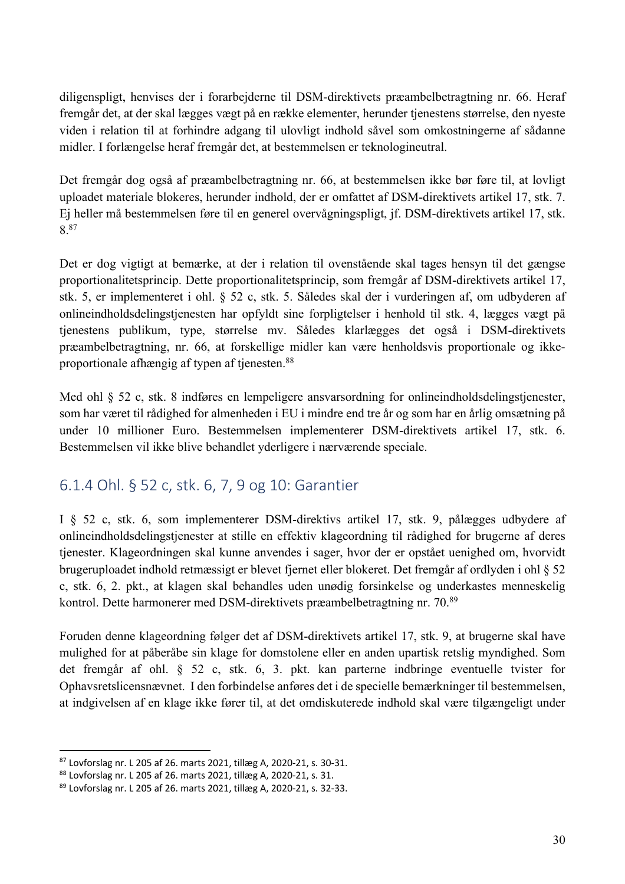diligenspligt, henvises der i forarbejderne til DSM-direktivets præambelbetragtning nr. 66. Heraf fremgår det, at der skal lægges vægt på en række elementer, herunder tjenestens størrelse, den nyeste viden i relation til at forhindre adgang til ulovligt indhold såvel som omkostningerne af sådanne midler. I forlængelse heraf fremgår det, at bestemmelsen er teknologineutral.

Det fremgår dog også af præambelbetragtning nr. 66, at bestemmelsen ikke bør føre til, at lovligt uploadet materiale blokeres, herunder indhold, der er omfattet af DSM-direktivets artikel 17, stk. 7. Ej heller må bestemmelsen føre til en generel overvågningspligt, jf. DSM-direktivets artikel 17, stk. 8.[87]

Det er dog vigtigt at bemærke, at der i relation til ovenstående skal tages hensyn til det gængse proportionalitetsprincip. Dette proportionalitetsprincip, som fremgår af DSM-direktivets artikel 17, stk. 5, er implementeret i ohl. § 52 c, stk. 5. Således skal der i vurderingen af, om udbyderen af onlineindholdsdelingstjenesten har opfyldt sine forpligtelser i henhold til stk. 4, lægges vægt på tjenestens publikum, type, størrelse mv. Således klarlægges det også i DSM-direktivets præambelbetragtning, nr. 66, at forskellige midler kan være henholdsvis proportionale og ikke-proportionale afhængig af typen af tjenesten.[88]

Med ohl § 52 c, stk. 8 indføres en lempeligere ansvarsordning for onlineindholdsdelingstjenester, som har været til rådighed for almenheden i EU i mindre end tre år og som har en årlig omsætning på under 10 millioner Euro. Bestemmelsen implementerer DSM-direktivets artikel 17, stk. 6. Bestemmelsen vil ikke blive behandlet yderligere i nærværende speciale.

### 6.1.4 Ohl. § 52 c, stk. 6, 7, 9 og 10: Garantier

I § 52 c, stk. 6, som implementerer DSM-direktivs artikel 17, stk. 9, pålægges udbydere af onlineindholdsdelingstjenester at stille en effektiv klageordning til rådighed for brugerne af deres tjenester. Klageordningen skal kunne anvendes i sager, hvor der er opstået uenighed om, hvorvidt brugeruploadet indhold retmæssigt er blevet fjernet eller blokeret. Det fremgår af ordlyden i ohl § 52 c, stk. 6, 2. pkt., at klagen skal behandles uden unødig forsinkelse og underkastes menneskelig kontrol. Dette harmonerer med DSM-direktivets præambelbetragtning nr. 70.[89]

Foruden denne klageordning følger det af DSM-direktivets artikel 17, stk. 9, at brugerne skal have mulighed for at påberåbe sin klage for domstolene eller en anden upartisk retslig myndighed. Som det fremgår af ohl. § 52 c, stk. 6, 3. pkt. kan parterne indbringe eventuelle tvister for Ophavsretslicensnævnet. I den forbindelse anføres det i de specielle bemærkninger til bestemmelsen, at indgivelsen af en klage ikke fører til, at det omdiskuterede indhold skal være tilgængeligt under

---

[87] Lovforslag nr. L 205 af 26. marts 2021, tillæg A, 2020-21, s. 30-31.

[88] Lovforslag nr. L 205 af 26. marts 2021, tillæg A, 2020-21, s. 31.

[89] Lovforslag nr. L 205 af 26. marts 2021, tillæg A, 2020-21, s. 32-33.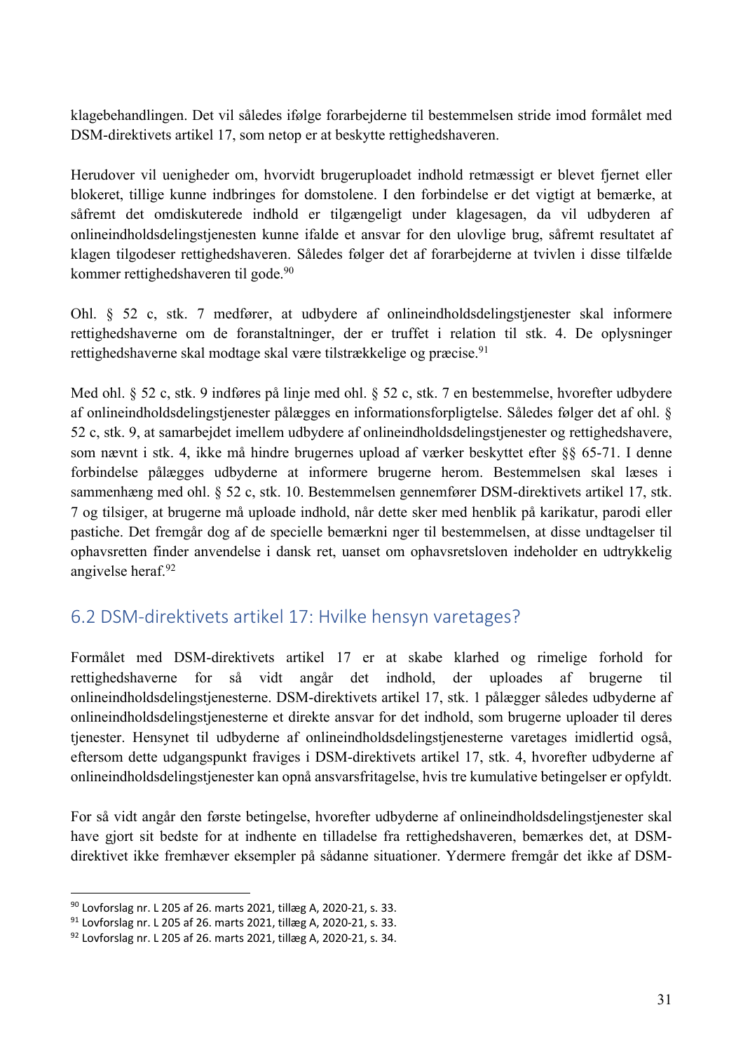klagebehandlingen. Det vil således ifølge forarbejderne til bestemmelsen stride imod formålet med DSM-direktivets artikel 17, som netop er at beskytte rettighedshaveren.

Herudover vil uenigheder om, hvorvidt brugeruploadet indhold retmæssigt er blevet fjernet eller blokeret, tillige kunne indbringes for domstolene. I den forbindelse er det vigtigt at bemærke, at såfremt det omdiskuterede indhold er tilgængeligt under klagesagen, da vil udbyderen af onlineindholdsdelingstjenesten kunne ifalde et ansvar for den ulovlige brug, såfremt resultatet af klagen tilgodeser rettighedshaveren. Således følger det af forarbejderne at tvivlen i disse tilfælde kommer rettighedshaveren til gode.[90]

Ohl. § 52 c, stk. 7 medfører, at udbydere af onlineindholdsdelingstjenester skal informere rettighedshaverne om de foranstaltninger, der er truffet i relation til stk. 4. De oplysninger rettighedshaverne skal modtage skal være tilstrækkelige og præcise.[91]

Med ohl. § 52 c, stk. 9 indføres på linje med ohl. § 52 c, stk. 7 en bestemmelse, hvorefter udbydere af onlineindholdsdelingstjenester pålægges en informationsforpligtelse. Således følger det af ohl. § 52 c, stk. 9, at samarbejdet imellem udbydere af onlineindholdsdelingstjenester og rettighedshavere, som nævnt i stk. 4, ikke må hindre brugernes upload af værker beskyttet efter §§ 65-71. I denne forbindelse pålægges udbyderne at informere brugerne herom. Bestemmelsen skal læses i sammenhæng med ohl. § 52 c, stk. 10. Bestemmelsen gennemfører DSM-direktivets artikel 17, stk. 7 og tilsiger, at brugerne må uploade indhold, når dette sker med henblik på karikatur, parodi eller pastiche. Det fremgår dog af de specielle bemærkni nger til bestemmelsen, at disse undtagelser til ophavsretten finder anvendelse i dansk ret, uanset om ophavsretsloven indeholder en udtrykkelig angivelse heraf.[92]

## 6.2 DSM-direktivets artikel 17: Hvilke hensyn varetages?

Formålet med DSM-direktivets artikel 17 er at skabe klarhed og rimelige forhold for rettighedshaverne for så vidt angår det indhold, der uploades af brugerne til onlineindholdsdelingstjenesterne. DSM-direktivets artikel 17, stk. 1 pålægger således udbyderne af onlineindholdsdelingstjenesterne et direkte ansvar for det indhold, som brugerne uploader til deres tjenester. Hensynet til udbyderne af onlineindholdsdelingstjenesterne varetages imidlertid også, eftersom dette udgangspunkt fraviges i DSM-direktivets artikel 17, stk. 4, hvorefter udbyderne af onlineindholdsdelingstjenester kan opnå ansvarsfritagelse, hvis tre kumulative betingelser er opfyldt.

For så vidt angår den første betingelse, hvorefter udbyderne af onlineindholdsdelingstjenester skal have gjort sit bedste for at indhente en tilladelse fra rettighedshaveren, bemærkes det, at DSM-direktivet ikke fremhæver eksempler på sådanne situationer. Ydermere fremgår det ikke af DSM-

[90] Lovforslag nr. L 205 af 26. marts 2021, tillæg A, 2020-21, s. 33.
[91] Lovforslag nr. L 205 af 26. marts 2021, tillæg A, 2020-21, s. 33.
[92] Lovforslag nr. L 205 af 26. marts 2021, tillæg A, 2020-21, s. 34.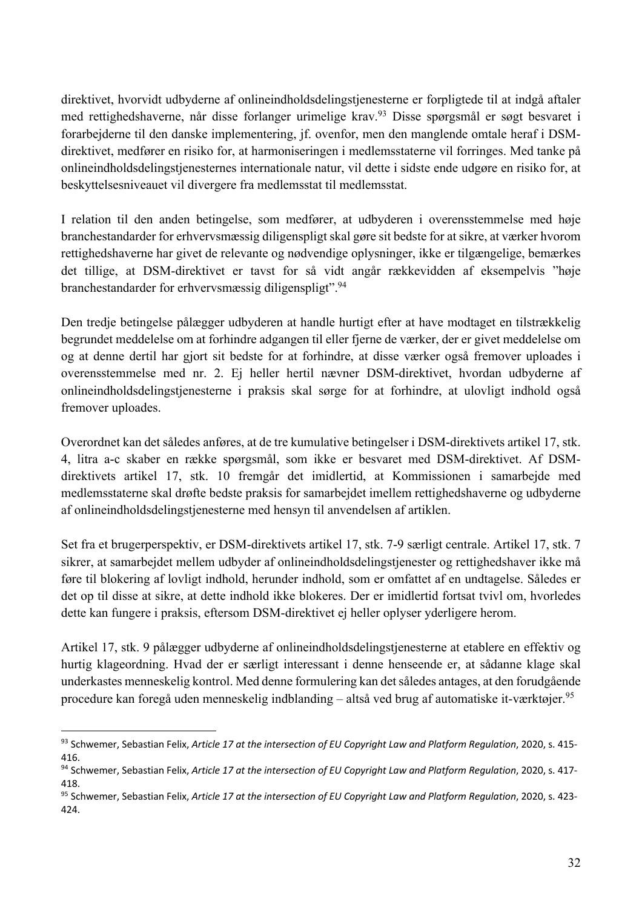direktivet, hvorvidt udbyderne af onlineindholdsdelingstjenesterne er forpligtede til at indgå aftaler med rettighedshaverne, når disse forlanger urimelige krav.[93] Disse spørgsmål er søgt besvaret i forarbejderne til den danske implementering, jf. ovenfor, men den manglende omtale heraf i DSM-direktivet, medfører en risiko for, at harmoniseringen i medlemsstaterne vil forringes. Med tanke på onlineindholdsdelingstjenesternes internationale natur, vil dette i sidste ende udgøre en risiko for, at beskyttelsesniveauet vil divergere fra medlemsstat til medlemsstat.

I relation til den anden betingelse, som medfører, at udbyderen i overensstemmelse med høje branchestandarder for erhvervsmæssig diligenspligt skal gøre sit bedste for at sikre, at værker hvorom rettighedshaverne har givet de relevante og nødvendige oplysninger, ikke er tilgængelige, bemærkes det tillige, at DSM-direktivet er tavst for så vidt angår rækkevidden af eksempelvis "høje branchestandarder for erhvervsmæssig diligenspligt".[94]

Den tredje betingelse pålægger udbyderen at handle hurtigt efter at have modtaget en tilstrækkelig begrundet meddelelse om at forhindre adgangen til eller fjerne de værker, der er givet meddelelse om og at denne dertil har gjort sit bedste for at forhindre, at disse værker også fremover uploades i overensstemmelse med nr. 2. Ej heller hertil nævner DSM-direktivet, hvordan udbyderne af onlineindholdsdelingstjenesterne i praksis skal sørge for forhindre, at ulovligt indhold også fremover uploades.

Overordnet kan det således anføres, at de tre kumulative betingelser i DSM-direktivets artikel 17, stk. 4, litra a-c skaber en række spørgsmål, som ikke er besvaret med DSM-direktivet. Af DSM-direktivets artikel 17, stk. 10 fremgår det imidlertid, at Kommissionen i samarbejde med medlemsstaterne skal drøfte bedste praksis for samarbejdet imellem rettighedshaverne og udbyderne af onlineindholdsdelingstjenesterne med hensyn til anvendelsen af artiklen.

Set fra et brugerperspektiv, er DSM-direktivets artikel 17, stk. 7-9 særligt centrale. Artikel 17, stk. 7 sikrer, at samarbejdet mellem udbyder af onlineindholdsdelingstjenester og rettighedshaver ikke må føre til blokering af lovligt indhold, herunder indhold, som er omfattet af en undtagelse. Således er det op til disse at sikre, at dette indhold ikke blokeres. Der er imidlertid fortsat tvivl om, hvorledes dette kan fungere i praksis, eftersom DSM-direktivet ej heller oplyser yderligere herom.

Artikel 17, stk. 9 pålægger udbyderne af onlineindholdsdelingstjenesterne at etablere en effektiv og hurtig klageordning. Hvad der er særligt interessant i denne henseende er, at sådanne klage skal underkastes menneskelig kontrol. Med denne formulering kan det således antages, at den forudgående procedure kan foregå uden menneskelig indblanding – altså ved brug af automatiske it-værktøjer.[95]

---

[93] Schwemer, Sebastian Felix, *Article 17 at the intersection of EU Copyright Law and Platform Regulation*, 2020, s. 415-416.

[94] Schwemer, Sebastian Felix, *Article 17 at the intersection of EU Copyright Law and Platform Regulation*, 2020, s. 417-418.

[95] Schwemer, Sebastian Felix, *Article 17 at the intersection of EU Copyright Law and Platform Regulation*, 2020, s. 423-424.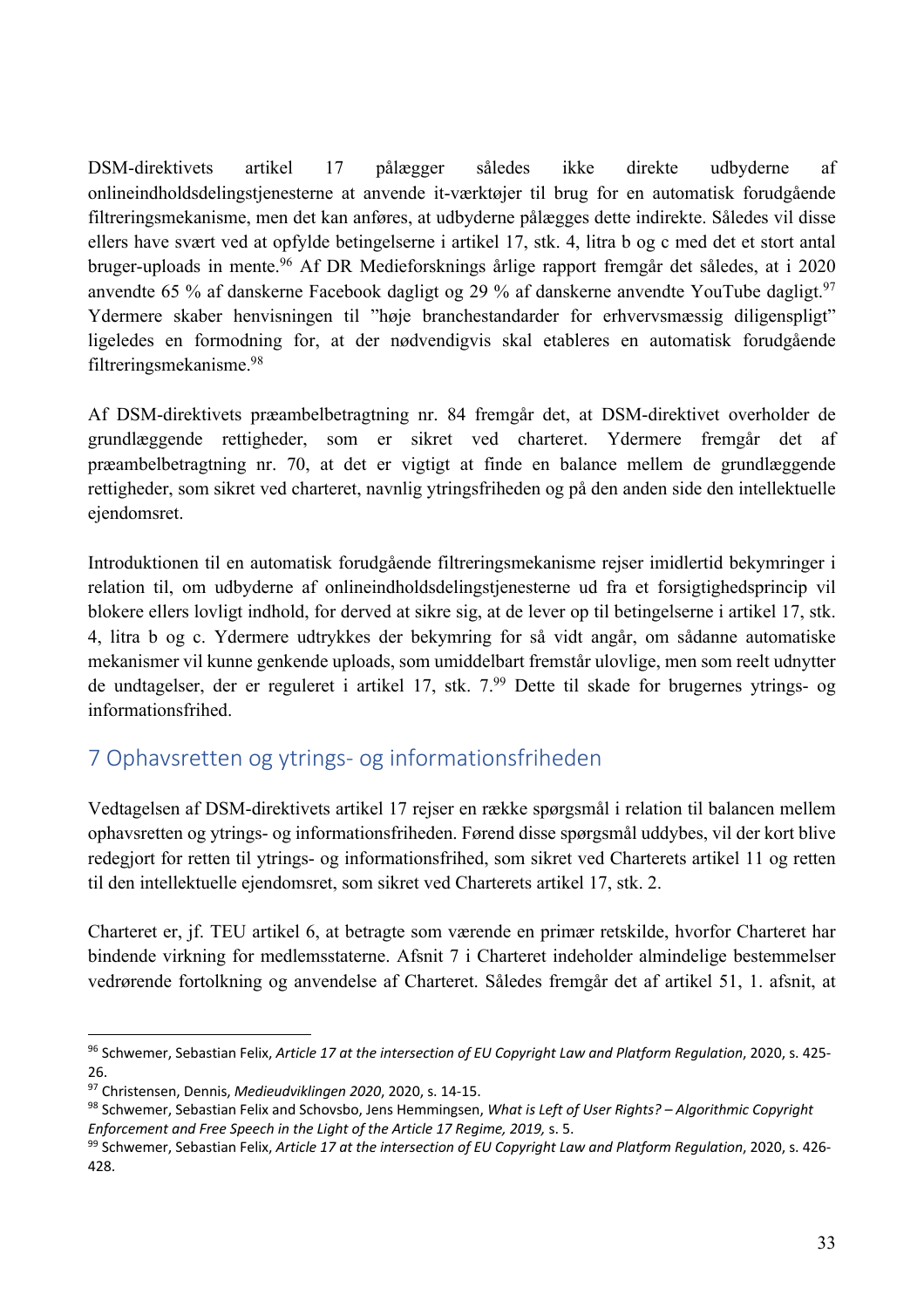DSM-direktivets artikel 17 pålægger således ikke direkte udbyderne af onlineindholdsdelingstjenesterne at anvende it-værktøjer til brug for en automatisk forudgående filtreringsmekanisme, men det kan anføres, at udbyderne pålægges dette indirekte. Således vil disse ellers have svært ved at opfylde betingelserne i artikel 17, stk. 4, litra b og c med det et stort antal bruger-uploads in mente.[96] Af DR Medieforsknings årlige rapport fremgår det således, at i 2020 anvendte 65 % af danskerne Facebook dagligt og 29 % af danskerne anvendte YouTube dagligt.[97] Ydermere skaber henvisningen til "høje branchestandarder for erhvervsmæssig diligenspligt" ligeledes en formodning for, at der nødvendigvis skal etableres en automatisk forudgående filtreringsmekanisme.[98]

Af DSM-direktivets præambelbetragtning nr. 84 fremgår det, at DSM-direktivet overholder de grundlæggende rettigheder, som er sikret ved charteret. Ydermere fremgår det af præambelbetragtning nr. 70, at det er vigtigt at finde en balance mellem de grundlæggende rettigheder, som sikret ved charteret, navnlig ytringsfriheden og på den anden side den intellektuelle ejendomsret.

Introduktionen til en automatisk forudgående filtreringsmekanisme rejser imidlertid bekymringer i relation til, om udbyderne af onlineindholdsdelingstjenesterne ud fra et forsigtighedsprincip vil blokere ellers lovligt indhold, for derved at sikre sig, at de lever op til betingelserne i artikel 17, stk. 4, litra b og c. Ydermere udtrykkes der bekymring for så vidt angår, om sådanne automatiske mekanismer vil kunne genkende uploads, som umiddelbart fremstår ulovlige, men som reelt udnytter de undtagelser, der er reguleret i artikel 17, stk. 7.[99] Dette til skade for brugernes ytrings- og informationsfrihed.

## 7 Ophavsretten og ytrings- og informationsfriheden

Vedtagelsen af DSM-direktivets artikel 17 rejser en række spørgsmål i relation til balancen mellem ophavsretten og ytrings- og informationsfriheden. Førend disse spørgsmål uddybes, vil der kort blive redegjort for retten til ytrings- og informationsfrihed, som sikret ved Charterets artikel 11 og retten til den intellektuelle ejendomsret, som sikret ved Charterets artikel 17, stk. 2.

Charteret er, jf. TEU artikel 6, at betragte som værende en primær retskilde, hvorfor Charteret har bindende virkning for medlemsstaterne. Afsnit 7 i Charteret indeholder almindelige bestemmelser vedrørende fortolkning og anvendelse af Charteret. Således fremgår det af artikel 51, 1. afsnit, at

---

[96] Schwemer, Sebastian Felix, *Article 17 at the intersection of EU Copyright Law and Platform Regulation*, 2020, s. 425-26.

[97] Christensen, Dennis, *Medieudviklingen 2020*, 2020, s. 14-15.

[98] Schwemer, Sebastian Felix and Schovsbo, Jens Hemmingsen, *What is Left of User Rights? – Algorithmic Copyright Enforcement and Free Speech in the Light of the Article 17 Regime, 2019,* s. 5.

[99] Schwemer, Sebastian Felix, *Article 17 at the intersection of EU Copyright Law and Platform Regulation*, 2020, s. 426-428.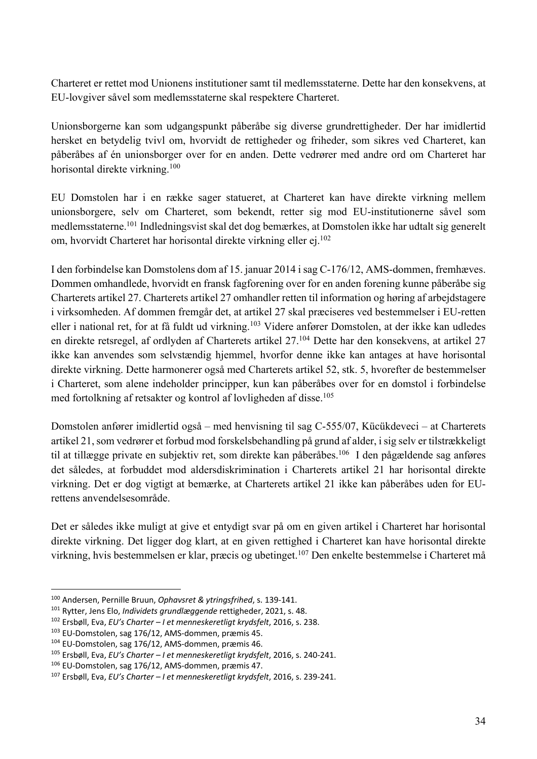Charteret er rettet mod Unionens institutioner samt til medlemsstaterne. Dette har den konsekvens, at EU-lovgiver såvel som medlemsstaterne skal respektere Charteret.

Unionsborgerne kan som udgangspunkt påberåbe sig diverse grundrettigheder. Der har imidlertid hersket en betydelig tvivl om, hvorvidt de rettigheder og friheder, som sikres ved Charteret, kan påberåbes af én unionsborger over for en anden. Dette vedrører med andre ord om Charteret har horisontal direkte virkning.[100]

EU Domstolen har i en række sager statueret, at Charteret kan have direkte virkning mellem unionsborgere, selv om Charteret, som bekendt, retter sig mod EU-institutionerne såvel som medlemsstaterne.[101] Indledningsvist skal det dog bemærkes, at Domstolen ikke har udtalt sig generelt om, hvorvidt Charteret har horisontal direkte virkning eller ej.[102]

I den forbindelse kan Domstolens dom af 15. januar 2014 i sag C-176/12, AMS-dommen, fremhæves. Dommen omhandlede, hvorvidt en fransk fagforening over for en anden forening kunne påberåbe sig Charterets artikel 27. Charterets artikel 27 omhandler retten til information og høring af arbejdstagere i virksomheden. Af dommen fremgår det, at artikel 27 skal præciseres ved bestemmelser i EU-retten eller i national ret, for at få fuldt ud virkning.[103] Videre anfører Domstolen, at der ikke kan udledes en direkte retsregel, af ordlyden af Charterets artikel 27.[104] Dette har den konsekvens, at artikel 27 ikke kan anvendes som selvstændig hjemmel, hvorfor denne ikke kan antages at have horisontal direkte virkning. Dette harmonerer også med Charterets artikel 52, stk. 5, hvorefter de bestemmelser i Charteret, som alene indeholder principper, kun kan påberåbes over for en domstol i forbindelse med fortolkning af retsakter og kontrol af lovligheden af disse.[105]

Domstolen anfører imidlertid også – med henvisning til sag C-555/07, Kücükdeveci – at Charterets artikel 21, som vedrører et forbud mod forskelsbehandling på grund af alder, i sig selv er tilstrækkeligt til at tillægge private en subjektiv ret, som direkte kan påberåbes.[106] I den pågældende sag anføres det således, at forbuddet mod aldersdiskrimination i Charterets artikel 21 har horisontal direkte virkning. Det er dog vigtigt at bemærke, at Charterets artikel 21 ikke kan påberåbes uden for EU-rettens anvendelsesområde.

Det er således ikke muligt at give et entydigt svar på om en given artikel i Charteret har horisontal direkte virkning. Det ligger dog klart, at en given rettighed i Charteret kan have horisontal direkte virkning, hvis bestemmelsen er klar, præcis og ubetinget.[107] Den enkelte bestemmelse i Charteret må

---

[100] Andersen, Pernille Bruun, *Ophavsret & ytringsfrihed*, s. 139-141.

[101] Rytter, Jens Elo, *Individets grundlæggende* rettigheder, 2021, s. 48.

[102] Ersbøll, Eva, *EU's Charter – I et menneskeretligt krydsfelt*, 2016, s. 238.

[103] EU-Domstolen, sag 176/12, AMS-dommen, præmis 45.

[104] EU-Domstolen, sag 176/12, AMS-dommen, præmis 46.

[105] Ersbøll, Eva, *EU's Charter – I et menneskeretligt krydsfelt*, 2016, s. 240-241.

[106] EU-Domstolen, sag 176/12, AMS-dommen, præmis 47.

[107] Ersbøll, Eva, *EU's Charter – I et menneskeretligt krydsfelt*, 2016, s. 239-241.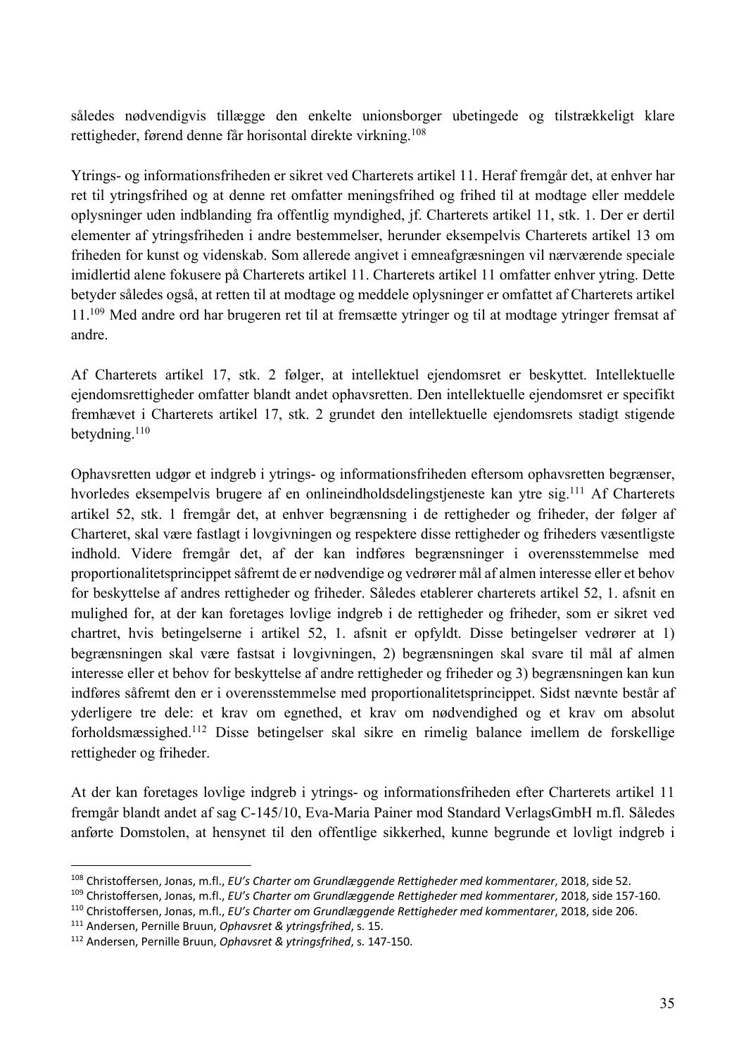således nødvendigvis tillægge den enkelte unionsborger ubetingede og tilstrækkeligt klare rettigheder, førend denne får horisontal direkte virkning.[108]

Ytrings- og informationsfriheden er sikret ved Charterets artikel 11. Heraf fremgår det, at enhver har ret til ytringsfrihed og at denne ret omfatter meningsfrihed og frihed til at modtage eller meddele oplysninger uden indblanding fra offentlig myndighed, jf. Charterets artikel 11, stk. 1. Der er dertil elementer af ytringsfriheden i andre bestemmelser, herunder eksempelvis Charterets artikel 13 om friheden for kunst og videnskab. Som allerede angivet i emneafgræsningen vil nærværende speciale imidlertid alene fokusere på Charterets artikel 11. Charterets artikel 11 omfatter enhver ytring. Dette betyder således også, at retten til at modtage og meddele oplysninger er omfattet af Charterets artikel 11.[109] Med andre ord har brugeren ret til at fremsætte ytringer og til at modtage ytringer fremsat af andre.

Af Charterets artikel 17, stk. 2 følger, at intellektuel ejendomsret er beskyttet. Intellektuelle ejendomsrettigheder omfatter blandt andet ophavsretten. Den intellektuelle ejendomsret er specifikt fremhævet i Charterets artikel 17, stk. 2 grundet den intellektuelle ejendomsrets stadigt stigende betydning.[110]

Ophavsretten udgør et indgreb i ytrings- og informationsfriheden eftersom ophavsretten begrænser, hvorledes eksempelvis brugere af en onlineindholdsdelingstjeneste kan ytre sig.[111] Af Charterets artikel 52, stk. 1 fremgår det, at enhver begrænsning i de rettigheder og friheder, der følger af Charteret, skal være fastlagt i lovgivningen og respektere disse rettigheder og friheders væsentligste indhold. Videre fremgår det, af der kan indføres begrænsninger i overensstemmelse med proportionalitetsprincippet såfremt de er nødvendige og vedrører mål af almen interesse eller et behov for beskyttelse af andres rettigheder og friheder. Således etablerer charterets artikel 52, 1. afsnit en mulighed for, at der kan foretages lovlige indgreb i de rettigheder og friheder, som er sikret ved chartret, hvis betingelserne i artikel 52, 1. afsnit er opfyldt. Disse betingelser vedrører at 1) begrænsningen skal være fastsat i lovgivningen, 2) begrænsningen skal svare til mål af almen interesse eller et behov for beskyttelse af andre rettigheder og friheder og 3) begrænsningen kan kun indføres såfremt den er i overensstemmelse med proportionalitetsprincippet. Sidst nævnte består af yderligere tre dele: et krav om egnethed, et krav om nødvendighed og et krav om absolut forholdsmæssighed.[112] Disse betingelser skal sikre en rimelig balance imellem de forskellige rettigheder og friheder.

At der kan foretages lovlige indgreb i ytrings- og informationsfriheden efter Charterets artikel 11 fremgår blandt andet af sag C-145/10, Eva-Maria Painer mod Standard VerlagsGmbH m.fl. Således anførte Domstolen, at hensynet til den offentlige sikkerhed, kunne begrunde et lovligt indgreb i

---

[108] Christoffersen, Jonas, m.fl., *EU's Charter om Grundlæggende Rettigheder med kommentarer*, 2018, side 52.

[109] Christoffersen, Jonas, m.fl., *EU's Charter om Grundlæggende Rettigheder med kommentarer*, 2018, side 157-160.

[110] Christoffersen, Jonas, m.fl., *EU's Charter om Grundlæggende Rettigheder med kommentarer*, 2018, side 206.

[111] Andersen, Pernille Bruun, *Ophavsret & ytringsfrihed*, s. 15.

[112] Andersen, Pernille Bruun, *Ophavsret & ytringsfrihed*, s. 147-150.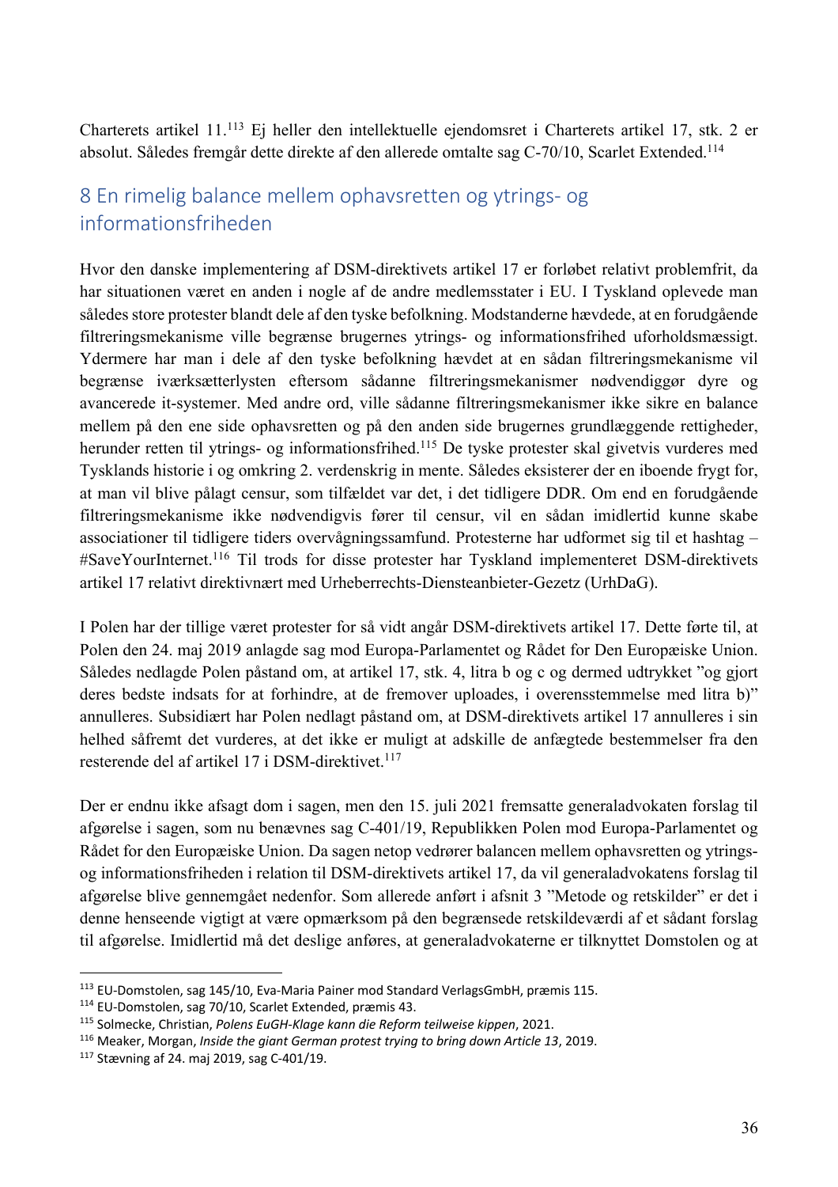Charterets artikel 11.[113] Ej heller den intellektuelle ejendomsret i Charterets artikel 17, stk. 2 er absolut. Således fremgår dette direkte af den allerede omtalte sag C-70/10, Scarlet Extended.[114]

# 8 En rimelig balance mellem ophavsretten og ytrings- og informationsfriheden

Hvor den danske implementering af DSM-direktivets artikel 17 er forløbet relativt problemfrit, da har situationen været en anden i nogle af de andre medlemsstater i EU. I Tyskland oplevede man således store protester blandt dele af den tyske befolkning. Modstanderne hævdede, at en forudgående filtreringsmekanisme ville begrænse brugernes ytrings- og informationsfrihed uforholdsmæssigt. Ydermere har man i dele af den tyske befolkning hævdet at en sådan filtreringsmekanisme vil begrænse iværksætterlysten eftersom sådanne filtreringsmekanismer nødvendiggør dyre og avancerede it-systemer. Med andre ord, ville sådanne filtreringsmekanismer ikke sikre en balance mellem på den ene side ophavsretten og på den anden side brugernes grundlæggende rettigheder, herunder retten til ytrings- og informationsfrihed.[115] De tyske protester skal givetvis vurderes med Tysklands historie i og omkring 2. verdenskrig in mente. Således eksisterer der en iboende frygt for, at man vil blive pålagt censur, som tilfældet var det, i det tidligere DDR. Om end en forudgående filtreringsmekanisme ikke nødvendigvis fører til censur, vil en sådan imidlertid kunne skabe associationer til tidligere tiders overvågningssamfund. Protesterne har udformet sig til et hashtag – #SaveYourInternet.[116] Til trods for disse protester har Tyskland implementeret DSM-direktivets artikel 17 relativt direktivnært med Urheberrechts-Diensteanbieter-Gezetz (UrhDaG).

I Polen har der tillige været protester for så vidt angår DSM-direktivets artikel 17. Dette førte til, at Polen den 24. maj 2019 anlagde sag mod Europa-Parlamentet og Rådet for Den Europæiske Union. Således nedlagde Polen påstand om, at artikel 17, stk. 4, litra b og c og dermed udtrykket "og gjort deres bedste indsats for at forhindre, at de fremover uploades, i overensstemmelse med litra b)" annulleres. Subsidiært har Polen nedlagt påstand om, at DSM-direktivets artikel 17 annulleres i sin helhed såfremt det vurderes, at det ikke er muligt at adskille de anfægtede bestemmelser fra den resterende del af artikel 17 i DSM-direktivet.[117]

Der er endnu ikke afsagt dom i sagen, men den 15. juli 2021 fremsatte generaladvokaten forslag til afgørelse i sagen, som nu benævnes sag C-401/19, Republikken Polen mod Europa-Parlamentet og Rådet for den Europæiske Union. Da sagen netop vedrører balancen mellem ophavsretten og ytrings- og informationsfriheden i relation til DSM-direktivets artikel 17, da vil generaladvokatens forslag til afgørelse blive gennemgået nedenfor. Som allerede anført i afsnit 3 "Metode og retskilder" er det i denne henseende vigtigt at være opmærksom på den begrænsede retskildeværdi af et sådant forslag til afgørelse. Imidlertid må det deslige anføres, at generaladvokaterne er tilknyttet Domstolen og at

---

[113] EU-Domstolen, sag 145/10, Eva-Maria Painer mod Standard VerlagsGmbH, præmis 115.

[114] EU-Domstolen, sag 70/10, Scarlet Extended, præmis 43.

[115] Solmecke, Christian, *Polens EuGH-Klage kann die Reform teilweise kippen*, 2021.

[116] Meaker, Morgan, *Inside the giant German protest trying to bring down Article 13*, 2019.

[117] Stævning af 24. maj 2019, sag C-401/19.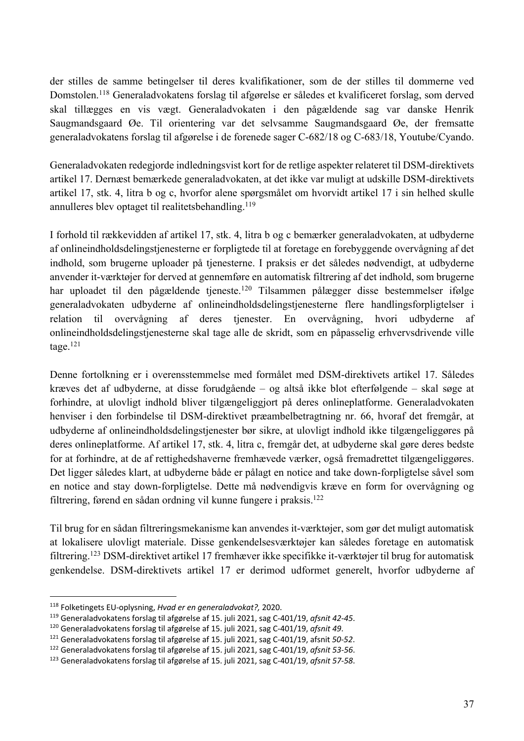der stilles de samme betingelser til deres kvalifikationer, som de der stilles til dommerne ved Domstolen.[118] Generaladvokatens forslag til afgørelse er således et kvalificeret forslag, som derved skal tillægges en vis vægt. Generaladvokaten i den pågældende sag var danske Henrik Saugmandsgaard Øe. Til orientering var det selvsamme Saugmandsgaard Øe, der fremsatte generaladvokatens forslag til afgørelse i de forenede sager C-682/18 og C-683/18, Youtube/Cyando.

Generaladvokaten redegjorde indledningsvist kort for de retlige aspekter relateret til DSM-direktivets artikel 17. Dernæst bemærkede generaladvokaten, at det ikke var muligt at udskille DSM-direktivets artikel 17, stk. 4, litra b og c, hvorfor alene spørgsmålet om hvorvidt artikel 17 i sin helhed skulle annulleres blev optaget til realitetsbehandling.[119]

I forhold til rækkevidden af artikel 17, stk. 4, litra b og c bemærker generaladvokaten, at udbyderne af onlineindholdsdelingstjenesterne er forpligtede til at foretage en forebyggende overvågning af det indhold, som brugerne uploader på tjenesterne. I praksis er det således nødvendigt, at udbyderne anvender it-værktøjer for derved at gennemføre en automatisk filtrering af det indhold, som brugerne har uploadet til den pågældende tjeneste.[120] Tilsammen pålægger disse bestemmelser ifølge generaladvokaten udbyderne af onlineindholdsdelingstjenesterne flere handlingsforpligtelser i relation til overvågning af deres tjenester. En overvågning, hvori udbyderne af onlineindholdsdelingstjenesterne skal tage alle de skridt, som en påpasselig erhvervsdrivende ville tage.[121]

Denne fortolkning er i overensstemmelse med formålet med DSM-direktivets artikel 17. Således kræves det af udbyderne, at disse forudgående – og altså ikke blot efterfølgende – skal søge at forhindre, at ulovligt indhold bliver tilgængeliggjort på deres onlineplatforme. Generaladvokaten henviser i den forbindelse til DSM-direktivet præambelbetragtning nr. 66, hvoraf det fremgår, at udbyderne af onlineindholdsdelingstjenester bør sikre, at ulovligt indhold ikke tilgængeliggøres på deres onlineplatforme. Af artikel 17, stk. 4, litra c, fremgår det, at udbyderne skal gøre deres bedste for at forhindre, at de af rettighedshaverne fremhævede værker, også fremadrettet tilgængeliggøres. Det ligger således klart, at udbyderne både er pålagt en notice and take down-forpligtelse såvel som en notice and stay down-forpligtelse. Dette må nødvendigvis kræve en form for overvågning og filtrering, førend en sådan ordning vil kunne fungere i praksis.[122]

Til brug for en sådan filtreringsmekanisme kan anvendes it-værktøjer, som gør det muligt automatisk at lokalisere ulovligt materiale. Disse genkendelsesværktøjer kan således foretage en automatisk filtrering.[123] DSM-direktivet artikel 17 fremhæver ikke specifikke it-værktøjer til brug for automatisk genkendelse. DSM-direktivets artikel 17 er derimod udformet generelt, hvorfor udbyderne af

---

[118] Folketingets EU-oplysning, *Hvad er en generaladvokat?,* 2020.

[119] Generaladvokatens forslag til afgørelse af 15. juli 2021, sag C-401/19, *afsnit 42-45*.

[120] Generaladvokatens forslag til afgørelse af 15. juli 2021, sag C-401/19, *afsnit 49*.

[121] Generaladvokatens forslag til afgørelse af 15. juli 2021, sag C-401/19, afsnit *50-52*.

[122] Generaladvokatens forslag til afgørelse af 15. juli 2021, sag C-401/19, *afsnit 53-56*.

[123] Generaladvokatens forslag til afgørelse af 15. juli 2021, sag C-401/19, *afsnit 57-58*.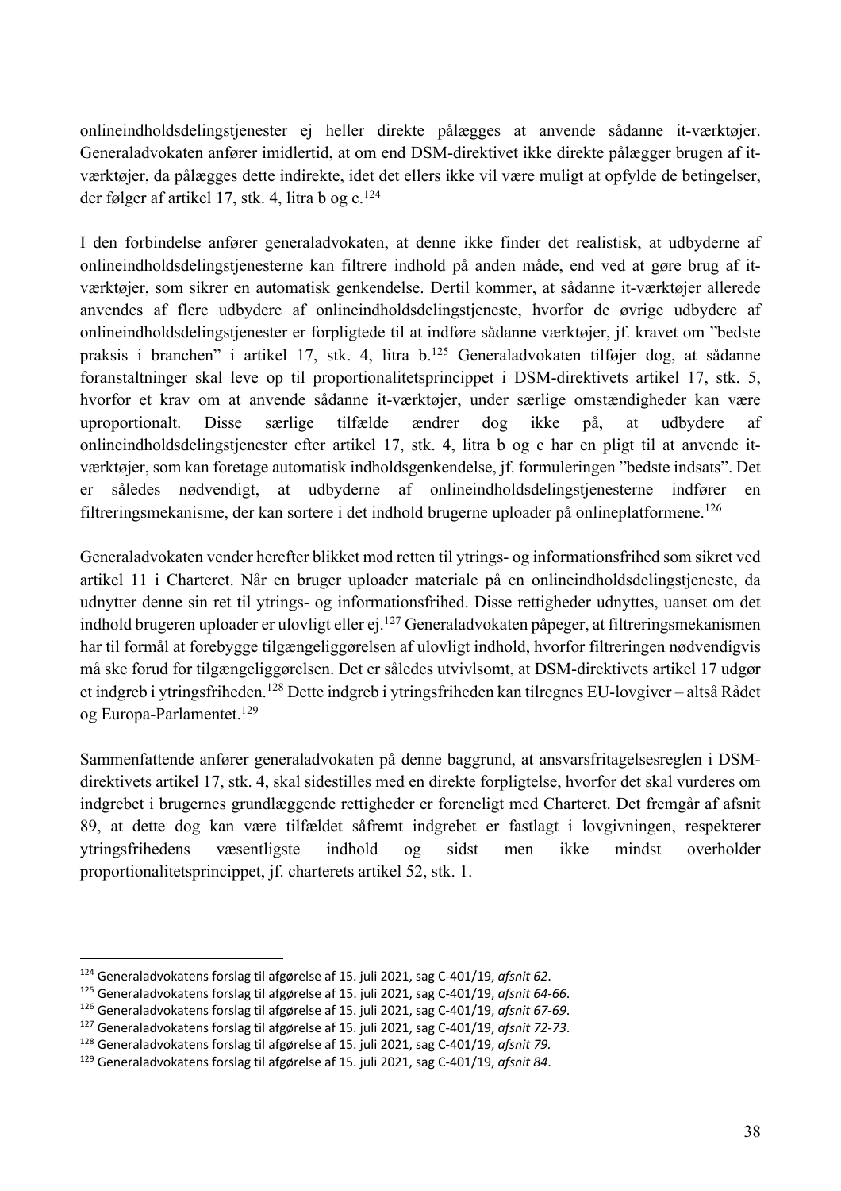onlineindholdsdelingstjenester ej heller direkte pålægges at anvende sådanne it-værktøjer. Generaladvokaten anfører imidlertid, at om end DSM-direktivet ikke direkte pålægger brugen af it-værktøjer, da pålægges dette indirekte, idet det ellers ikke vil være muligt at opfylde de betingelser, der følger af artikel 17, stk. 4, litra b og c.[124]

I den forbindelse anfører generaladvokaten, at denne ikke finder det realistisk, at udbyderne af onlineindholdsdelingstjenesterne kan filtrere indhold på anden måde, end ved at gøre brug af it-værktøjer, som sikrer en automatisk genkendelse. Dertil kommer, at sådanne it-værktøjer allerede anvendes af flere udbydere af onlineindholdsdelingstjeneste, hvorfor de øvrige udbydere af onlineindholdsdelingstjenester er forpligtede til at indføre sådanne værktøjer, jf. kravet om "bedste praksis i branchen" i artikel 17, stk. 4, litra b.[125] Generaladvokaten tilføjer dog, at sådanne foranstaltninger skal leve op til proportionalitetsprincippet i DSM-direktivets artikel 17, stk. 5, hvorfor et krav om at anvende sådanne it-værktøjer, under særlige omstændigheder kan være uproportionalt. Disse særlige tilfælde ændrer dog ikke på, at udbydere af onlineindholdsdelingstjenester efter artikel 17, stk. 4, litra b og c har en pligt til at anvende it-værktøjer, som kan foretage automatisk indholdsgenkendelse, jf. formuleringen "bedste indsats". Det er således nødvendigt, at udbyderne af onlineindholdsdelingstjenesterne indfører en filtreringsmekanisme, der kan sortere i det indhold brugerne uploader på onlineplatformene.[126]

Generaladvokaten vender herefter blikket mod retten til ytrings- og informationsfrihed som sikret ved artikel 11 i Charteret. Når en bruger uploader materiale på en onlineindholdsdelingstjeneste, da udnytter denne sin ret til ytrings- og informationsfrihed. Disse rettigheder udnyttes, uanset om det indhold brugeren uploader er ulovligt eller ej.[127] Generaladvokaten påpeger, at filtreringsmekanismen har til formål at forebygge tilgængeliggørelsen af ulovligt indhold, hvorfor filtreringen nødvendigvis må ske forud for tilgængeliggørelsen. Det er således utvivlsomt, at DSM-direktivets artikel 17 udgør et indgreb i ytringsfriheden.[128] Dette indgreb i ytringsfriheden kan tilregnes EU-lovgiver – altså Rådet og Europa-Parlamentet.[129]

Sammenfattende anfører generaladvokaten på denne baggrund, at ansvarsfritagelsesreglen i DSM-direktivets artikel 17, stk. 4, skal sidestilles med en direkte forpligtelse, hvorfor det skal vurderes om indgrebet i brugernes grundlæggende rettigheder er foreneligt med Charteret. Det fremgår af afsnit 89, at dette dog kan være tilfældet såfremt indgrebet er fastlagt i lovgivningen, respekterer ytringsfrihedens væsentligste indhold og sidst men ikke mindst overholder proportionalitetsprincippet, jf. charterets artikel 52, stk. 1.

---

[124] Generaladvokatens forslag til afgørelse af 15. juli 2021, sag C-401/19, *afsnit 62*.

[125] Generaladvokatens forslag til afgørelse af 15. juli 2021, sag C-401/19, *afsnit 64-66*.

[126] Generaladvokatens forslag til afgørelse af 15. juli 2021, sag C-401/19, *afsnit 67-69*.

[127] Generaladvokatens forslag til afgørelse af 15. juli 2021, sag C-401/19, *afsnit 72-73*.

[128] Generaladvokatens forslag til afgørelse af 15. juli 2021, sag C-401/19, *afsnit 79.*

[129] Generaladvokatens forslag til afgørelse af 15. juli 2021, sag C-401/19, *afsnit 84*.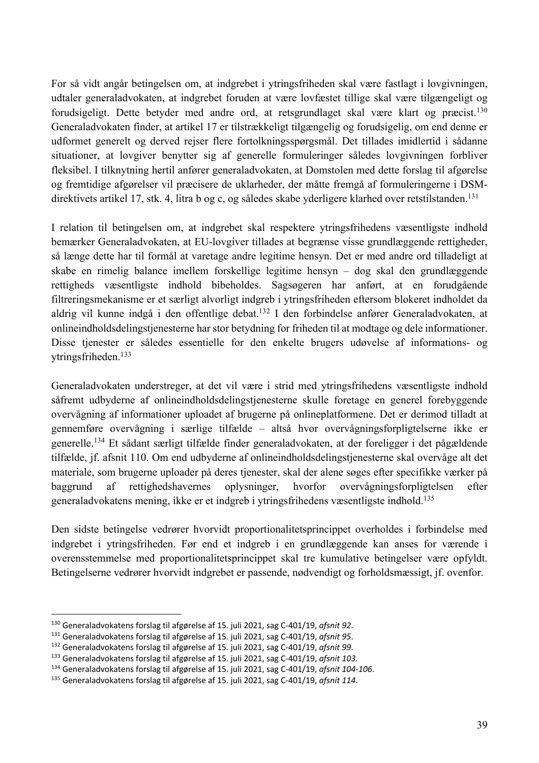For så vidt angår betingelsen om, at indgrebet i ytringsfriheden skal være fastlagt i lovgivningen, udtaler generaladvokaten, at indgrebet foruden at være lovfæstet tillige skal være tilgængeligt og forudsigeligt. Dette betyder med andre ord, at retsgrundlaget skal være klart og præcist.[130] Generaladvokaten finder, at artikel 17 er tilstrækkeligt tilgængelig og forudsigelig, om end denne er udformet generelt og derved rejser flere fortolkningsspørgsmål. Det tillades imidlertid i sådanne situationer, at lovgiver benytter sig af generelle formuleringer således lovgivningen forbliver fleksibel. I tilknytning hertil anfører generaladvokaten, at Domstolen med dette forslag til afgørelse og fremtidige afgørelser vil præcisere de uklarheder, der måtte fremgå af formuleringerne i DSM-direktivets artikel 17, stk. 4, litra b og c, og således skabe yderligere klarhed over retstilstanden.[131]

I relation til betingelsen om, at indgrebet skal respektere ytringsfrihedens væsentligste indhold bemærker Generaladvokaten, at EU-lovgiver tillades at begrænse visse grundlæggende rettigheder, så længe dette har til formål at varetage andre legitime hensyn. Det er med andre ord tilladeligt at skabe en rimelig balance imellem forskellige legitime hensyn – dog skal den grundlæggende rettigheds væsentligste indhold bibeholdes. Sagsøgeren har anført, at en forudgående filtreringsmekanisme er et særligt alvorligt indgreb i ytringsfriheden eftersom blokeret indholdet da aldrig vil kunne indgå i den offentlige debat.[132] I den forbindelse anfører Generaladvokaten, at onlineindholdsdelingstjenesterne har stor betydning for friheden til at modtage og dele informationer. Disse tjenester er således essentielle for den enkelte brugers udøvelse af informations- og ytringsfriheden.[133]

Generaladvokaten understreger, at det vil være i strid med ytringsfrihedens væsentligste indhold såfremt udbyderne af onlineindholdsdelingstjenesterne skulle foretage en generel forebyggende overvågning af informationer uploadet af brugerne på onlineplatformene. Det er derimod tilladt at gennemføre overvågning i særlige tilfælde – altså hvor overvågningsforpligtelserne ikke er generelle.[134] Et sådant særligt tilfælde finder generaladvokaten, at der foreligger i det pågældende tilfælde, jf. afsnit 110. Om end udbyderne af onlineindholdsdelingstjenesterne skal overvåge alt det materiale, som brugerne uploader på deres tjenester, skal der alene søges efter specifikke værker på baggrund af rettighedshavernes oplysninger, hvorfor overvågningsforpligtelsen efter generaladvokatens mening, ikke er et indgreb i ytringsfrihedens væsentligste indhold.[135]

Den sidste betingelse vedrører hvorvidt proportionalitetsprincippet overholdes i forbindelse med indgrebet i ytringsfriheden. Før end et indgreb i en grundlæggende kan anses for værende i overensstemmelse med proportionalitetsprincippet skal tre kumulative betingelser være opfyldt. Betingelserne vedrører hvorvidt indgrebet er passende, nødvendigt og forholdsmæssigt, jf. ovenfor.

---

[130] Generaladvokatens forslag til afgørelse af 15. juli 2021, sag C-401/19, *afsnit 92*.
[131] Generaladvokatens forslag til afgørelse af 15. juli 2021, sag C-401/19, *afsnit 95*.
[132] Generaladvokatens forslag til afgørelse af 15. juli 2021, sag C-401/19, *afsnit 99*.
[133] Generaladvokatens forslag til afgørelse af 15. juli 2021, sag C-401/19, *afsnit 103.*
[134] Generaladvokatens forslag til afgørelse af 15. juli 2021, sag C-401/19, *afsnit 104-106*.
[135] Generaladvokatens forslag til afgørelse af 15. juli 2021, sag C-401/19, *afsnit 114*.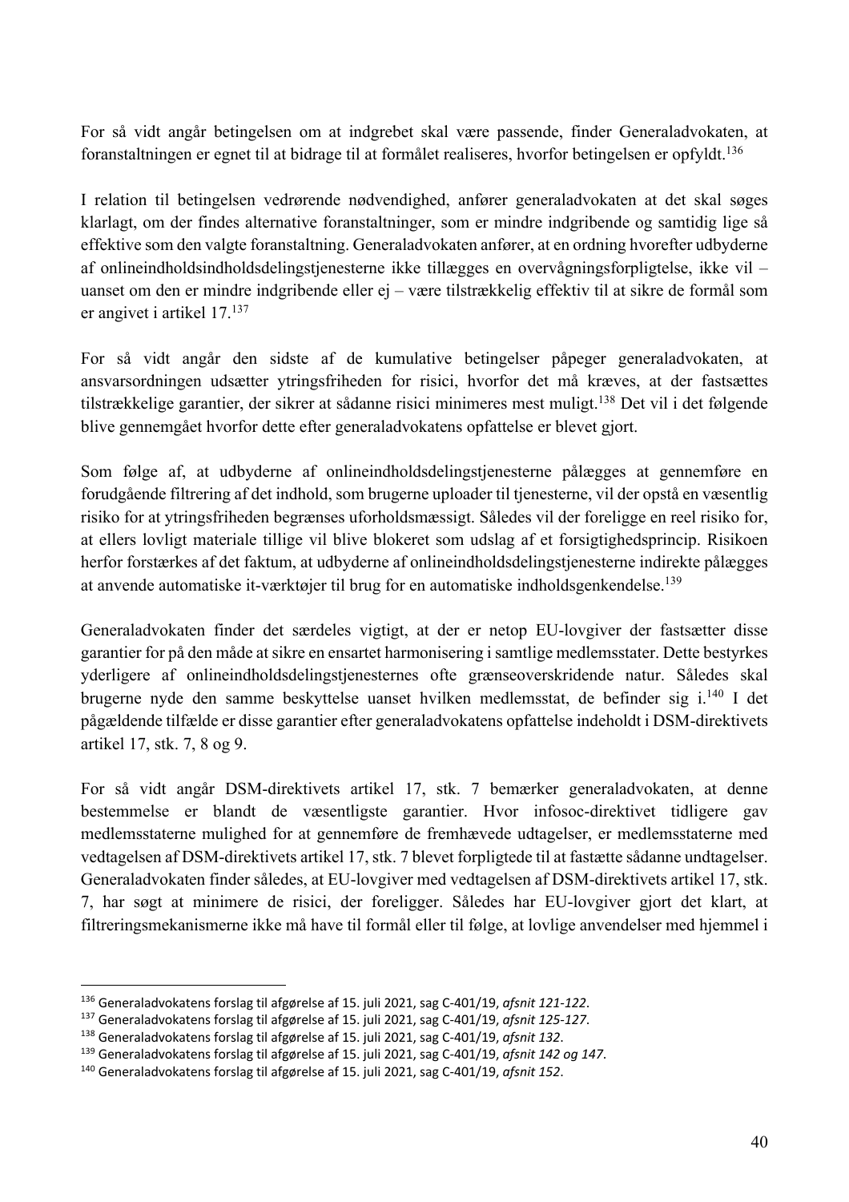For så vidt angår betingelsen om at indgrebet skal være passende, finder Generaladvokaten, at foranstaltningen er egnet til at bidrage til at formålet realiseres, hvorfor betingelsen er opfyldt.[136]

I relation til betingelsen vedrørende nødvendighed, anfører generaladvokaten at det skal søges klarlagt, om der findes alternative foranstaltninger, som er mindre indgribende og samtidig lige så effektive som den valgte foranstaltning. Generaladvokaten anfører, at en ordning hvorefter udbyderne af onlineindholdsindholdsdelingstjenesterne ikke tillægges en overvågningsforpligtelse, ikke vil – uanset om den er mindre indgribende eller ej – være tilstrækkelig effektiv til at sikre de formål som er angivet i artikel 17.[137]

For så vidt angår den sidste af de kumulative betingelser påpeger generaladvokaten, at ansvarsordningen udsætter ytringsfriheden for risici, hvorfor det må kræves, at der fastsættes tilstrækkelige garantier, der sikrer at sådanne risici minimeres mest muligt.[138] Det vil i det følgende blive gennemgået hvorfor dette efter generaladvokatens opfattelse er blevet gjort.

Som følge af, at udbyderne af onlineindholdsdelingstjenesterne pålægges at gennemføre en forudgående filtrering af det indhold, som brugerne uploader til tjenesterne, vil der opstå en væsentlig risiko for at ytringsfriheden begrænses uforholdsmæssigt. Således vil der foreligge en reel risiko for, at ellers lovligt materiale tillige vil blive blokeret som udslag af et forsigtighedsprincip. Risikoen herfor forstærkes af det faktum, at udbyderne af onlineindholdsdelingstjenesterne indirekte pålægges at anvende automatiske it-værktøjer til brug for en automatiske indholdsgenkendelse.[139]

Generaladvokaten finder det særdeles vigtigt, at der er netop EU-lovgiver der fastsætter disse garantier for på den måde at sikre en ensartet harmonisering i samtlige medlemsstater. Dette bestyrkes yderligere af onlineindholdsdelingstjenesternes ofte grænseoverskridende natur. Således skal brugerne nyde den samme beskyttelse uanset hvilken medlemsstat, de befinder sig i.[140] I det pågældende tilfælde er disse garantier efter generaladvokatens opfattelse indeholdt i DSM-direktivets artikel 17, stk. 7, 8 og 9.

For så vidt angår DSM-direktivets artikel 17, stk. 7 bemærker generaladvokaten, at denne bestemmelse er blandt de væsentligste garantier. Hvor infosoc-direktivet tidligere gav medlemsstaterne mulighed for at gennemføre de fremhævede udtagelser, er medlemsstaterne med vedtagelsen af DSM-direktivets artikel 17, stk. 7 blevet forpligtede til at fastætte sådanne undtagelser. Generaladvokaten finder således, at EU-lovgiver med vedtagelsen af DSM-direktivets artikel 17, stk. 7, har søgt at minimere de risici, der foreligger. Således har EU-lovgiver gjort det klart, at filtreringsmekanismerne ikke må have til formål eller til følge, at lovlige anvendelser med hjemmel i

---

[136] Generaladvokatens forslag til afgørelse af 15. juli 2021, sag C-401/19, *afsnit 121-122*.
[137] Generaladvokatens forslag til afgørelse af 15. juli 2021, sag C-401/19, *afsnit 125-127*.
[138] Generaladvokatens forslag til afgørelse af 15. juli 2021, sag C-401/19, *afsnit 132*.
[139] Generaladvokatens forslag til afgørelse af 15. juli 2021, sag C-401/19, *afsnit 142 og 147*.
[140] Generaladvokatens forslag til afgørelse af 15. juli 2021, sag C-401/19, *afsnit 152*.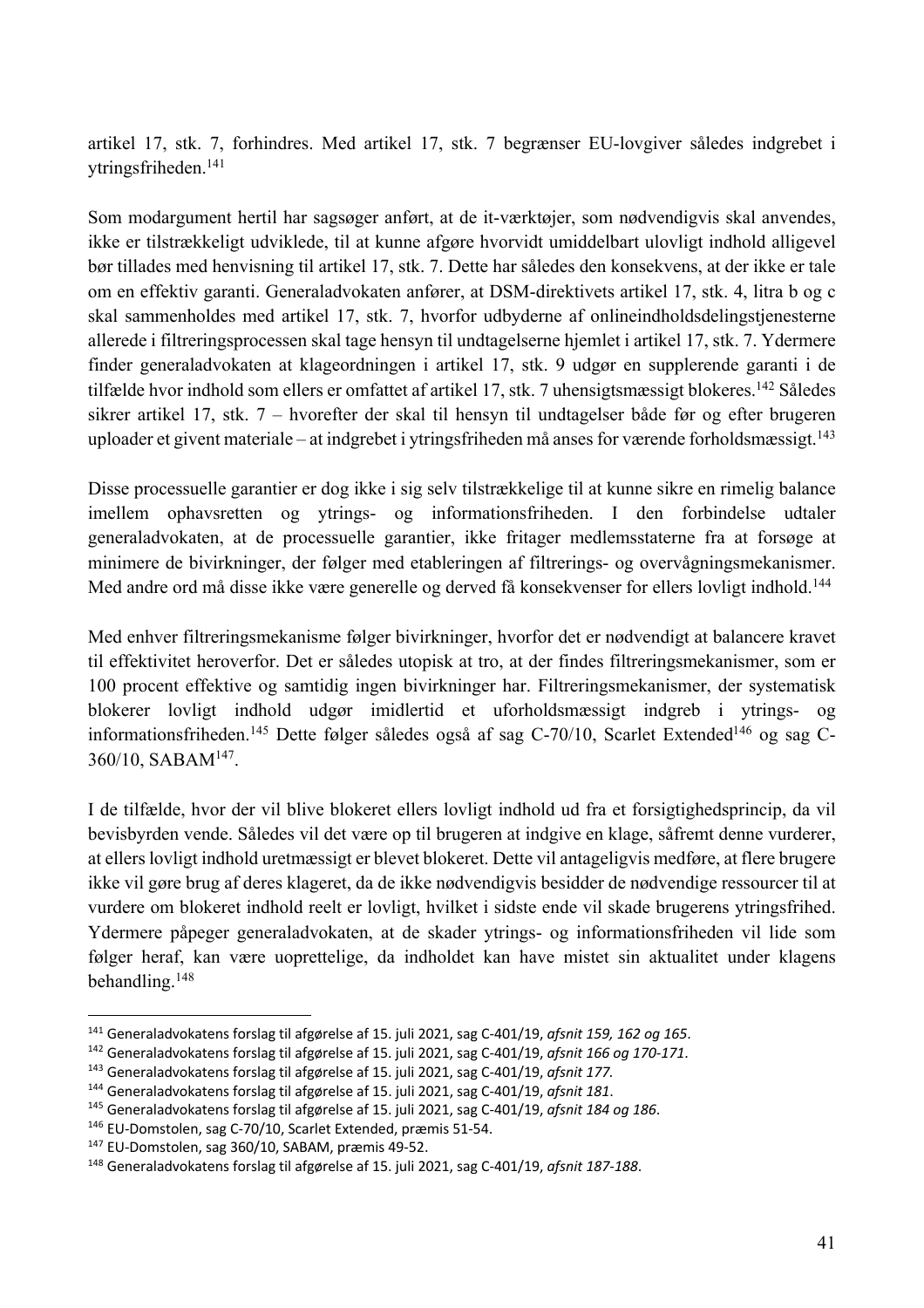artikel 17, stk. 7, forhindres. Med artikel 17, stk. 7 begrænser EU-lovgiver således indgrebet i ytringsfriheden.[141]

Som modargument hertil har sagsøger anført, at de it-værktøjer, som nødvendigvis skal anvendes, ikke er tilstrækkeligt udviklede, til at kunne afgøre hvorvidt umiddelbart ulovligt indhold alligevel bør tillades med henvisning til artikel 17, stk. 7. Dette har således den konsekvens, at der ikke er tale om en effektiv garanti. Generaladvokaten anfører, at DSM-direktivets artikel 17, stk. 4, litra b og c skal sammenholdes med artikel 17, stk. 7, hvorfor udbyderne af onlineindholdsdelingstjenesterne allerede i filtreringsprocessen skal tage hensyn til undtagelserne hjemlet i artikel 17, stk. 7. Ydermere finder generaladvokaten at klageordningen i artikel 17, stk. 9 udgør en supplerende garanti i de tilfælde hvor indhold som ellers er omfattet af artikel 17, stk. 7 uhensigtsmæssigt blokeres.[142] Således sikrer artikel 17, stk. 7 – hvorefter der skal til hensyn til undtagelser både før og efter brugeren uploader et givent materiale – at indgrebet i ytringsfriheden må anses for værende forholdsmæssigt.[143]

Disse processuelle garantier er dog ikke i sig selv tilstrækkelige til at kunne sikre en rimelig balance imellem ophavsretten og ytrings- og informationsfriheden. I den forbindelse udtaler generaladvokaten, at de processuelle garantier, ikke fritager medlemsstaterne fra at forsøge at minimere de bivirkninger, der følger med etableringen af filtrerings- og overvågningsmekanismer. Med andre ord må disse ikke være generelle og derved få konsekvenser for ellers lovligt indhold.[144]

Med enhver filtreringsmekanisme følger bivirkninger, hvorfor det er nødvendigt at balancere kravet til effektivitet heroverfor. Det er således utopisk at tro, at der findes filtreringsmekanismer, som er 100 procent effektive og samtidig ingen bivirkninger har. Filtreringsmekanismer, der systematisk blokerer lovligt indhold udgør imidlertid et uforholdsmæssigt indgreb i ytrings- og informationsfriheden.[145] Dette følger således også af sag C-70/10, Scarlet Extended[146] og sag C-360/10, SABAM[147].

I de tilfælde, hvor der vil blive blokeret ellers lovligt indhold ud fra et forsigtighedsprincip, da vil bevisbyrden vende. Således vil det være op til brugeren at indgive en klage, såfremt denne vurderer, at ellers lovligt indhold uretmæssigt er blevet blokeret. Dette vil antageligvis medføre, at flere brugere ikke vil gøre brug af deres klageret, da de ikke nødvendigvis besidder de nødvendige ressourcer til at vurdere om blokeret indhold reelt er lovligt, hvilket i sidste ende vil skade brugerens ytringsfrihed. Ydermere påpeger generaladvokaten, at de skader ytrings- og informationsfriheden vil lide som følger heraf, kan være uoprettelige, da indholdet kan have mistet sin aktualitet under klagens behandling.[148]

---

[141] Generaladvokatens forslag til afgørelse af 15. juli 2021, sag C-401/19, *afsnit 159, 162 og 165*.
[142] Generaladvokatens forslag til afgørelse af 15. juli 2021, sag C-401/19, *afsnit 166 og 170-171*.
[143] Generaladvokatens forslag til afgørelse af 15. juli 2021, sag C-401/19, *afsnit 177.*
[144] Generaladvokatens forslag til afgørelse af 15. juli 2021, sag C-401/19, *afsnit 181*.
[145] Generaladvokatens forslag til afgørelse af 15. juli 2021, sag C-401/19, *afsnit 184 og 186*.
[146] EU-Domstolen, sag C-70/10, Scarlet Extended, præmis 51-54.
[147] EU-Domstolen, sag 360/10, SABAM, præmis 49-52.
[148] Generaladvokatens forslag til afgørelse af 15. juli 2021, sag C-401/19, *afsnit 187-188*.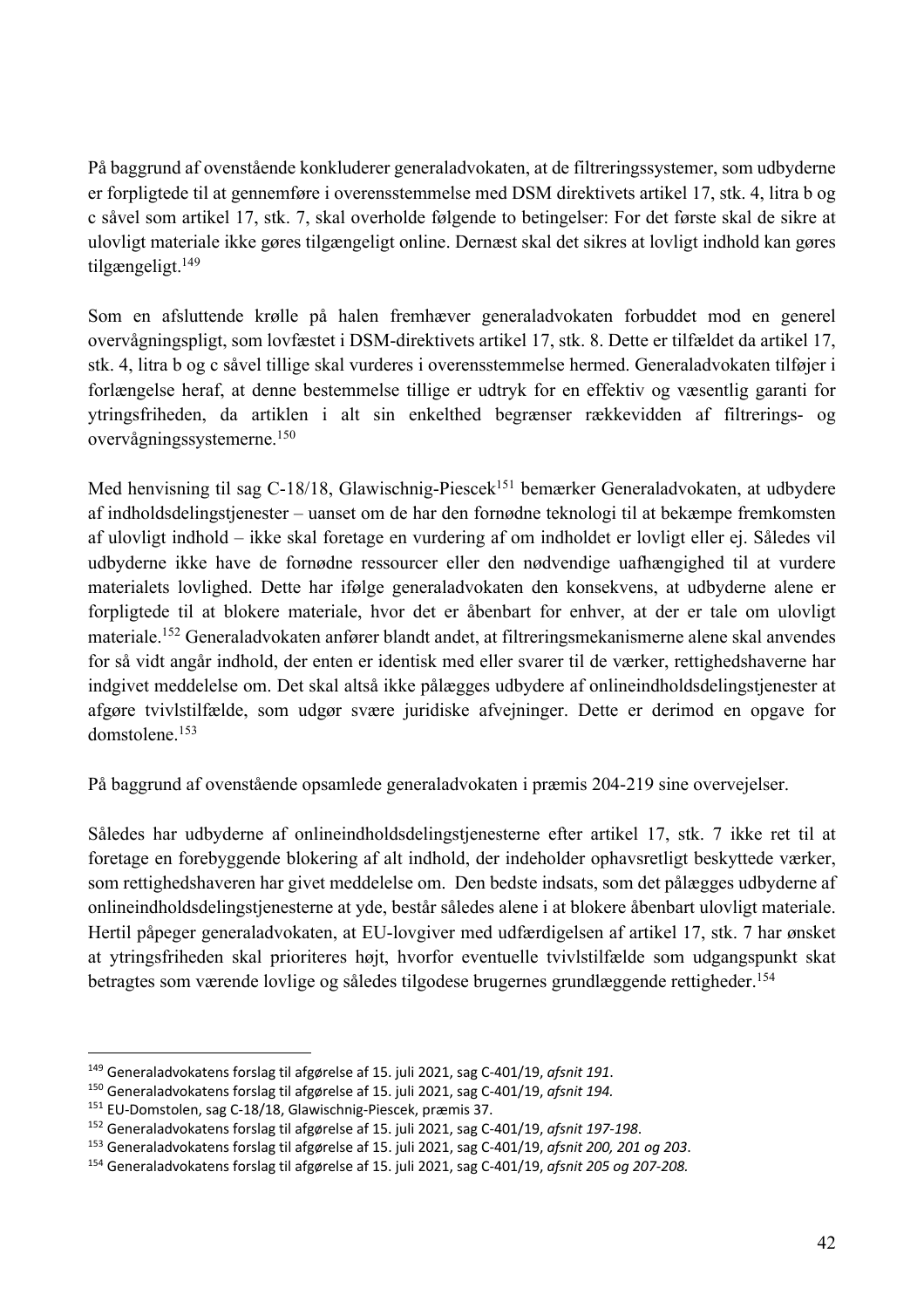På baggrund af ovenstående konkluderer generaladvokaten, at de filtreringssystemer, som udbyderne er forpligtede til at gennemføre i overensstemmelse med DSM direktivets artikel 17, stk. 4, litra b og c såvel som artikel 17, stk. 7, skal overholde følgende to betingelser: For det første skal de sikre at ulovligt materiale ikke gøres tilgængeligt online. Dernæst skal det sikres at lovligt indhold kan gøres tilgængeligt.[149]

Som en afsluttende krølle på halen fremhæver generaladvokaten forbuddet mod en generel overvågningspligt, som lovfæstet i DSM-direktivets artikel 17, stk. 8. Dette er tilfældet da artikel 17, stk. 4, litra b og c såvel tillige skal vurderes i overensstemmelse hermed. Generaladvokaten tilføjer i forlængelse heraf, at denne bestemmelse tillige er udtryk for en effektiv og væsentlig garanti for ytringsfriheden, da artiklen i alt sin enkelthed begrænser rækkevidden af filtrerings- og overvågningssystemerne.[150]

Med henvisning til sag C-18/18, Glawischnig-Piescek[151] bemærker Generaladvokaten, at udbydere af indholdsdelingstjenester – uanset om de har den fornødne teknologi til at bekæmpe fremkomsten af ulovligt indhold – ikke skal foretage en vurdering af om indholdet er lovligt eller ej. Således vil udbyderne ikke have de fornødne ressourcer eller den nødvendige uafhængighed til at vurdere materialets lovlighed. Dette har ifølge generaladvokaten den konsekvens, at udbyderne alene er forpligtede til at blokere materiale, hvor det er åbenbart for enhver, at der er tale om ulovligt materiale.[152] Generaladvokaten anfører blandt andet, at filtreringsmekanismerne alene skal anvendes for så vidt angår indhold, der enten er identisk med eller svarer til de værker, rettighedshaverne har indgivet meddelelse om. Det skal altså ikke pålægges udbydere af onlineindholdsdelingstjenester at afgøre tvivlstilfælde, som udgør svære juridiske afvejninger. Dette er derimod en opgave for domstolene.[153]

På baggrund af ovenstående opsamlede generaladvokaten i præmis 204-219 sine overvejelser.

Således har udbyderne af onlineindholdsdelingstjenesterne efter artikel 17, stk. 7 ikke ret til at foretage en forebyggende blokering af alt indhold, der indeholder ophavsretligt beskyttede værker, som rettighedshaveren har givet meddelelse om. Den bedste indsats, som det pålægges udbyderne af onlineindholdsdelingstjenesterne at yde, består således alene i at blokere åbenbart ulovligt materiale. Hertil påpeger generaladvokaten, at EU-lovgiver med udfærdigelsen af artikel 17, stk. 7 har ønsket at ytringsfriheden skal prioriteres højt, hvorfor eventuelle tvivlstilfælde som udgangspunkt skat betragtes som værende lovlige og således tilgodese brugernes grundlæggende rettigheder.[154]

---

[149] Generaladvokatens forslag til afgørelse af 15. juli 2021, sag C-401/19, *afsnit 191*.

[150] Generaladvokatens forslag til afgørelse af 15. juli 2021, sag C-401/19, *afsnit 194.*

[151] EU-Domstolen, sag C-18/18, Glawischnig-Piescek, præmis 37.

[152] Generaladvokatens forslag til afgørelse af 15. juli 2021, sag C-401/19, *afsnit 197-198*.

[153] Generaladvokatens forslag til afgørelse af 15. juli 2021, sag C-401/19, *afsnit 200, 201 og 203*.

[154] Generaladvokatens forslag til afgørelse af 15. juli 2021, sag C-401/19, *afsnit 205 og 207-208.*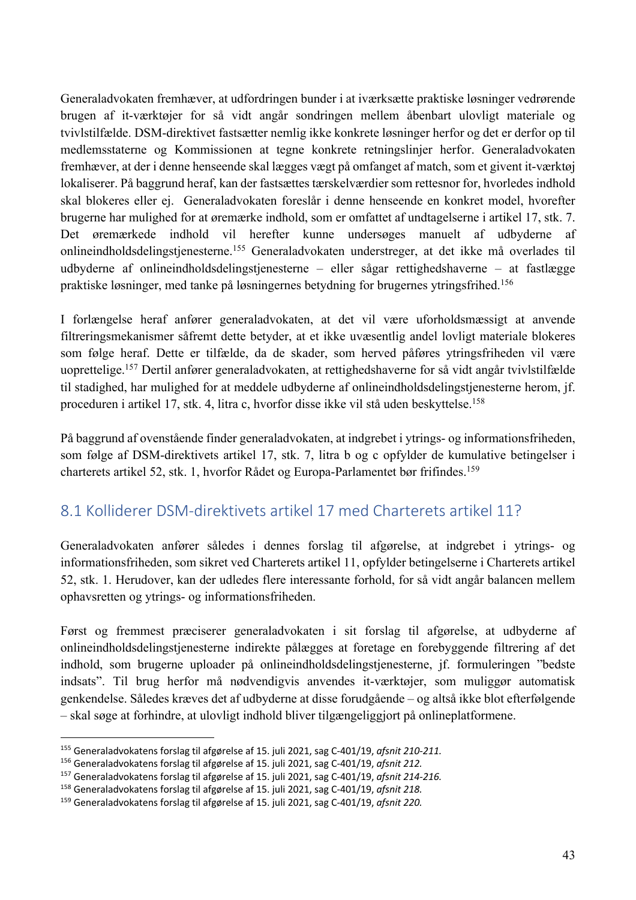Generaladvokaten fremhæver, at udfordringen bunder i at iværksætte praktiske løsninger vedrørende brugen af it-værktøjer for så vidt angår sondringen mellem åbenbart ulovligt materiale og tvivlstilfælde. DSM-direktivet fastsætter nemlig ikke konkrete løsninger herfor og det er derfor op til medlemsstaterne og Kommissionen at tegne konkrete retningslinjer herfor. Generaladvokaten fremhæver, at der i denne henseende skal lægges vægt på omfanget af match, som et givent it-værktøj lokaliserer. På baggrund heraf, kan der fastsættes tærskelværdier som rettesnor for, hvorledes indhold skal blokeres eller ej. Generaladvokaten foreslår i denne henseende en konkret model, hvorefter brugerne har mulighed for at øremærke indhold, som er omfattet af undtagelserne i artikel 17, stk. 7. Det øremærkede indhold vil herefter kunne undersøges manuelt af udbyderne af onlineindholdsdelingstjenesterne.[155] Generaladvokaten understreger, at det ikke må overlades til udbyderne af onlineindholdsdelingstjenesterne – eller sågar rettighedshaverne – at fastlægge praktiske løsninger, med tanke på løsningernes betydning for brugernes ytringsfrihed.[156]

I forlængelse heraf anfører generaladvokaten, at det vil være uforholdsmæssigt at anvende filtreringsmekanismer såfremt dette betyder, at et ikke uvæsentlig andel lovligt materiale blokeres som følge heraf. Dette er tilfælde, da de skader, som herved påføres ytringsfriheden vil være uoprettelige.[157] Dertil anfører generaladvokaten, at rettighedshaverne for så vidt angår tvivlstilfælde til stadighed, har mulighed for at meddele udbyderne af onlineindholdsdelingstjenesterne herom, jf. proceduren i artikel 17, stk. 4, litra c, hvorfor disse ikke vil stå uden beskyttelse.[158]

På baggrund af ovenstående finder generaladvokaten, at indgrebet i ytrings- og informationsfriheden, som følge af DSM-direktivets artikel 17, stk. 7, litra b og c opfylder de kumulative betingelser i charterets artikel 52, stk. 1, hvorfor Rådet og Europa-Parlamentet bør frifindes.[159]

## 8.1 Kolliderer DSM-direktivets artikel 17 med Charterets artikel 11?

Generaladvokaten anfører således i dennes forslag til afgørelse, at indgrebet i ytrings- og informationsfriheden, som sikret ved Charterets artikel 11, opfylder betingelserne i Charterets artikel 52, stk. 1. Herudover, kan der udledes flere interessante forhold, for så vidt angår balancen mellem ophavsretten og ytrings- og informationsfriheden.

Først og fremmest præciserer generaladvokaten i sit forslag til afgørelse, at udbyderne af onlineindholdsdelingstjenesterne indirekte pålægges at foretage en forebyggende filtrering af det indhold, som brugerne uploader på onlineindholdsdelingstjenesterne, jf. formuleringen "bedste indsats". Til brug herfor må nødvendigvis anvendes it-værktøjer, som muliggør automatisk genkendelse. Således kræves det af udbyderne at disse forudgående – og altså ikke blot efterfølgende – skal søge at forhindre, at ulovligt indhold bliver tilgængeliggjort på onlineplatformene.

---

[155] Generaladvokatens forslag til afgørelse af 15. juli 2021, sag C-401/19, *afsnit 210-211.*
[156] Generaladvokatens forslag til afgørelse af 15. juli 2021, sag C-401/19, *afsnit 212.*
[157] Generaladvokatens forslag til afgørelse af 15. juli 2021, sag C-401/19, *afsnit 214-216.*
[158] Generaladvokatens forslag til afgørelse af 15. juli 2021, sag C-401/19, *afsnit 218.*
[159] Generaladvokatens forslag til afgørelse af 15. juli 2021, sag C-401/19, *afsnit 220.*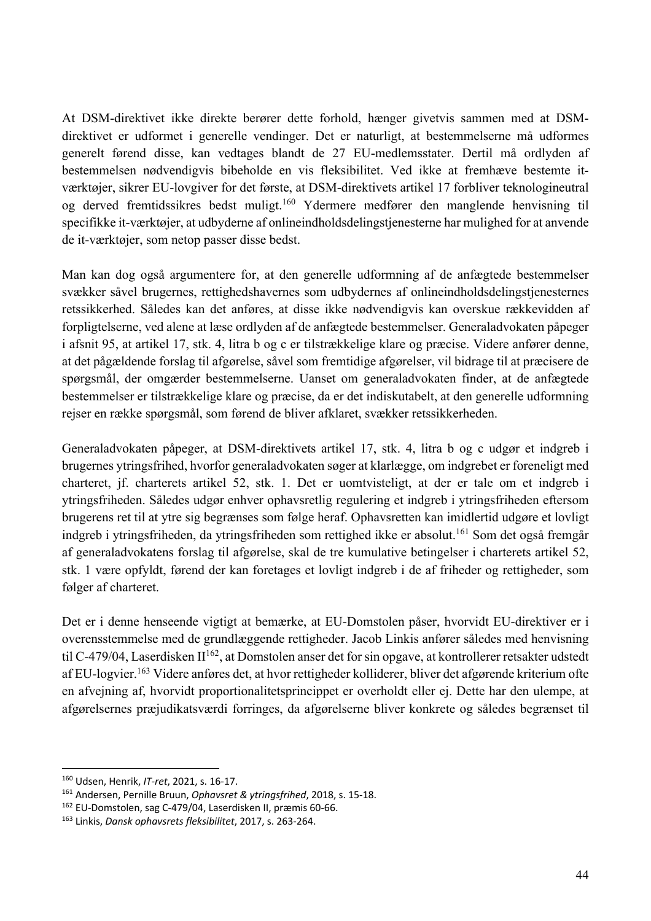At DSM-direktivet ikke direkte berører dette forhold, hænger givetvis sammen med at DSM-direktivet er udformet i generelle vendinger. Det er naturligt, at bestemmelserne må udformes generelt førend disse, kan vedtages blandt de 27 EU-medlemsstater. Dertil må ordlyden af bestemmelsen nødvendigvis bibeholde en vis fleksibilitet. Ved ikke at fremhæve bestemte it-værktøjer, sikrer EU-lovgiver for det første, at DSM-direktivets artikel 17 forbliver teknologineutral og derved fremtidssikres bedst muligt.[160] Ydermere medfører den manglende henvisning til specifikke it-værktøjer, at udbyderne af onlineindholdsdelingstjenesterne har mulighed for at anvende de it-værktøjer, som netop passer disse bedst.

Man kan dog også argumentere for, at den generelle udformning af de anfægtede bestemmelser svækker såvel brugernes, rettighedshavernes som udbydernes af onlineindholdsdelingstjenesternes retssikkerhed. Således kan det anføres, at disse ikke nødvendigvis kan overskue rækkevidden af forpligtelserne, ved alene at læse ordlyden af de anfægtede bestemmelser. Generaladvokaten påpeger i afsnit 95, at artikel 17, stk. 4, litra b og c er tilstrækkelige klare og præcise. Videre anfører denne, at det pågældende forslag til afgørelse, såvel som fremtidige afgørelser, vil bidrage til at præcisere de spørgsmål, der omgærder bestemmelserne. Uanset om generaladvokaten finder, at de anfægtede bestemmelser er tilstrækkelige klare og præcise, da er det indiskutabelt, at den generelle udformning rejser en række spørgsmål, som førend de bliver afklaret, svækker retssikkerheden.

Generaladvokaten påpeger, at DSM-direktivets artikel 17, stk. 4, litra b og c udgør et indgreb i brugernes ytringsfrihed, hvorfor generaladvokaten søger at klarlægge, om indgrebet er foreneligt med charteret, jf. charterets artikel 52, stk. 1. Det er uomtvisteligt, at der er tale om et indgreb i ytringsfriheden. Således udgør enhver ophavsretlig regulering et indgreb i ytringsfriheden eftersom brugerens ret til at ytre sig begrænses som følge heraf. Ophavsretten kan imidlertid udgøre et lovligt indgreb i ytringsfriheden, da ytringsfriheden som rettighed ikke er absolut.[161] Som det også fremgår af generaladvokatens forslag til afgørelse, skal de tre kumulative betingelser i charterets artikel 52, stk. 1 være opfyldt, førend der kan foretages et lovligt indgreb i de af friheder og rettigheder, som følger af charteret.

Det er i denne henseende vigtigt at bemærke, at EU-Domstolen påser, hvorvidt EU-direktiver er i overensstemmelse med de grundlæggende rettigheder. Jacob Linkis anfører således med henvisning til C-479/04, Laserdisken II[162], at Domstolen anser det for sin opgave, at kontrollerer retsakter udstedt af EU-logvier.[163] Videre anføres det, at hvor rettigheder kolliderer, bliver det afgørende kriterium ofte en afvejning af, hvorvidt proportionalitetsprincippet er overholdt eller ej. Dette har den ulempe, at afgørelsernes præjudikatsværdi forringes, da afgørelserne bliver konkrete og således begrænset til

---

[160] Udsen, Henrik, *IT-ret*, 2021, s. 16-17.

[161] Andersen, Pernille Bruun, *Ophavsret & ytringsfrihed*, 2018, s. 15-18.

[162] EU-Domstolen, sag C-479/04, Laserdisken II, præmis 60-66.

[163] Linkis, *Dansk ophavsrets fleksibilitet*, 2017, s. 263-264.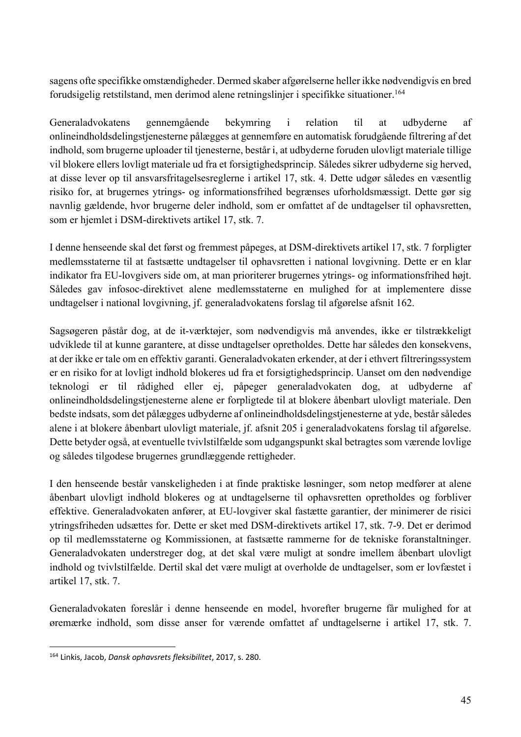sagens ofte specifikke omstændigheder. Dermed skaber afgørelserne heller ikke nødvendigvis en bred forudsigelig retstilstand, men derimod alene retningslinjer i specifikke situationer.[164]

Generaladvokatens gennemgående bekymring i relation til at udbyderne af onlineindholdsdelingstjenesterne pålægges at gennemføre en automatisk forudgående filtrering af det indhold, som brugerne uploader til tjenesterne, består i, at udbyderne foruden ulovligt materiale tillige vil blokere ellers lovligt materiale ud fra et forsigtighedsprincip. Således sikrer udbyderne sig herved, at disse lever op til ansvarsfritagelsesreglerne i artikel 17, stk. 4. Dette udgør således en væsentlig risiko for, at brugernes ytrings- og informationsfrihed begrænses uforholdsmæssigt. Dette gør sig navnlig gældende, hvor brugerne deler indhold, som er omfattet af de undtagelser til ophavsretten, som er hjemlet i DSM-direktivets artikel 17, stk. 7.

I denne henseende skal det først og fremmest påpeges, at DSM-direktivets artikel 17, stk. 7 forpligter medlemsstaterne til at fastsætte undtagelser til ophavsretten i national lovgivning. Dette er en klar indikator fra EU-lovgivers side om, at man prioriterer brugernes ytrings- og informationsfrihed højt. Således gav infosoc-direktivet alene medlemsstaterne en mulighed for at implementere disse undtagelser i national lovgivning, jf. generaladvokatens forslag til afgørelse afsnit 162.

Sagsøgeren påstår dog, at de it-værktøjer, som nødvendigvis må anvendes, ikke er tilstrækkeligt udviklede til at kunne garantere, at disse undtagelser opretholdes. Dette har således den konsekvens, at der ikke er tale om en effektiv garanti. Generaladvokaten erkender, at der i ethvert filtreringssystem er en risiko for at lovligt indhold blokeres ud fra et forsigtighedsprincip. Uanset om den nødvendige teknologi er til rådighed eller ej, påpeger generaladvokaten dog, at udbyderne af onlineindholdsdelingstjenesterne alene er forpligtede til at blokere åbenbart ulovligt materiale. Den bedste indsats, som det pålægges udbyderne af onlineindholdsdelingstjenesterne at yde, består således alene i at blokere åbenbart ulovligt materiale, jf. afsnit 205 i generaladvokatens forslag til afgørelse. Dette betyder også, at eventuelle tvivlstilfælde som udgangspunkt skal betragtes som værende lovlige og således tilgodese brugernes grundlæggende rettigheder.

I den henseende består vanskeligheden i at finde praktiske løsninger, som netop medfører at alene åbenbart ulovligt indhold blokeres og at undtagelserne til ophavsretten opretholdes og forbliver effektive. Generaladvokaten anfører, at EU-lovgiver skal fastætte garantier, der minimerer de risici ytringsfriheden udsættes for. Dette er sket med DSM-direktivets artikel 17, stk. 7-9. Det er derimod op til medlemsstaterne og Kommissionen, at fastsætte rammerne for de tekniske foranstaltninger. Generaladvokaten understreger dog, at det skal være muligt at sondre imellem åbenbart ulovligt indhold og tvivlstilfælde. Dertil skal det være muligt at overholde de undtagelser, som er lovfæstet i artikel 17, stk. 7.

Generaladvokaten foreslår i denne henseende en model, hvorefter brugerne får mulighed for at øremærke indhold, som disse anser for værende omfattet af undtagelserne i artikel 17, stk. 7.

---

[164] Linkis, Jacob, *Dansk ophavsrets fleksibilitet*, 2017, s. 280.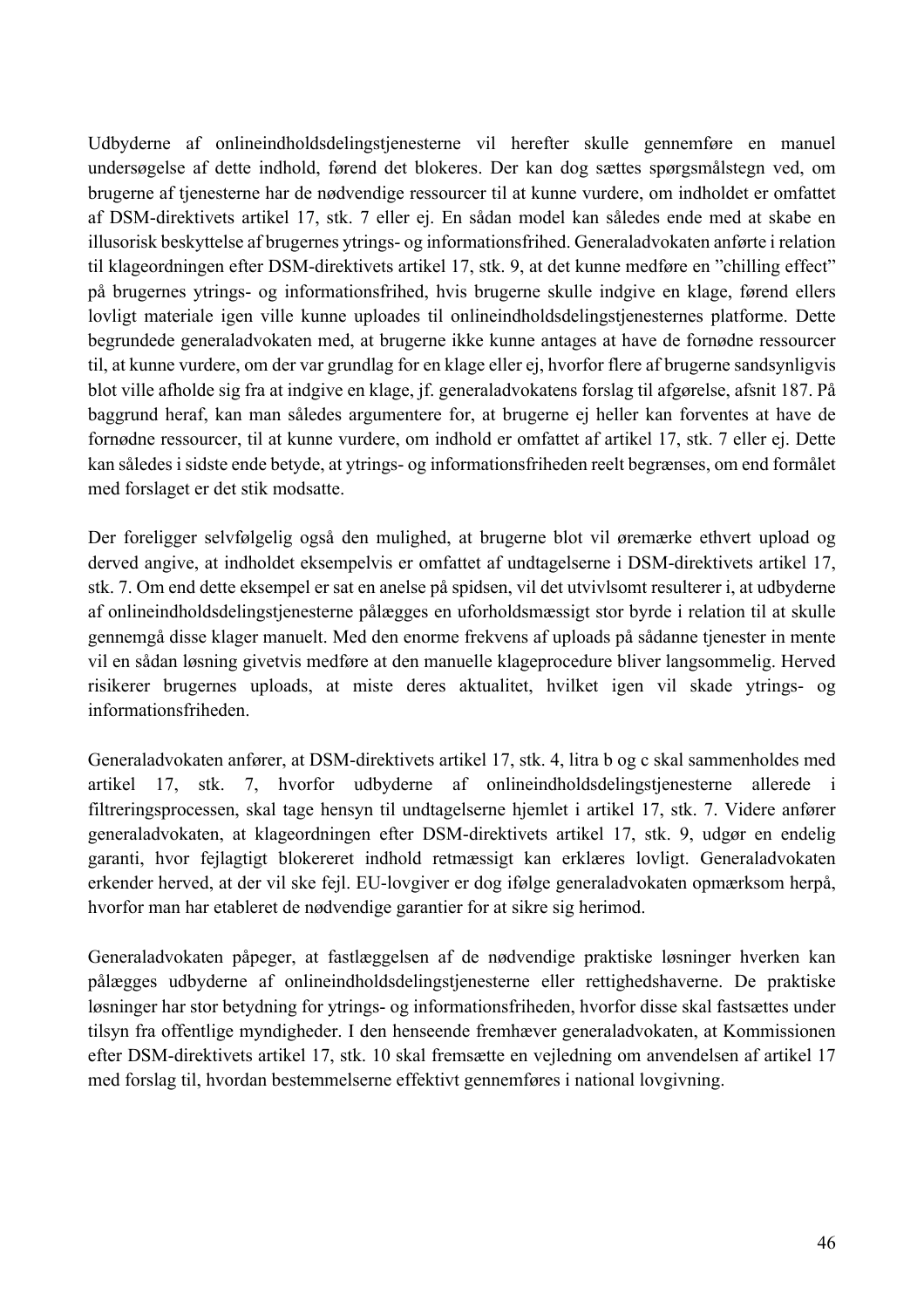Udbyderne af onlineindholdsdelingstjenesterne vil herefter skulle gennemføre en manuel undersøgelse af dette indhold, førend det blokeres. Der kan dog sættes spørgsmålstegn ved, om brugerne af tjenesterne har de nødvendige ressourcer til at kunne vurdere, om indholdet er omfattet af DSM-direktivets artikel 17, stk. 7 eller ej. En sådan model kan således ende med at skabe en illusorisk beskyttelse af brugernes ytrings- og informationsfrihed. Generaladvokaten anførte i relation til klageordningen efter DSM-direktivets artikel 17, stk. 9, at det kunne medføre en "chilling effect" på brugernes ytrings- og informationsfrihed, hvis brugerne skulle indgive en klage, førend ellers lovligt materiale igen ville kunne uploades til onlineindholdsdelingstjenesternes platforme. Dette begrundede generaladvokaten med, at brugerne ikke kunne antages at have de fornødne ressourcer til, at kunne vurdere, om der var grundlag for en klage eller ej, hvorfor flere af brugerne sandsynligvis blot ville afholde sig fra at indgive en klage, jf. generaladvokatens forslag til afgørelse, afsnit 187. På baggrund heraf, kan man således argumentere for, at brugerne ej heller kan forventes at have de fornødne ressourcer, til at kunne vurdere, om indhold er omfattet af artikel 17, stk. 7 eller ej. Dette kan således i sidste ende betyde, at ytrings- og informationsfriheden reelt begrænses, om end formålet med forslaget er det stik modsatte.

Der foreligger selvfølgelig også den mulighed, at brugerne blot vil øremærke ethvert upload og derved angive, at indholdet eksempelvis er omfattet af undtagelserne i DSM-direktivets artikel 17, stk. 7. Om end dette eksempel er sat en anelse på spidsen, vil det utvivlsomt resulterer i, at udbyderne af onlineindholdsdelingstjenesterne pålægges en uforholdsmæssigt stor byrde i relation til at skulle gennemgå disse klager manuelt. Med den enorme frekvens af uploads på sådanne tjenester in mente vil en sådan løsning givetvis medføre at den manuelle klageprocedure bliver langsommelig. Herved risikerer brugernes uploads, at miste deres aktualitet, hvilket igen vil skade ytrings- og informationsfriheden.

Generaladvokaten anfører, at DSM-direktivets artikel 17, stk. 4, litra b og c skal sammenholdes med artikel 17, stk. 7, hvorfor udbyderne af onlineindholdsdelingstjenesterne allerede i filtreringsprocessen, skal tage hensyn til undtagelserne hjemlet i artikel 17, stk. 7. Videre anfører generaladvokaten, at klageordningen efter DSM-direktivets artikel 17, stk. 9, udgør en endelig garanti, hvor fejlagtigt blokereret indhold retmæssigt kan erklæres lovligt. Generaladvokaten erkender herved, at der vil ske fejl. EU-lovgiver er dog ifølge generaladvokaten opmærksom herpå, hvorfor man har etableret de nødvendige garantier for at sikre sig herimod.

Generaladvokaten påpeger, at fastlæggelsen af de nødvendige praktiske løsninger hverken kan pålægges udbyderne af onlineindholdsdelingstjenesterne eller rettighedshaverne. De praktiske løsninger har stor betydning for ytrings- og informationsfriheden, hvorfor disse skal fastsættes under tilsyn fra offentlige myndigheder. I den henseende fremhæver generaladvokaten, at Kommissionen efter DSM-direktivets artikel 17, stk. 10 skal fremsætte en vejledning om anvendelsen af artikel 17 med forslag til, hvordan bestemmelserne effektivt gennemføres i national lovgivning.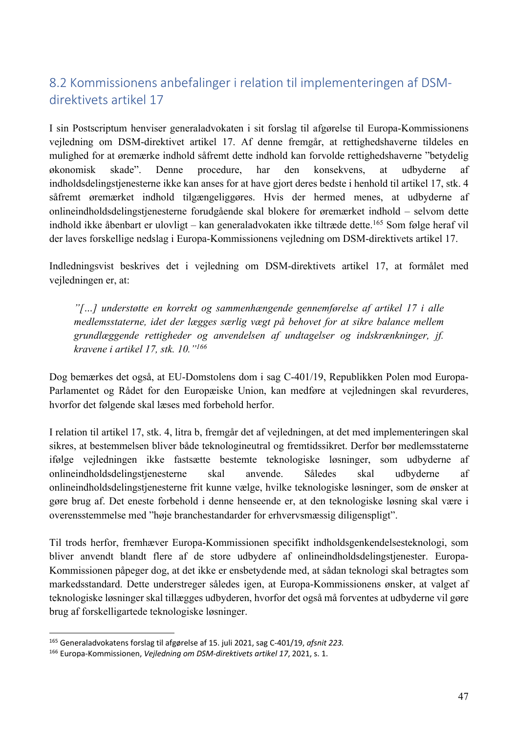## 8.2 Kommissionens anbefalinger i relation til implementeringen af DSM-direktivets artikel 17

I sin Postscriptum henviser generaladvokaten i sit forslag til afgørelse til Europa-Kommissionens vejledning om DSM-direktivet artikel 17. Af denne fremgår, at rettighedshaverne tildeles en mulighed for at øremærke indhold såfremt dette indhold kan forvolde rettighedshaverne "betydelig økonomisk skade". Denne procedure, har den konsekvens, at udbyderne af indholdsdelingstjenesterne ikke kan anses for at have gjort deres bedste i henhold til artikel 17, stk. 4 såfremt øremærket indhold tilgængeliggøres. Hvis der hermed menes, at udbyderne af onlineindholdsdelingstjenesterne forudgående skal blokere for øremærket indhold – selvom dette indhold ikke åbenbart er ulovligt – kan generaladvokaten ikke tiltræde dette.[165] Som følge heraf vil der laves forskellige nedslag i Europa-Kommissionens vejledning om DSM-direktivets artikel 17.

Indledningsvist beskrives det i vejledning om DSM-direktivets artikel 17, at formålet med vejledningen er, at:

> *"[…] understøtte en korrekt og sammenhængende gennemførelse af artikel 17 i alle medlemsstaterne, idet der lægges særlig vægt på behovet for at sikre balance mellem grundlæggende rettigheder og anvendelsen af undtagelser og indskrænkninger, jf. kravene i artikel 17, stk. 10."*[166]

Dog bemærkes det også, at EU-Domstolens dom i sag C-401/19, Republikken Polen mod Europa-Parlamentet og Rådet for den Europæiske Union, kan medføre at vejledningen skal revurderes, hvorfor det følgende skal læses med forbehold herfor.

I relation til artikel 17, stk. 4, litra b, fremgår det af vejledningen, at det med implementeringen skal sikres, at bestemmelsen bliver både teknologineutral og fremtidssikret. Derfor bør medlemsstaterne ifølge vejledningen ikke fastsætte bestemte teknologiske løsninger, som udbyderne af onlineindholdsdelingstjenesterne skal anvende. Således skal udbyderne af onlineindholdsdelingstjenesterne frit kunne vælge, hvilke teknologiske løsninger, som de ønsker at gøre brug af. Det eneste forbehold i denne henseende er, at den teknologiske løsning skal være i overensstemmelse med "høje branchestandarder for erhvervsmæssig diligenspligt".

Til trods herfor, fremhæver Europa-Kommissionen specifikt indholdsgenkendelsesteknologi, som bliver anvendt blandt flere af de store udbydere af onlineindholdsdelingstjenester. Europa-Kommissionen påpeger dog, at det ikke er ensbetydende med, at sådan teknologi skal betragtes som markedsstandard. Dette understreger således igen, at Europa-Kommissionens ønsker, at valget af teknologiske løsninger skal tillægges udbyderen, hvorfor det også må forventes at udbyderne vil gøre brug af forskelligartede teknologiske løsninger.

---

[165] Generaladvokatens forslag til afgørelse af 15. juli 2021, sag C-401/19, *afsnit 223.*

[166] Europa-Kommissionen, *Vejledning om DSM-direktivets artikel 17*, 2021, s. 1.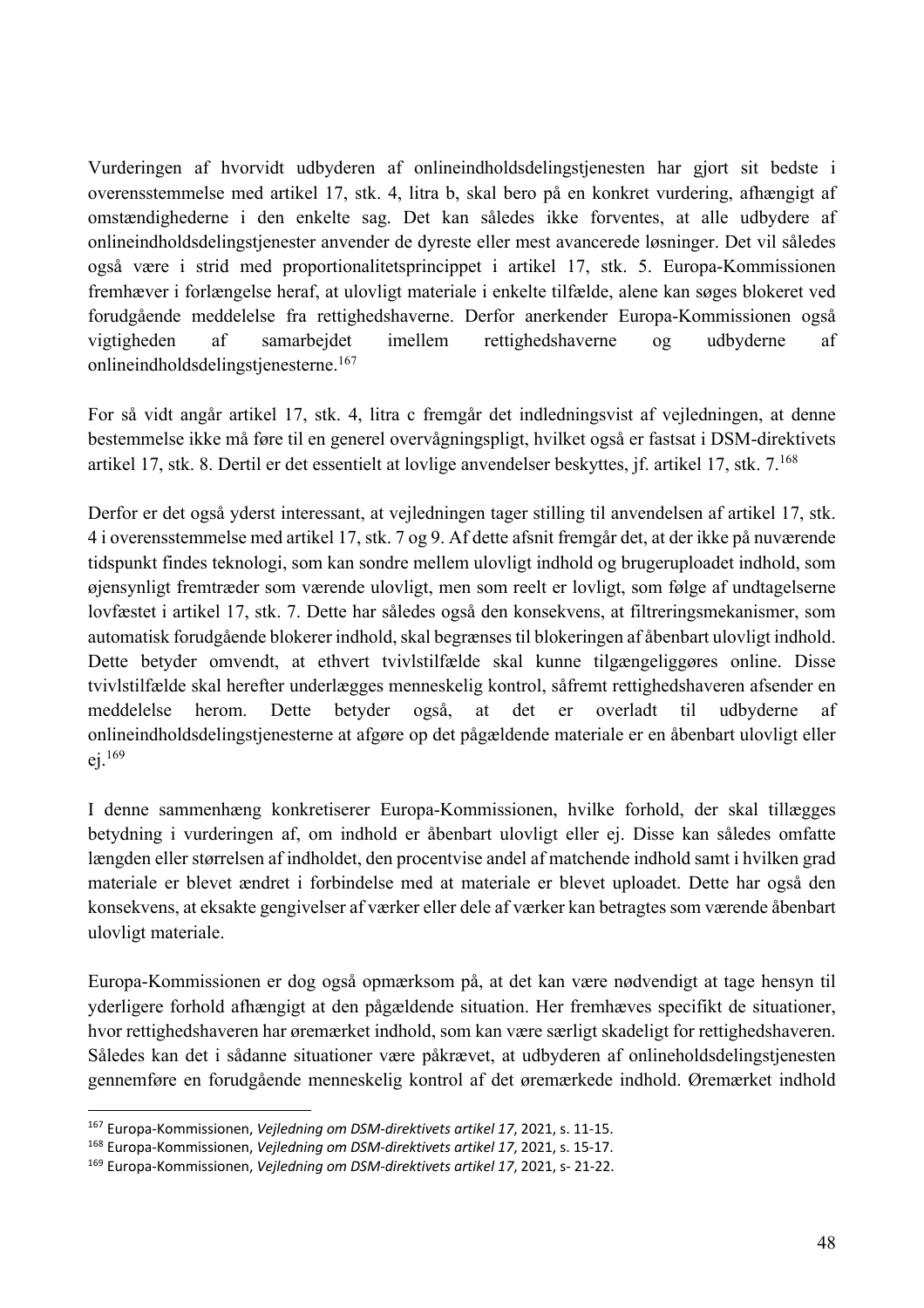Vurderingen af hvorvidt udbyderen af onlineindholdsdelingstjenesten har gjort sit bedste i overensstemmelse med artikel 17, stk. 4, litra b, skal bero på en konkret vurdering, afhængigt af omstændighederne i den enkelte sag. Det kan således ikke forventes, at alle udbydere af onlineindholdsdelingstjenester anvender de dyreste eller mest avancerede løsninger. Det vil således også være i strid med proportionalitetsprincippet i artikel 17, stk. 5. Europa-Kommissionen fremhæver i forlængelse heraf, at ulovligt materiale i enkelte tilfælde, alene kan søges blokeret ved forudgående meddelelse fra rettighedshaverne. Derfor anerkender Europa-Kommissionen også vigtigheden af samarbejdet imellem rettighedshaverne og udbyderne af onlineindholdsdelingstjenesterne.[167]

For så vidt angår artikel 17, stk. 4, litra c fremgår det indledningsvist af vejledningen, at denne bestemmelse ikke må føre til en generel overvågningspligt, hvilket også er fastsat i DSM-direktivets artikel 17, stk. 8. Dertil er det essentielt at lovlige anvendelser beskyttes, jf. artikel 17, stk. 7.[168]

Derfor er det også yderst interessant, at vejledningen tager stilling til anvendelsen af artikel 17, stk. 4 i overensstemmelse med artikel 17, stk. 7 og 9. Af dette afsnit fremgår det, at der ikke på nuværende tidspunkt findes teknologi, som kan sondre mellem ulovligt indhold og brugeruploadet indhold, som øjensynligt fremtræder som værende ulovligt, men som reelt er lovligt, som følge af undtagelserne lovfæstet i artikel 17, stk. 7. Dette har således også den konsekvens, at filtreringsmekanismer, som automatisk forudgående blokerer indhold, skal begrænses til blokeringen af åbenbart ulovligt indhold. Dette betyder omvendt, at ethvert tvivlstilfælde skal kunne tilgængeliggøres online. Disse tvivlstilfælde skal herefter underlægges menneskelig kontrol, såfremt rettighedshaveren afsender en meddelelse herom. Dette betyder også, at det er overladt til udbyderne af onlineindholdsdelingstjenesterne at afgøre op det pågældende materiale er en åbenbart ulovligt eller ej.[169]

I denne sammenhæng konkretiserer Europa-Kommissionen, hvilke forhold, der skal tillægges betydning i vurderingen af, om indhold er åbenbart ulovligt eller ej. Disse kan således omfatte længden eller størrelsen af indholdet, den procentvise andel af matchende indhold samt i hvilken grad materiale er blevet ændret i forbindelse med at materiale er blevet uploadet. Dette har også den konsekvens, at eksakte gengivelser af værker eller dele af værker kan betragtes som værende åbenbart ulovligt materiale.

Europa-Kommissionen er dog også opmærksom på, at det kan være nødvendigt at tage hensyn til yderligere forhold afhængigt at den pågældende situation. Her fremhæves specifikt de situationer, hvor rettighedshaveren har øremærket indhold, som kan være særligt skadeligt for rettighedshaveren. Således kan det i sådanne situationer være påkrævet, at udbyderen af onlineholdsdelingstjenesten gennemføre en forudgående menneskelig kontrol af det øremærkede indhold. Øremærket indhold

---

[167] Europa-Kommissionen, *Vejledning om DSM-direktivets artikel 17*, 2021, s. 11-15.

[168] Europa-Kommissionen, *Vejledning om DSM-direktivets artikel 17*, 2021, s. 15-17.

[169] Europa-Kommissionen, *Vejledning om DSM-direktivets artikel 17*, 2021, s- 21-22.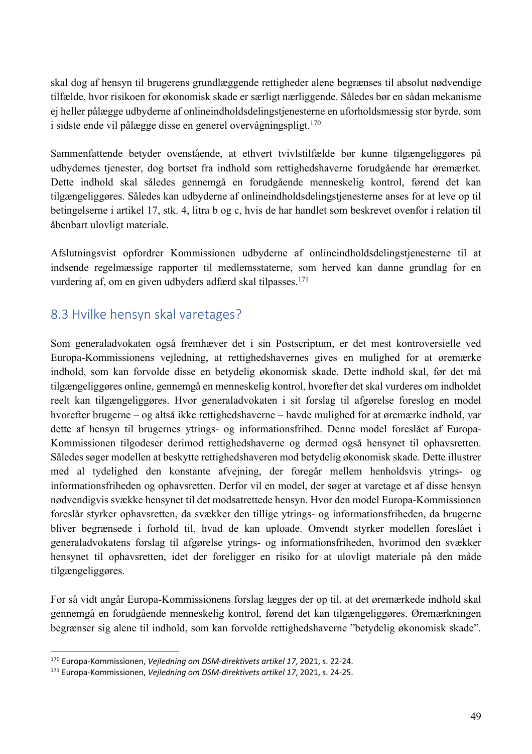skal dog af hensyn til brugerens grundlæggende rettigheder alene begrænses til absolut nødvendige tilfælde, hvor risikoen for økonomisk skade er særligt nærliggende. Således bør en sådan mekanisme ej heller pålægge udbyderne af onlineindholdsdelingstjenesterne en uforholdsmæssig stor byrde, som i sidste ende vil pålægge disse en generel overvågningspligt.[170]

Sammenfattende betyder ovenstående, at ethvert tvivlstilfælde bør kunne tilgængeliggøres på udbydernes tjenester, dog bortset fra indhold som rettighedshaverne forudgående har øremærket. Dette indhold skal således gennemgå en forudgående menneskelig kontrol, førend det kan tilgængeliggøres. Således kan udbyderne af onlineindholdsdelingstjenesterne anses for at leve op til betingelserne i artikel 17, stk. 4, litra b og c, hvis de har handlet som beskrevet ovenfor i relation til åbenbart ulovligt materiale.

Afslutningsvist opfordrer Kommissionen udbyderne af onlineindholdsdelingstjenesterne til at indsende regelmæssige rapporter til medlemsstaterne, som herved kan danne grundlag for en vurdering af, om en given udbyders adfærd skal tilpasses.[171]

## 8.3 Hvilke hensyn skal varetages?

Som generaladvokaten også fremhæver det i sin Postscriptum, er det mest kontroversielle ved Europa-Kommissionens vejledning, at rettighedshavernes gives en mulighed for at øremærke indhold, som kan forvolde disse en betydelig økonomisk skade. Dette indhold skal, før det må tilgængeliggøres online, gennemgå en menneskelig kontrol, hvorefter det skal vurderes om indholdet reelt kan tilgængeliggøres. Hvor generaladvokaten i sit forslag til afgørelse foreslog en model hvorefter brugerne – og altså ikke rettighedshaverne – havde mulighed for at øremærke indhold, var dette af hensyn til brugernes ytrings- og informationsfrihed. Denne model foreslået af Europa-Kommissionen tilgodeser derimod rettighedshaverne og dermed også hensynet til ophavsretten. Således søger modellen at beskytte rettighedshaveren mod betydelig økonomisk skade. Dette illustrer med al tydelighed den konstante afvejning, der foregår mellem henholdsvis ytrings- og informationsfriheden og ophavsretten. Derfor vil en model, der søger at varetage et af disse hensyn nødvendigvis svække hensynet til det modsatrettede hensyn. Hvor den model Europa-Kommissionen foreslår styrker ophavsretten, da svækker den tillige ytrings- og informationsfriheden, da brugerne bliver begrænsede i forhold til, hvad de kan uploade. Omvendt styrker modellen foreslået i generaladvokatens forslag til afgørelse ytrings- og informationsfriheden, hvorimod den svækker hensynet til ophavsretten, idet der foreligger en risiko for at ulovligt materiale på den måde tilgængeliggøres.

For så vidt angår Europa-Kommissionens forslag lægges der op til, at det øremærkede indhold skal gennemgå en forudgående menneskelig kontrol, førend det kan tilgængeliggøres. Øremærkningen begrænser sig alene til indhold, som kan forvolde rettighedshaverne "betydelig økonomisk skade".

---

[170] Europa-Kommissionen, *Vejledning om DSM-direktivets artikel 17*, 2021, s. 22-24.

[171] Europa-Kommissionen, *Vejledning om DSM-direktivets artikel 17*, 2021, s. 24-25.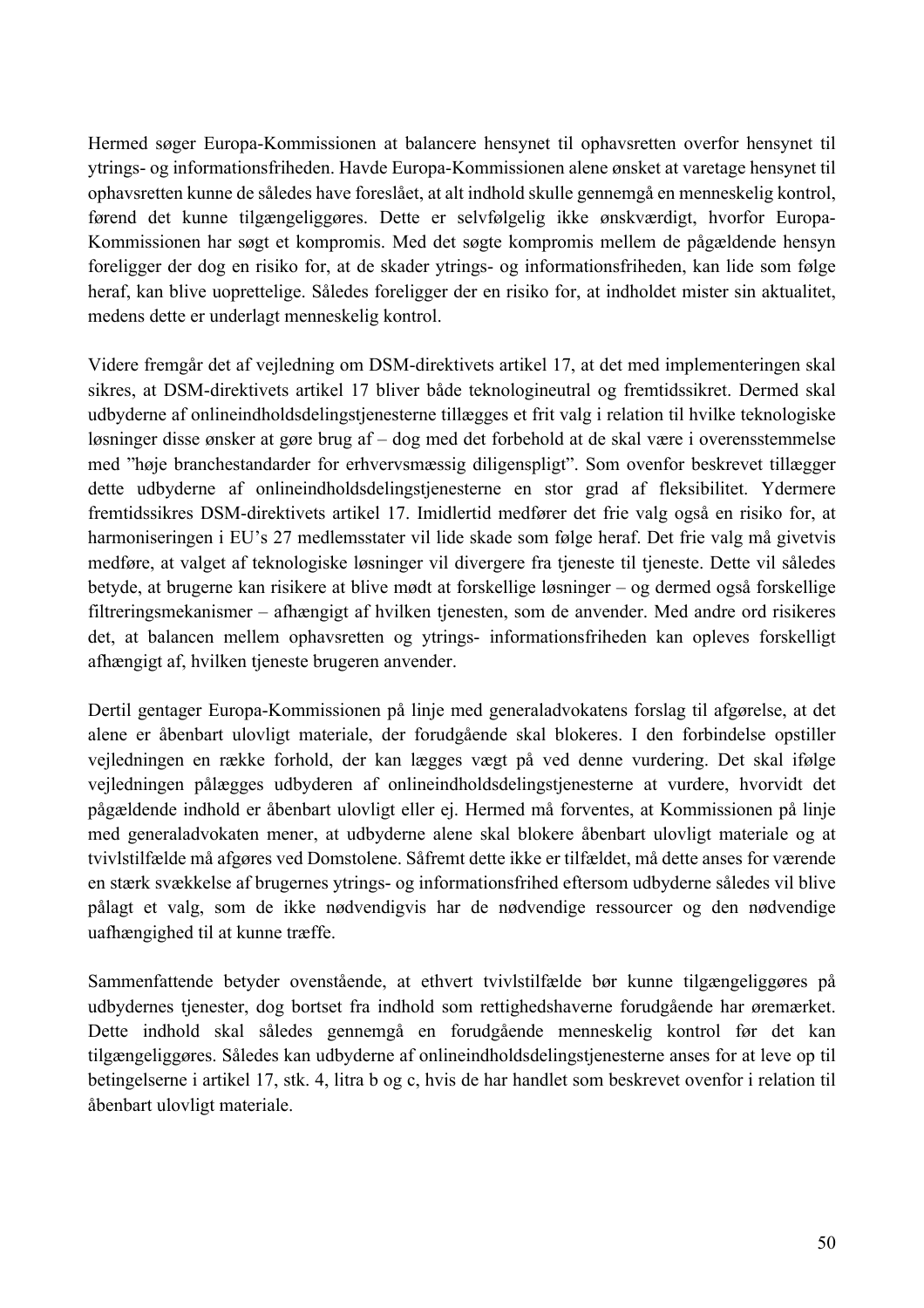Hermed søger Europa-Kommissionen at balancere hensynet til ophavsretten overfor hensynet til ytrings- og informationsfriheden. Havde Europa-Kommissionen alene ønsket at varetage hensynet til ophavsretten kunne de således have foreslået, at alt indhold skulle gennemgå en menneskelig kontrol, førend det kunne tilgængeliggøres. Dette er selvfølgelig ikke ønskværdigt, hvorfor Europa-Kommissionen har søgt et kompromis. Med det søgte kompromis mellem de pågældende hensyn foreligger der dog en risiko for, at de skader ytrings- og informationsfriheden, kan lide som følge heraf, kan blive uoprettelige. Således foreligger der en risiko for, at indholdet mister sin aktualitet, medens dette er underlagt menneskelig kontrol.

Videre fremgår det af vejledning om DSM-direktivets artikel 17, at det med implementeringen skal sikres, at DSM-direktivets artikel 17 bliver både teknologineutral og fremtidssikret. Dermed skal udbyderne af onlineindholdsdelingstjenesterne tillægges et frit valg i relation til hvilke teknologiske løsninger disse ønsker at gøre brug af – dog med det forbehold at de skal være i overensstemmelse med "høje branchestandarder for erhvervsmæssig diligenspligt". Som ovenfor beskrevet tillægger dette udbyderne af onlineindholdsdelingstjenesterne en stor grad af fleksibilitet. Ydermere fremtidssikres DSM-direktivets artikel 17. Imidlertid medfører det frie valg også en risiko for, at harmoniseringen i EU's 27 medlemsstater vil lide skade som følge heraf. Det frie valg må givetvis medføre, at valget af teknologiske løsninger vil divergere fra tjeneste til tjeneste. Dette vil således betyde, at brugerne kan risikere at blive mødt at forskellige løsninger – og dermed også forskellige filtreringsmekanismer – afhængigt af hvilken tjenesten, som de anvender. Med andre ord risikeres det, at balancen mellem ophavsretten og ytrings- informationsfriheden kan opleves forskelligt afhængigt af, hvilken tjeneste brugeren anvender.

Dertil gentager Europa-Kommissionen på linje med generaladvokatens forslag til afgørelse, at det alene er åbenbart ulovligt materiale, der forudgående skal blokeres. I den forbindelse opstiller vejledningen en række forhold, der kan lægges vægt på ved denne vurdering. Det skal ifølge vejledningen pålægges udbyderen af onlineindholdsdelingstjenesterne at vurdere, hvorvidt det pågældende indhold er åbenbart ulovligt eller ej. Hermed må forventes, at Kommissionen på linje med generaladvokaten mener, at udbyderne alene skal blokere åbenbart ulovligt materiale og at tvivlstilfælde må afgøres ved Domstolene. Såfremt dette ikke er tilfældet, må dette anses for værende en stærk svækkelse af brugernes ytrings- og informationsfrihed eftersom udbyderne således vil blive pålagt et valg, som de ikke nødvendigvis har de nødvendige ressourcer og den nødvendige uafhængighed til at kunne træffe.

Sammenfattende betyder ovenstående, at ethvert tvivlstilfælde bør kunne tilgængeliggøres på udbydernes tjenester, dog bortset fra indhold som rettighedshaverne forudgående har øremærket. Dette indhold skal således gennemgå en forudgående menneskelig kontrol før det kan tilgængeliggøres. Således kan udbyderne af onlineindholdsdelingstjenesterne anses for at leve op til betingelserne i artikel 17, stk. 4, litra b og c, hvis de har handlet som beskrevet ovenfor i relation til åbenbart ulovligt materiale.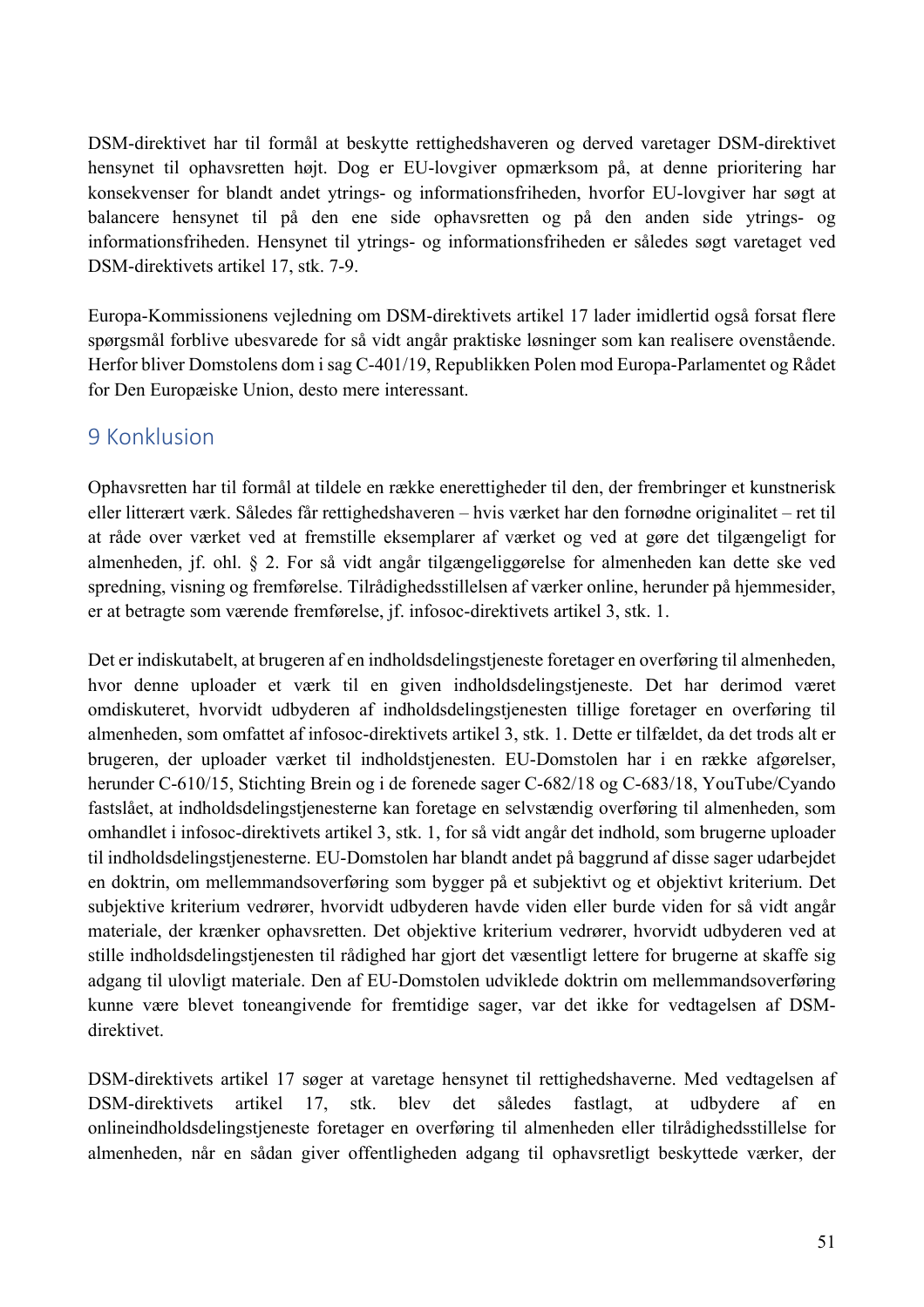DSM-direktivet har til formål at beskytte rettighedshaveren og derved varetager DSM-direktivet hensynet til ophavsretten højt. Dog er EU-lovgiver opmærksom på, at denne prioritering har konsekvenser for blandt andet ytrings- og informationsfriheden, hvorfor EU-lovgiver har søgt at balancere hensynet til på den ene side ophavsretten og på den anden side ytrings- og informationsfriheden. Hensynet til ytrings- og informationsfriheden er således søgt varetaget ved DSM-direktivets artikel 17, stk. 7-9.

Europa-Kommissionens vejledning om DSM-direktivets artikel 17 lader imidlertid også forsat flere spørgsmål forblive ubesvarede for så vidt angår praktiske løsninger som kan realisere ovenstående. Herfor bliver Domstolens dom i sag C-401/19, Republikken Polen mod Europa-Parlamentet og Rådet for Den Europæiske Union, desto mere interessant.

# 9 Konklusion

Ophavsretten har til formål at tildele en række enerettigheder til den, der frembringer et kunstnerisk eller litterært værk. Således får rettighedshaveren – hvis værket har den fornødne originalitet – ret til at råde over værket ved at fremstille eksemplarer af værket og ved at gøre det tilgængeligt for almenheden, jf. ohl. § 2. For så vidt angår tilgængeliggørelse for almenheden kan dette ske ved spredning, visning og fremførelse. Tilrådighedsstillelsen af værker online, herunder på hjemmesider, er at betragte som værende fremførelse, jf. infosoc-direktivets artikel 3, stk. 1.

Det er indiskutabelt, at brugeren af en indholdsdelingstjeneste foretager en overføring til almenheden, hvor denne uploader et værk til en given indholdsdelingstjeneste. Det har derimod været omdiskuteret, hvorvidt udbyderen af indholdsdelingstjenesten tillige foretager en overføring til almenheden, som omfattet af infosoc-direktivets artikel 3, stk. 1. Dette er tilfældet, da det trods alt er brugeren, der uploader værket til indholdstjenesten. EU-Domstolen har i en række afgørelser, herunder C-610/15, Stichting Brein og i de forenede sager C-682/18 og C-683/18, YouTube/Cyando fastslået, at indholdsdelingstjenesterne kan foretage en selvstændig overføring til almenheden, som omhandlet i infosoc-direktivets artikel 3, stk. 1, for så vidt angår det indhold, som brugerne uploader til indholdsdelingstjenesterne. EU-Domstolen har blandt andet på baggrund af disse sager udarbejdet en doktrin, om mellemmandsoverføring som bygger på et subjektivt og et objektivt kriterium. Det subjektive kriterium vedrører, hvorvidt udbyderen havde viden eller burde viden for så vidt angår materiale, der krænker ophavsretten. Det objektive kriterium vedrører, hvorvidt udbyderen ved at stille indholdsdelingstjenesten til rådighed har gjort det væsentligt lettere for brugerne at skaffe sig adgang til ulovligt materiale. Den af EU-Domstolen udviklede doktrin om mellemmandsoverføring kunne være blevet toneangivende for fremtidige sager, var det ikke for vedtagelsen af DSM-direktivet.

DSM-direktivets artikel 17 søger at varetage hensynet til rettighedshaverne. Med vedtagelsen af DSM-direktivets artikel 17, stk. blev det således fastlagt, at udbydere af en onlineindholdsdelingstjeneste foretager en overføring til almenheden eller tilrådighedsstillelse for almenheden, når en sådan giver offentligheden adgang til ophavsretligt beskyttede værker, der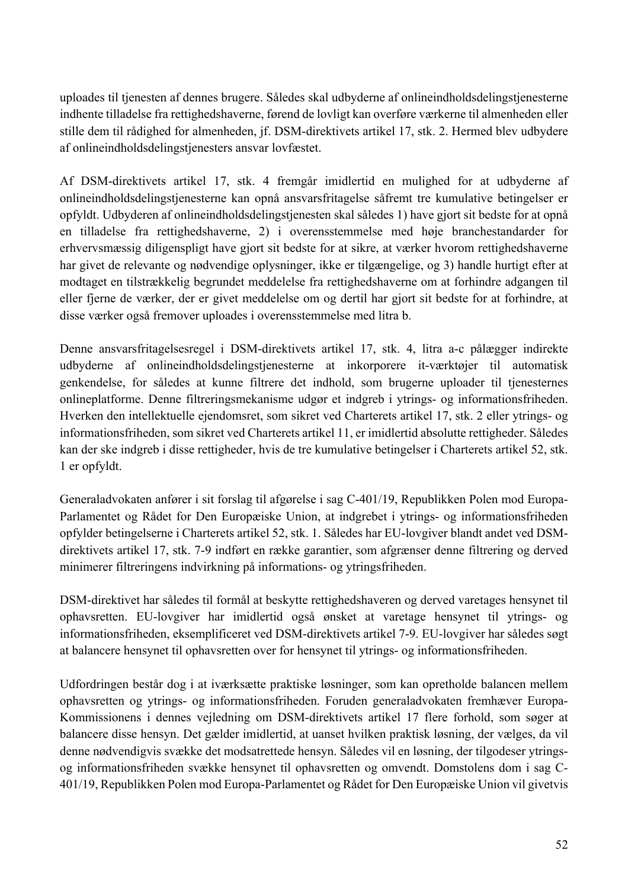uploades til tjenesten af dennes brugere. Således skal udbyderne af onlineindholdsdelingstjenesterne indhente tilladelse fra rettighedshaverne, førend de lovligt kan overføre værkerne til almenheden eller stille dem til rådighed for almenheden, jf. DSM-direktivets artikel 17, stk. 2. Hermed blev udbydere af onlineindholdsdelingstjenesters ansvar lovfæstet.

Af DSM-direktivets artikel 17, stk. 4 fremgår imidlertid en mulighed for at udbyderne af onlineindholdsdelingstjenesterne kan opnå ansvarsfritagelse såfremt tre kumulative betingelser er opfyldt. Udbyderen af onlineindholdsdelingstjenesten skal således 1) have gjort sit bedste for at opnå en tilladelse fra rettighedshaverne, 2) i overensstemmelse med høje branchestandarder for erhvervsmæssig diligenspligt have gjort sit bedste for at sikre, at værker hvorom rettighedshaverne har givet de relevante og nødvendige oplysninger, ikke er tilgængelige, og 3) handle hurtigt efter at modtaget en tilstrækkelig begrundet meddelelse fra rettighedshaverne om at forhindre adgangen til eller fjerne de værker, der er givet meddelelse om og dertil har gjort sit bedste for at forhindre, at disse værker også fremover uploades i overensstemmelse med litra b.

Denne ansvarsfritagelsesregel i DSM-direktivets artikel 17, stk. 4, litra a-c pålægger indirekte udbyderne af onlineindholdsdelingstjenesterne at inkorporere it-værktøjer til automatisk genkendelse, for således at kunne filtrere det indhold, som brugerne uploader til tjenesternes onlineplatforme. Denne filtreringsmekanisme udgør et indgreb i ytrings- og informationsfriheden. Hverken den intellektuelle ejendomsret, som sikret ved Charterets artikel 17, stk. 2 eller ytrings- og informationsfriheden, som sikret ved Charterets artikel 11, er imidlertid absolutte rettigheder. Således kan der ske indgreb i disse rettigheder, hvis de tre kumulative betingelser i Charterets artikel 52, stk. 1 er opfyldt.

Generaladvokaten anfører i sit forslag til afgørelse i sag C-401/19, Republikken Polen mod Europa-Parlamentet og Rådet for Den Europæiske Union, at indgrebet i ytrings- og informationsfriheden opfylder betingelserne i Charterets artikel 52, stk. 1. Således har EU-lovgiver blandt andet ved DSM-direktivets artikel 17, stk. 7-9 indført en række garantier, som afgrænser denne filtrering og derved minimerer filtreringens indvirkning på informations- og ytringsfriheden.

DSM-direktivet har således til formål at beskytte rettighedshaveren og derved varetages hensynet til ophavsretten. EU-lovgiver har imidlertid også ønsket at varetage hensynet til ytrings- og informationsfriheden, eksemplificeret ved DSM-direktivets artikel 7-9. EU-lovgiver har således søgt at balancere hensynet til ophavsretten over for hensynet til ytrings- og informationsfriheden.

Udfordringen består dog i at iværksætte praktiske løsninger, som kan opretholde balancen mellem ophavsretten og ytrings- og informationsfriheden. Foruden generaladvokaten fremhæver Europa-Kommissionens i dennes vejledning om DSM-direktivets artikel 17 flere forhold, som søger at balancere disse hensyn. Det gælder imidlertid, at uanset hvilken praktisk løsning, der vælges, da vil denne nødvendigvis svække det modsatrettede hensyn. Således vil en løsning, der tilgodeser ytrings- og informationsfriheden svække hensynet til ophavsretten og omvendt. Domstolens dom i sag C-401/19, Republikken Polen mod Europa-Parlamentet og Rådet for Den Europæiske Union vil givetvis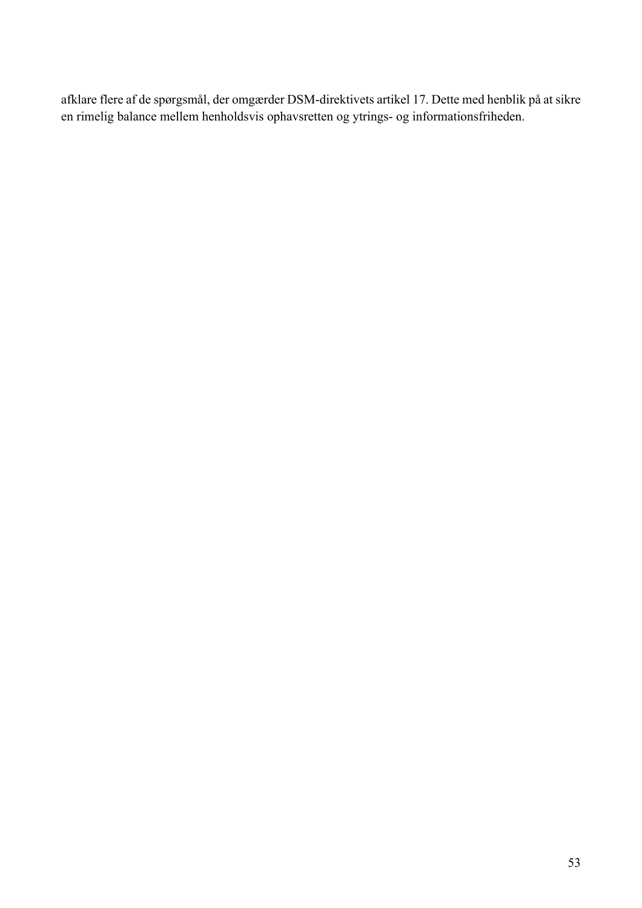afklare flere af de spørgsmål, der omgærder DSM-direktivets artikel 17. Dette med henblik på at sikre en rimelig balance mellem henholdsvis ophavsretten og ytrings- og informationsfriheden.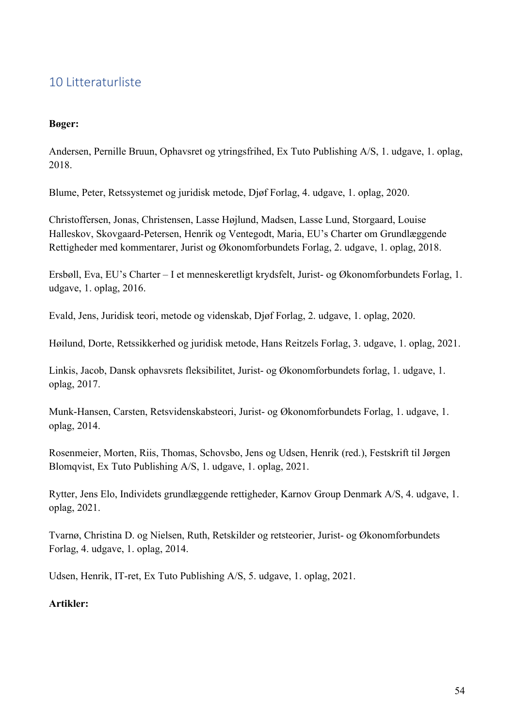# 10 Litteraturliste

**Bøger:**

Andersen, Pernille Bruun, Ophavsret og ytringsfrihed, Ex Tuto Publishing A/S, 1. udgave, 1. oplag, 2018.

Blume, Peter, Retssystemet og juridisk metode, Djøf Forlag, 4. udgave, 1. oplag, 2020.

Christoffersen, Jonas, Christensen, Lasse Højlund, Madsen, Lasse Lund, Storgaard, Louise Halleskov, Skovgaard-Petersen, Henrik og Ventegodt, Maria, EU's Charter om Grundlæggende Rettigheder med kommentarer, Jurist og Økonomforbundets Forlag, 2. udgave, 1. oplag, 2018.

Ersbøll, Eva, EU's Charter – I et menneskeretligt krydsfelt, Jurist- og Økonomforbundets Forlag, 1. udgave, 1. oplag, 2016.

Evald, Jens, Juridisk teori, metode og videnskab, Djøf Forlag, 2. udgave, 1. oplag, 2020.

Høilund, Dorte, Retssikkerhed og juridisk metode, Hans Reitzels Forlag, 3. udgave, 1. oplag, 2021.

Linkis, Jacob, Dansk ophavsrets fleksibilitet, Jurist- og Økonomforbundets forlag, 1. udgave, 1. oplag, 2017.

Munk-Hansen, Carsten, Retsvidenskabsteori, Jurist- og Økonomforbundets Forlag, 1. udgave, 1. oplag, 2014.

Rosenmeier, Morten, Riis, Thomas, Schovsbo, Jens og Udsen, Henrik (red.), Festskrift til Jørgen Blomqvist, Ex Tuto Publishing A/S, 1. udgave, 1. oplag, 2021.

Rytter, Jens Elo, Individets grundlæggende rettigheder, Karnov Group Denmark A/S, 4. udgave, 1. oplag, 2021.

Tvarnø, Christina D. og Nielsen, Ruth, Retskilder og retsteorier, Jurist- og Økonomforbundets Forlag, 4. udgave, 1. oplag, 2014.

Udsen, Henrik, IT-ret, Ex Tuto Publishing A/S, 5. udgave, 1. oplag, 2021.

**Artikler:**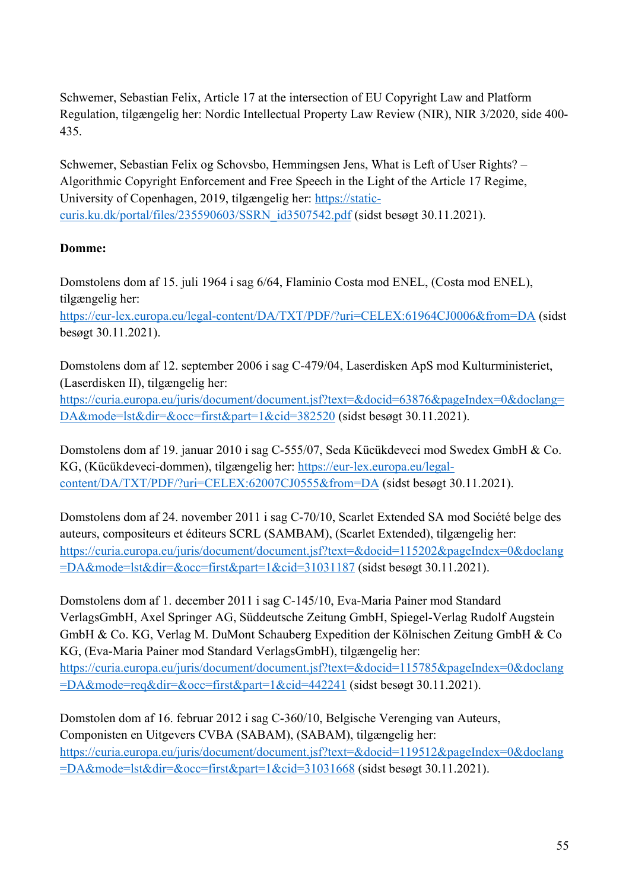Schwemer, Sebastian Felix, Article 17 at the intersection of EU Copyright Law and Platform Regulation, tilgængelig her: Nordic Intellectual Property Law Review (NIR), NIR 3/2020, side 400-435.

Schwemer, Sebastian Felix og Schovsbo, Hemmingsen Jens, What is Left of User Rights? – Algorithmic Copyright Enforcement and Free Speech in the Light of the Article 17 Regime, University of Copenhagen, 2019, tilgængelig her: [https://static-curis.ku.dk/portal/files/235590603/SSRN_id3507542.pdf](https://static-curis.ku.dk/portal/files/235590603/SSRN_id3507542.pdf) (sidst besøgt 30.11.2021).

**Domme:**

Domstolens dom af 15. juli 1964 i sag 6/64, Flaminio Costa mod ENEL, (Costa mod ENEL), tilgængelig her: [https://eur-lex.europa.eu/legal-content/DA/TXT/PDF/?uri=CELEX:61964CJ0006&from=DA](https://eur-lex.europa.eu/legal-content/DA/TXT/PDF/?uri=CELEX:61964CJ0006&from=DA) (sidst besøgt 30.11.2021).

Domstolens dom af 12. september 2006 i sag C-479/04, Laserdisken ApS mod Kulturministeriet, (Laserdisken II), tilgængelig her: [https://curia.europa.eu/juris/document/document.jsf?text=&docid=63876&pageIndex=0&doclang=DA&mode=lst&dir=&occ=first&part=1&cid=382520](https://curia.europa.eu/juris/document/document.jsf?text=&docid=63876&pageIndex=0&doclang=DA&mode=lst&dir=&occ=first&part=1&cid=382520) (sidst besøgt 30.11.2021).

Domstolens dom af 19. januar 2010 i sag C-555/07, Seda Kücükdeveci mod Swedex GmbH & Co. KG, (Kücükdeveci-dommen), tilgængelig her: [https://eur-lex.europa.eu/legal-content/DA/TXT/PDF/?uri=CELEX:62007CJ0555&from=DA](https://eur-lex.europa.eu/legal-content/DA/TXT/PDF/?uri=CELEX:62007CJ0555&from=DA) (sidst besøgt 30.11.2021).

Domstolens dom af 24. november 2011 i sag C-70/10, Scarlet Extended SA mod Société belge des auteurs, compositeurs et éditeurs SCRL (SAMBAM), (Scarlet Extended), tilgængelig her: [https://curia.europa.eu/juris/document/document.jsf?text=&docid=115202&pageIndex=0&doclang=DA&mode=lst&dir=&occ=first&part=1&cid=31031187](https://curia.europa.eu/juris/document/document.jsf?text=&docid=115202&pageIndex=0&doclang=DA&mode=lst&dir=&occ=first&part=1&cid=31031187) (sidst besøgt 30.11.2021).

Domstolens dom af 1. december 2011 i sag C-145/10, Eva-Maria Painer mod Standard VerlagsGmbH, Axel Springer AG, Süddeutsche Zeitung GmbH, Spiegel-Verlag Rudolf Augstein GmbH & Co. KG, Verlag M. DuMont Schauberg Expedition der Kölnischen Zeitung GmbH & Co KG, (Eva-Maria Painer mod Standard VerlagsGmbH), tilgængelig her: [https://curia.europa.eu/juris/document/document.jsf?text=&docid=115785&pageIndex=0&doclang=DA&mode=req&dir=&occ=first&part=1&cid=442241](https://curia.europa.eu/juris/document/document.jsf?text=&docid=115785&pageIndex=0&doclang=DA&mode=req&dir=&occ=first&part=1&cid=442241) (sidst besøgt 30.11.2021).

Domstolen dom af 16. februar 2012 i sag C-360/10, Belgische Verenging van Auteurs, Componisten en Uitgevers CVBA (SABAM), (SABAM), tilgængelig her: [https://curia.europa.eu/juris/document/document.jsf?text=&docid=119512&pageIndex=0&doclang=DA&mode=lst&dir=&occ=first&part=1&cid=31031668](https://curia.europa.eu/juris/document/document.jsf?text=&docid=119512&pageIndex=0&doclang=DA&mode=lst&dir=&occ=first&part=1&cid=31031668) (sidst besøgt 30.11.2021).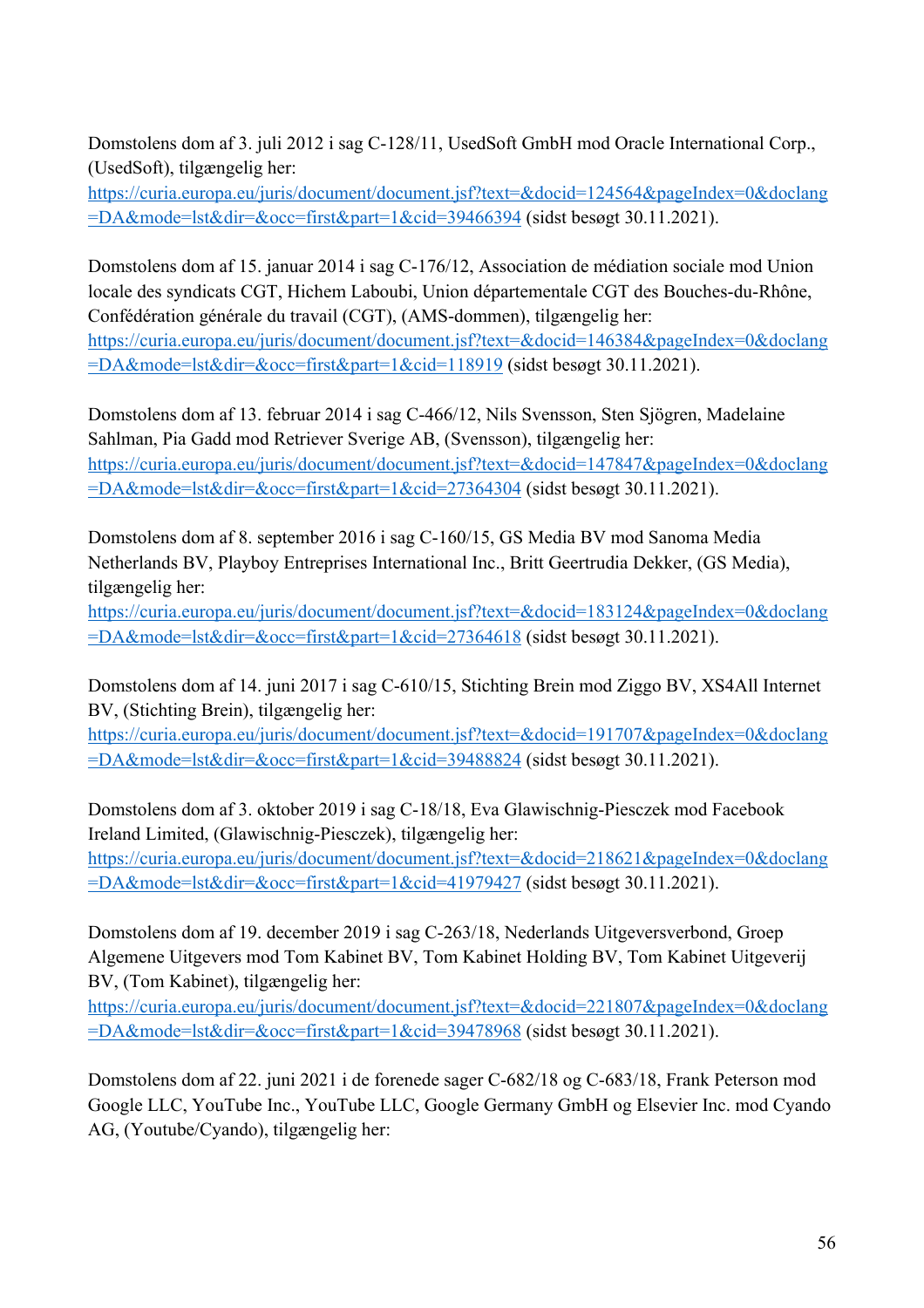Domstolens dom af 3. juli 2012 i sag C-128/11, UsedSoft GmbH mod Oracle International Corp., (UsedSoft), tilgængelig her: https://curia.europa.eu/juris/document/document.jsf?text=&docid=124564&pageIndex=0&doclang=DA&mode=lst&dir=&occ=first&part=1&cid=39466394 (sidst besøgt 30.11.2021).

Domstolens dom af 15. januar 2014 i sag C-176/12, Association de médiation sociale mod Union locale des syndicats CGT, Hichem Laboubi, Union départementale CGT des Bouches-du-Rhône, Confédération générale du travail (CGT), (AMS-dommen), tilgængelig her: https://curia.europa.eu/juris/document/document.jsf?text=&docid=146384&pageIndex=0&doclang=DA&mode=lst&dir=&occ=first&part=1&cid=118919 (sidst besøgt 30.11.2021).

Domstolens dom af 13. februar 2014 i sag C-466/12, Nils Svensson, Sten Sjögren, Madelaine Sahlman, Pia Gadd mod Retriever Sverige AB, (Svensson), tilgængelig her: https://curia.europa.eu/juris/document/document.jsf?text=&docid=147847&pageIndex=0&doclang=DA&mode=lst&dir=&occ=first&part=1&cid=27364304 (sidst besøgt 30.11.2021).

Domstolens dom af 8. september 2016 i sag C-160/15, GS Media BV mod Sanoma Media Netherlands BV, Playboy Entreprises International Inc., Britt Geertrudia Dekker, (GS Media), tilgængelig her: https://curia.europa.eu/juris/document/document.jsf?text=&docid=183124&pageIndex=0&doclang=DA&mode=lst&dir=&occ=first&part=1&cid=27364618 (sidst besøgt 30.11.2021).

Domstolens dom af 14. juni 2017 i sag C-610/15, Stichting Brein mod Ziggo BV, XS4All Internet BV, (Stichting Brein), tilgængelig her: https://curia.europa.eu/juris/document/document.jsf?text=&docid=191707&pageIndex=0&doclang=DA&mode=lst&dir=&occ=first&part=1&cid=39488824 (sidst besøgt 30.11.2021).

Domstolens dom af 3. oktober 2019 i sag C-18/18, Eva Glawischnig-Piesczek mod Facebook Ireland Limited, (Glawischnig-Piesczek), tilgængelig her: https://curia.europa.eu/juris/document/document.jsf?text=&docid=218621&pageIndex=0&doclang=DA&mode=lst&dir=&occ=first&part=1&cid=41979427 (sidst besøgt 30.11.2021).

Domstolens dom af 19. december 2019 i sag C-263/18, Nederlands Uitgeversverbond, Groep Algemene Uitgevers mod Tom Kabinet BV, Tom Kabinet Holding BV, Tom Kabinet Uitgeverij BV, (Tom Kabinet), tilgængelig her: https://curia.europa.eu/juris/document/document.jsf?text=&docid=221807&pageIndex=0&doclang=DA&mode=lst&dir=&occ=first&part=1&cid=39478968 (sidst besøgt 30.11.2021).

Domstolens dom af 22. juni 2021 i de forenede sager C-682/18 og C-683/18, Frank Peterson mod Google LLC, YouTube Inc., YouTube LLC, Google Germany GmbH og Elsevier Inc. mod Cyando AG, (Youtube/Cyando), tilgængelig her: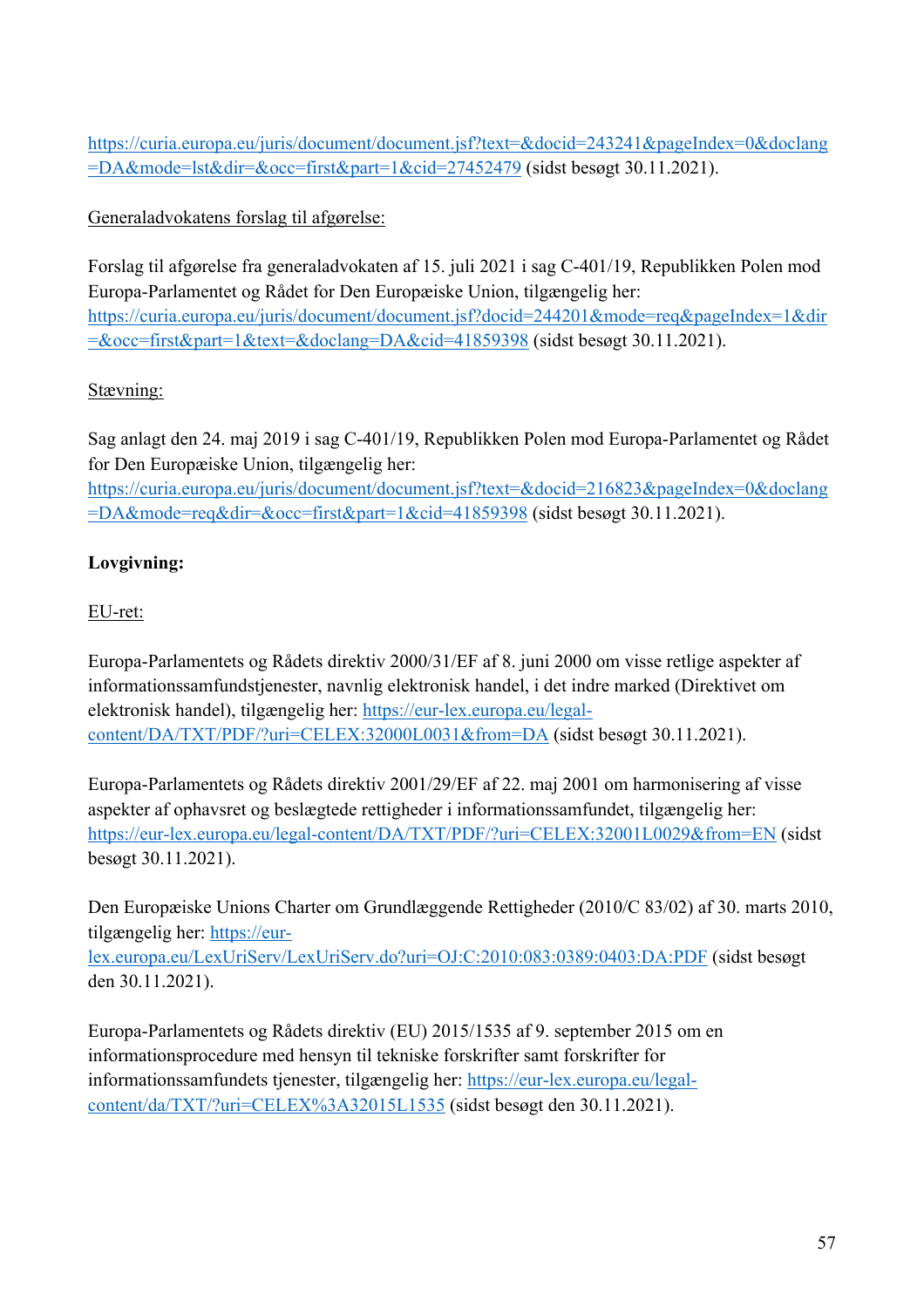https://curia.europa.eu/juris/document/document.jsf?text=&docid=243241&pageIndex=0&doclang=DA&mode=lst&dir=&occ=first&part=1&cid=27452479 (sidst besøgt 30.11.2021).

Generaladvokatens forslag til afgørelse:

Forslag til afgørelse fra generaladvokaten af 15. juli 2021 i sag C-401/19, Republikken Polen mod Europa-Parlamentet og Rådet for Den Europæiske Union, tilgængelig her: https://curia.europa.eu/juris/document/document.jsf?docid=244201&mode=req&pageIndex=1&dir=&occ=first&part=1&text=&doclang=DA&cid=41859398 (sidst besøgt 30.11.2021).

Stævning:

Sag anlagt den 24. maj 2019 i sag C-401/19, Republikken Polen mod Europa-Parlamentet og Rådet for Den Europæiske Union, tilgængelig her: https://curia.europa.eu/juris/document/document.jsf?text=&docid=216823&pageIndex=0&doclang=DA&mode=req&dir=&occ=first&part=1&cid=41859398 (sidst besøgt 30.11.2021).

**Lovgivning:**

EU-ret:

Europa-Parlamentets og Rådets direktiv 2000/31/EF af 8. juni 2000 om visse retlige aspekter af informationssamfundstjenester, navnlig elektronisk handel, i det indre marked (Direktivet om elektronisk handel), tilgængelig her: https://eur-lex.europa.eu/legal-content/DA/TXT/PDF/?uri=CELEX:32000L0031&from=DA (sidst besøgt 30.11.2021).

Europa-Parlamentets og Rådets direktiv 2001/29/EF af 22. maj 2001 om harmonisering af visse aspekter af ophavsret og beslægtede rettigheder i informationssamfundet, tilgængelig her: https://eur-lex.europa.eu/legal-content/DA/TXT/PDF/?uri=CELEX:32001L0029&from=EN (sidst besøgt 30.11.2021).

Den Europæiske Unions Charter om Grundlæggende Rettigheder (2010/C 83/02) af 30. marts 2010, tilgængelig her: https://eur-lex.europa.eu/LexUriServ/LexUriServ.do?uri=OJ:C:2010:083:0389:0403:DA:PDF (sidst besøgt den 30.11.2021).

Europa-Parlamentets og Rådets direktiv (EU) 2015/1535 af 9. september 2015 om en informationsprocedure med hensyn til tekniske forskrifter samt forskrifter for informationssamfundets tjenester, tilgængelig her: https://eur-lex.europa.eu/legal-content/da/TXT/?uri=CELEX%3A32015L1535 (sidst besøgt den 30.11.2021).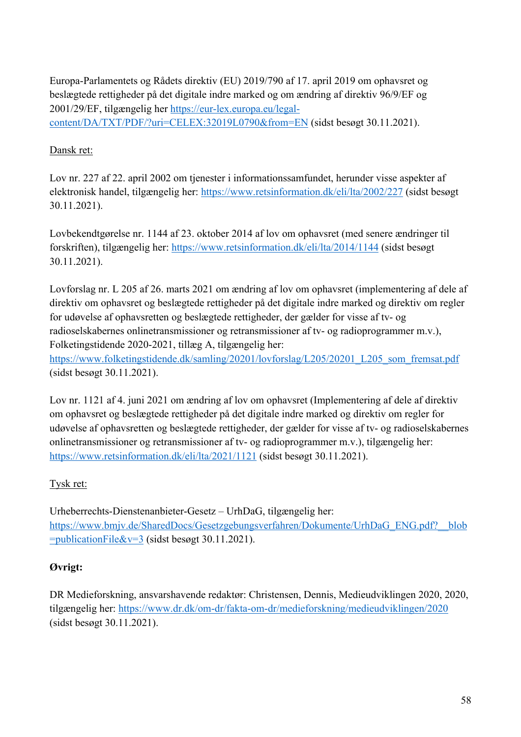Europa-Parlamentets og Rådets direktiv (EU) 2019/790 af 17. april 2019 om ophavsret og beslægtede rettigheder på det digitale indre marked og om ændring af direktiv 96/9/EF og 2001/29/EF, tilgængelig her [https://eur-lex.europa.eu/legal-content/DA/TXT/PDF/?uri=CELEX:32019L0790&from=EN](https://eur-lex.europa.eu/legal-content/DA/TXT/PDF/?uri=CELEX:32019L0790&from=EN) (sidst besøgt 30.11.2021).

<u>Dansk ret:</u>

Lov nr. 227 af 22. april 2002 om tjenester i informationssamfundet, herunder visse aspekter af elektronisk handel, tilgængelig her: [https://www.retsinformation.dk/eli/lta/2002/227](https://www.retsinformation.dk/eli/lta/2002/227) (sidst besøgt 30.11.2021).

Lovbekendtgørelse nr. 1144 af 23. oktober 2014 af lov om ophavsret (med senere ændringer til forskriften), tilgængelig her: [https://www.retsinformation.dk/eli/lta/2014/1144](https://www.retsinformation.dk/eli/lta/2014/1144) (sidst besøgt 30.11.2021).

Lovforslag nr. L 205 af 26. marts 2021 om ændring af lov om ophavsret (implementering af dele af direktiv om ophavsret og beslægtede rettigheder på det digitale indre marked og direktiv om regler for udøvelse af ophavsretten og beslægtede rettigheder, der gælder for visse af tv- og radioselskabernes onlinetransmissioner og retransmissioner af tv- og radioprogrammer m.v.), Folketingstidende 2020-2021, tillæg A, tilgængelig her: [https://www.folketingstidende.dk/samling/20201/lovforslag/L205/20201_L205_som_fremsat.pdf](https://www.folketingstidende.dk/samling/20201/lovforslag/L205/20201_L205_som_fremsat.pdf) (sidst besøgt 30.11.2021).

Lov nr. 1121 af 4. juni 2021 om ændring af lov om ophavsret (Implementering af dele af direktiv om ophavsret og beslægtede rettigheder på det digitale indre marked og direktiv om regler for udøvelse af ophavsretten og beslægtede rettigheder, der gælder for visse af tv- og radioselskabernes onlinetransmissioner og retransmissioner af tv- og radioprogrammer m.v.), tilgængelig her: [https://www.retsinformation.dk/eli/lta/2021/1121](https://www.retsinformation.dk/eli/lta/2021/1121) (sidst besøgt 30.11.2021).

<u>Tysk ret:</u>

Urheberrechts-Dienstenanbieter-Gesetz – UrhDaG, tilgængelig her: [https://www.bmjv.de/SharedDocs/Gesetzgebungsverfahren/Dokumente/UrhDaG_ENG.pdf?__blob=publicationFile&v=3](https://www.bmjv.de/SharedDocs/Gesetzgebungsverfahren/Dokumente/UrhDaG_ENG.pdf?__blob=publicationFile&v=3) (sidst besøgt 30.11.2021).

**Øvrigt:**

DR Medieforskning, ansvarshavende redaktør: Christensen, Dennis, Medieudviklingen 2020, 2020, tilgængelig her: [https://www.dr.dk/om-dr/fakta-om-dr/medieforskning/medieudviklingen/2020](https://www.dr.dk/om-dr/fakta-om-dr/medieforskning/medieudviklingen/2020) (sidst besøgt 30.11.2021).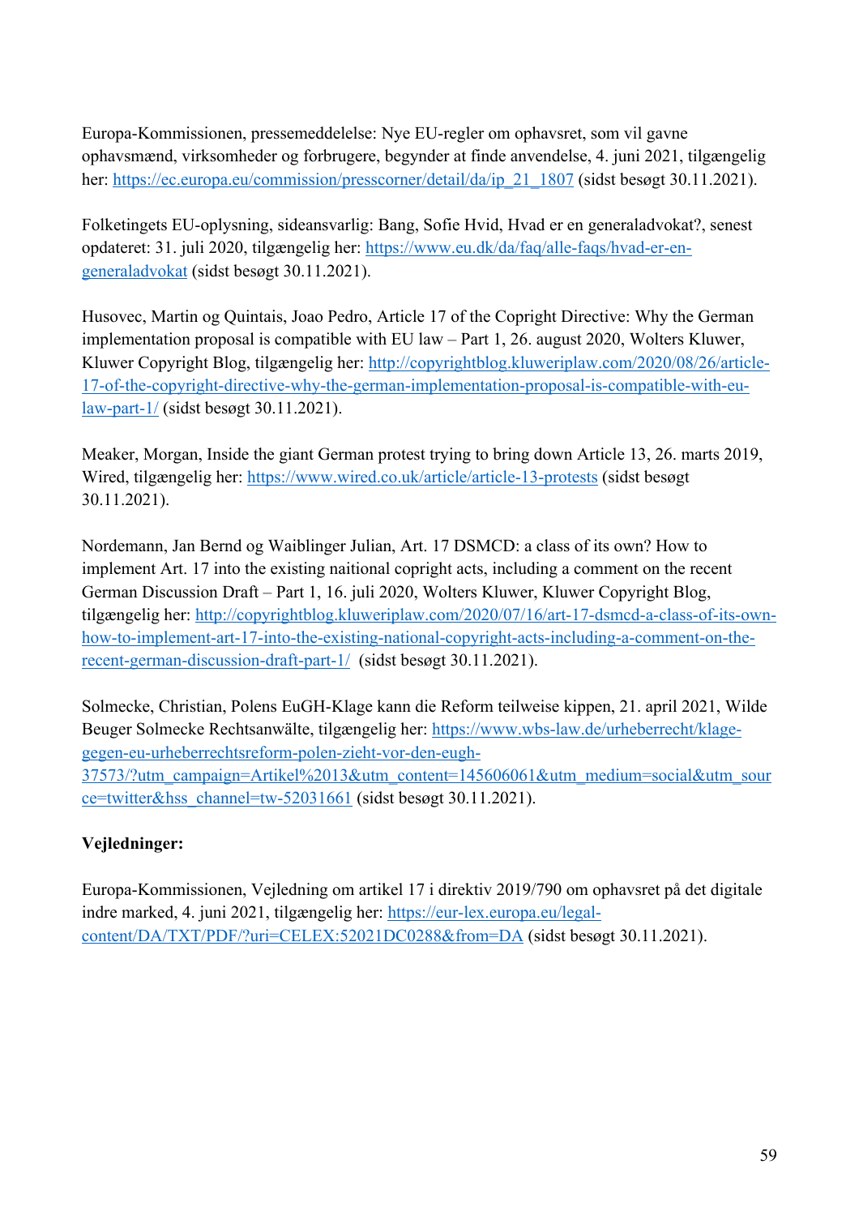Europa-Kommissionen, pressemeddelelse: Nye EU-regler om ophavsret, som vil gavne ophavsmænd, virksomheder og forbrugere, begynder at finde anvendelse, 4. juni 2021, tilgængelig her: https://ec.europa.eu/commission/presscorner/detail/da/ip_21_1807 (sidst besøgt 30.11.2021).

Folketingets EU-oplysning, sideansvarlig: Bang, Sofie Hvid, Hvad er en generaladvokat?, senest opdateret: 31. juli 2020, tilgængelig her: https://www.eu.dk/da/faq/alle-faqs/hvad-er-en-generaladvokat (sidst besøgt 30.11.2021).

Husovec, Martin og Quintais, Joao Pedro, Article 17 of the Copright Directive: Why the German implementation proposal is compatible with EU law – Part 1, 26. august 2020, Wolters Kluwer, Kluwer Copyright Blog, tilgængelig her: http://copyrightblog.kluweriplaw.com/2020/08/26/article-17-of-the-copyright-directive-why-the-german-implementation-proposal-is-compatible-with-eu-law-part-1/ (sidst besøgt 30.11.2021).

Meaker, Morgan, Inside the giant German protest trying to bring down Article 13, 26. marts 2019, Wired, tilgængelig her: https://www.wired.co.uk/article/article-13-protests (sidst besøgt 30.11.2021).

Nordemann, Jan Bernd og Waiblinger Julian, Art. 17 DSMCD: a class of its own? How to implement Art. 17 into the existing naitional copright acts, including a comment on the recent German Discussion Draft – Part 1, 16. juli 2020, Wolters Kluwer, Kluwer Copyright Blog, tilgængelig her: http://copyrightblog.kluweriplaw.com/2020/07/16/art-17-dsmcd-a-class-of-its-own-how-to-implement-art-17-into-the-existing-national-copyright-acts-including-a-comment-on-the-recent-german-discussion-draft-part-1/ (sidst besøgt 30.11.2021).

Solmecke, Christian, Polens EuGH-Klage kann die Reform teilweise kippen, 21. april 2021, Wilde Beuger Solmecke Rechtsanwälte, tilgængelig her: https://www.wbs-law.de/urheberrecht/klage-gegen-eu-urheberrechtsreform-polen-zieht-vor-den-eugh-37573/?utm_campaign=Artikel%2013&utm_content=145606061&utm_medium=social&utm_source=twitter&hss_channel=tw-52031661 (sidst besøgt 30.11.2021).

**Vejledninger:**

Europa-Kommissionen, Vejledning om artikel 17 i direktiv 2019/790 om ophavsret på det digitale indre marked, 4. juni 2021, tilgængelig her: https://eur-lex.europa.eu/legal-content/DA/TXT/PDF/?uri=CELEX:52021DC0288&from=DA (sidst besøgt 30.11.2021).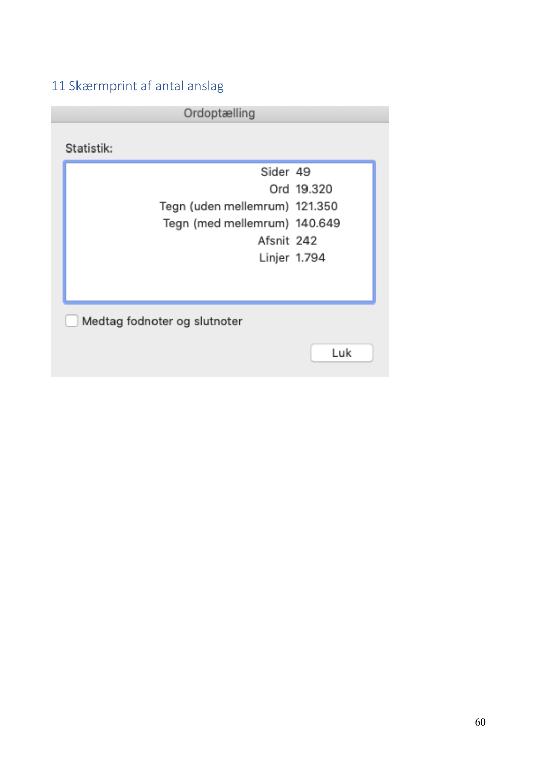# 11 Skærmprint af antal anslag

Ordoptælling

Statistik:

| | |
|---|---|
| Sider | 49 |
| Ord | 19.320 |
| Tegn (uden mellemrum) | 121.350 |
| Tegn (med mellemrum) | 140.649 |
| Afsnit | 242 |
| Linjer | 1.794 |

☐ Medtag fodnoter og slutnoter

Luk